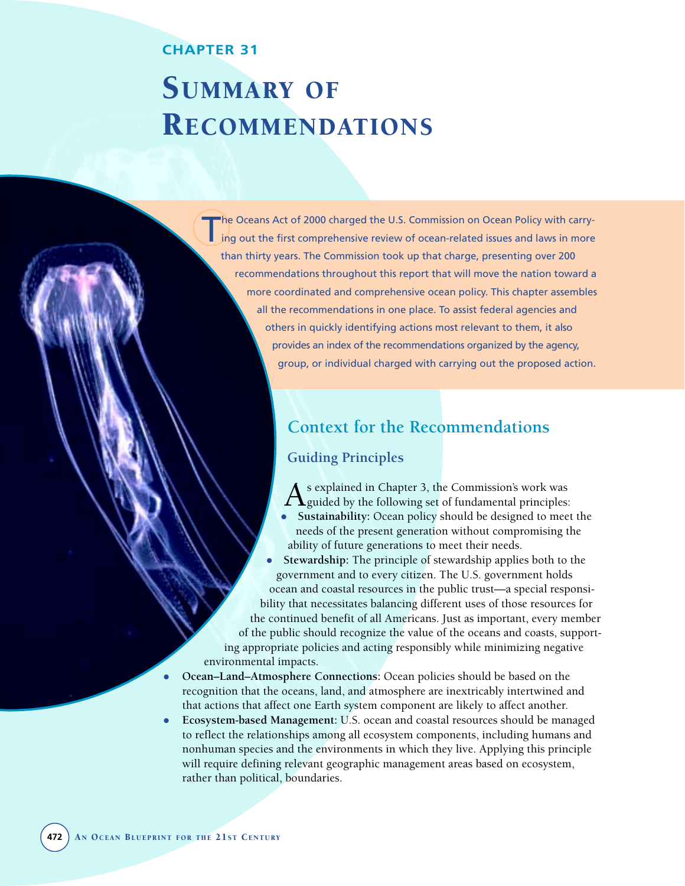CHAPTER 31

# Summary of Recommendations

The Oceans Act of 2000 charged the U.S. Commission on Ocean Policy with carrying out the first comprehensive review of ocean-related issues and laws in more than thirty years. The Commission took up that charge, presenting over 200 recommendations throughout this report that will move the nation toward a more coordinated and comprehensive ocean policy. This chapter assembles all the recommendations in one place. To assist federal agencies and others in quickly identifying actions most relevant to them, it also provides an index of the recommendations organized by the agency, group, or individual charged with carrying out the proposed action.

## Context for the Recommendations

### Guiding Principles

As explained in Chapter 3, the Commission's work was guided by the following set of fundamental principles:

- **Sustainability:** Ocean policy should be designed to meet the needs of the present generation without compromising the ability of future generations to meet their needs.
- **Stewardship:** The principle of stewardship applies both to the government and to every citizen. The U.S. government holds ocean and coastal resources in the public trust—a special responsibility that necessitates balancing different uses of those resources for the continued benefit of all Americans. Just as important, every member of the public should recognize the value of the oceans and coasts, supporting appropriate policies and acting responsibly while minimizing negative environmental impacts.
- **Ocean–Land–Atmosphere Connections:** Ocean policies should be based on the recognition that the oceans, land, and atmosphere are inextricably intertwined and that actions that affect one Earth system component are likely to affect another.
- **Ecosystem-based Management:** U.S. ocean and coastal resources should be managed to reflect the relationships among all ecosystem components, including humans and nonhuman species and the environments in which they live. Applying this principle will require defining relevant geographic management areas based on ecosystem, rather than political, boundaries.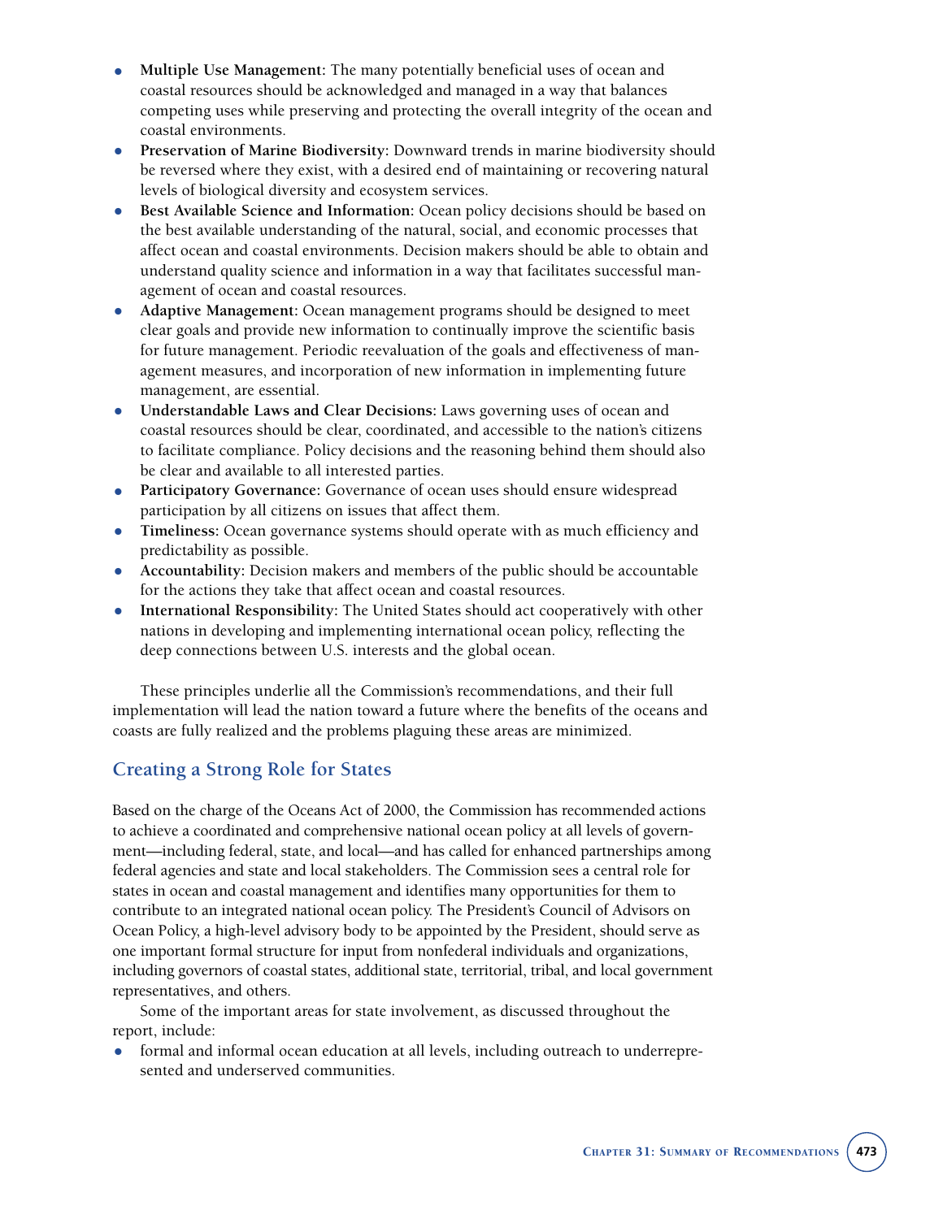- **Multiple Use Management:** The many potentially beneficial uses of ocean and coastal resources should be acknowledged and managed in a way that balances competing uses while preserving and protecting the overall integrity of the ocean and coastal environments.
- **Preservation of Marine Biodiversity:** Downward trends in marine biodiversity should be reversed where they exist, with a desired end of maintaining or recovering natural levels of biological diversity and ecosystem services.
- **Best Available Science and Information:** Ocean policy decisions should be based on the best available understanding of the natural, social, and economic processes that affect ocean and coastal environments. Decision makers should be able to obtain and understand quality science and information in a way that facilitates successful management of ocean and coastal resources.
- **Adaptive Management:** Ocean management programs should be designed to meet clear goals and provide new information to continually improve the scientific basis for future management. Periodic reevaluation of the goals and effectiveness of management measures, and incorporation of new information in implementing future management, are essential.
- **Understandable Laws and Clear Decisions:** Laws governing uses of ocean and coastal resources should be clear, coordinated, and accessible to the nation's citizens to facilitate compliance. Policy decisions and the reasoning behind them should also be clear and available to all interested parties.
- **Participatory Governance:** Governance of ocean uses should ensure widespread participation by all citizens on issues that affect them.
- **Timeliness:** Ocean governance systems should operate with as much efficiency and predictability as possible.
- **Accountability:** Decision makers and members of the public should be accountable for the actions they take that affect ocean and coastal resources.
- **International Responsibility:** The United States should act cooperatively with other nations in developing and implementing international ocean policy, reflecting the deep connections between U.S. interests and the global ocean.

These principles underlie all the Commission's recommendations, and their full implementation will lead the nation toward a future where the benefits of the oceans and coasts are fully realized and the problems plaguing these areas are minimized.

## Creating a Strong Role for States

Based on the charge of the Oceans Act of 2000, the Commission has recommended actions to achieve a coordinated and comprehensive national ocean policy at all levels of government—including federal, state, and local—and has called for enhanced partnerships among federal agencies and state and local stakeholders. The Commission sees a central role for states in ocean and coastal management and identifies many opportunities for them to contribute to an integrated national ocean policy. The President's Council of Advisors on Ocean Policy, a high-level advisory body to be appointed by the President, should serve as one important formal structure for input from nonfederal individuals and organizations, including governors of coastal states, additional state, territorial, tribal, and local government representatives, and others.

Some of the important areas for state involvement, as discussed throughout the report, include:

- formal and informal ocean education at all levels, including outreach to underrepresented and underserved communities.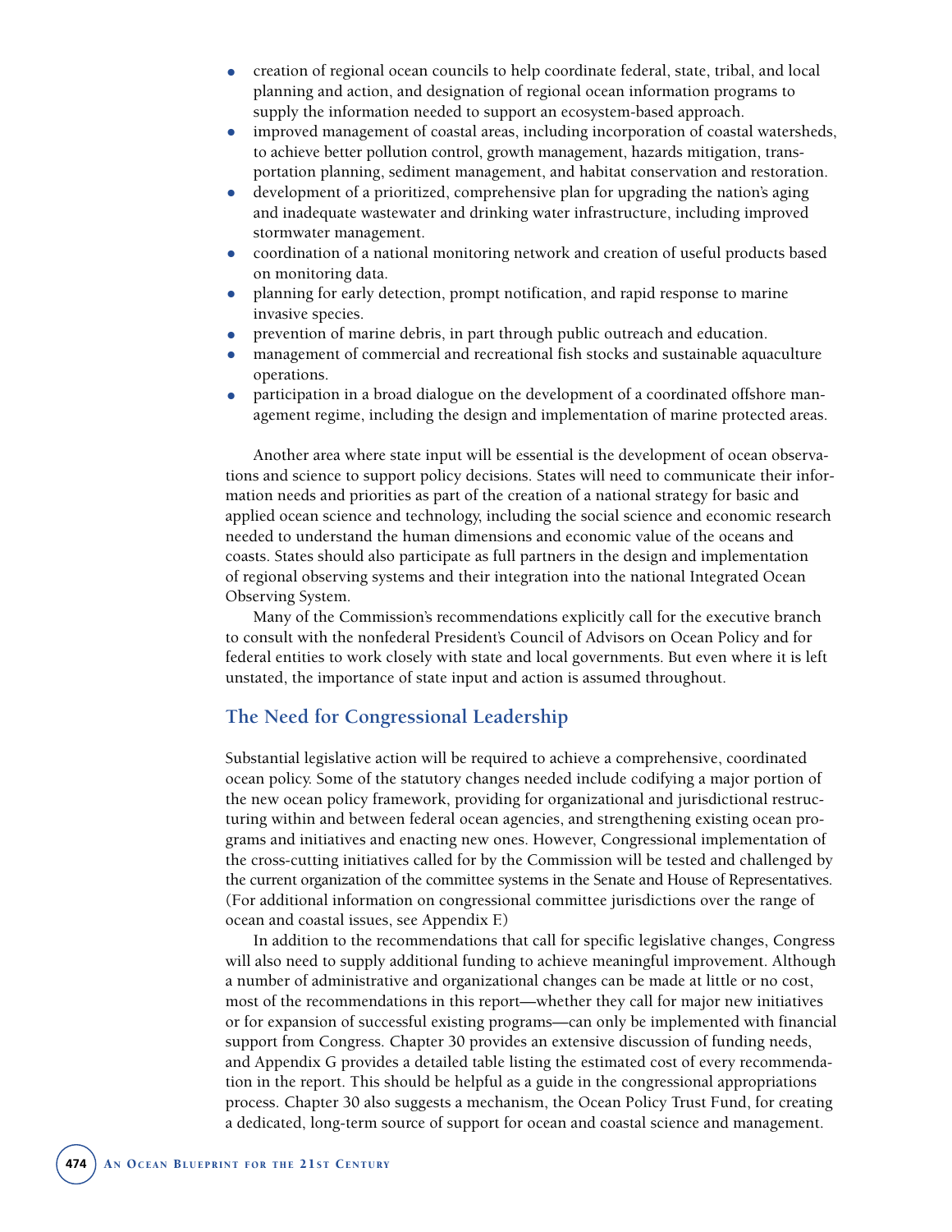- creation of regional ocean councils to help coordinate federal, state, tribal, and local planning and action, and designation of regional ocean information programs to supply the information needed to support an ecosystem-based approach.
- improved management of coastal areas, including incorporation of coastal watersheds, to achieve better pollution control, growth management, hazards mitigation, transportation planning, sediment management, and habitat conservation and restoration.
- development of a prioritized, comprehensive plan for upgrading the nation's aging and inadequate wastewater and drinking water infrastructure, including improved stormwater management.
- coordination of a national monitoring network and creation of useful products based on monitoring data.
- planning for early detection, prompt notification, and rapid response to marine invasive species.
- prevention of marine debris, in part through public outreach and education.
- management of commercial and recreational fish stocks and sustainable aquaculture operations.
- participation in a broad dialogue on the development of a coordinated offshore management regime, including the design and implementation of marine protected areas.

Another area where state input will be essential is the development of ocean observations and science to support policy decisions. States will need to communicate their information needs and priorities as part of the creation of a national strategy for basic and applied ocean science and technology, including the social science and economic research needed to understand the human dimensions and economic value of the oceans and coasts. States should also participate as full partners in the design and implementation of regional observing systems and their integration into the national Integrated Ocean Observing System.

Many of the Commission's recommendations explicitly call for the executive branch to consult with the nonfederal President's Council of Advisors on Ocean Policy and for federal entities to work closely with state and local governments. But even where it is left unstated, the importance of state input and action is assumed throughout.

## The Need for Congressional Leadership

Substantial legislative action will be required to achieve a comprehensive, coordinated ocean policy. Some of the statutory changes needed include codifying a major portion of the new ocean policy framework, providing for organizational and jurisdictional restructuring within and between federal ocean agencies, and strengthening existing ocean programs and initiatives and enacting new ones. However, Congressional implementation of the cross-cutting initiatives called for by the Commission will be tested and challenged by the current organization of the committee systems in the Senate and House of Representatives. (For additional information on congressional committee jurisdictions over the range of ocean and coastal issues, see Appendix F.)

In addition to the recommendations that call for specific legislative changes, Congress will also need to supply additional funding to achieve meaningful improvement. Although a number of administrative and organizational changes can be made at little or no cost, most of the recommendations in this report—whether they call for major new initiatives or for expansion of successful existing programs—can only be implemented with financial support from Congress. Chapter 30 provides an extensive discussion of funding needs, and Appendix G provides a detailed table listing the estimated cost of every recommendation in the report. This should be helpful as a guide in the congressional appropriations process. Chapter 30 also suggests a mechanism, the Ocean Policy Trust Fund, for creating a dedicated, long-term source of support for ocean and coastal science and management.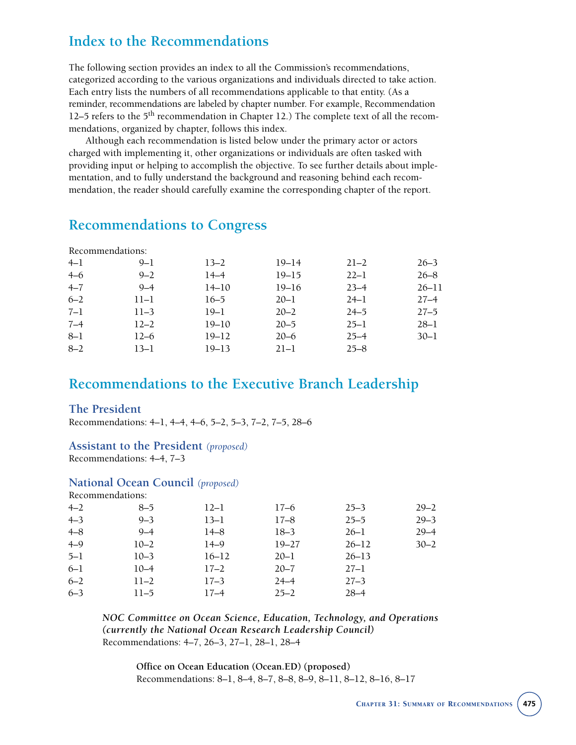## Index to the Recommendations

The following section provides an index to all the Commission's recommendations, categorized according to the various organizations and individuals directed to take action. Each entry lists the numbers of all recommendations applicable to that entity. (As a reminder, recommendations are labeled by chapter number. For example, Recommendation 12–5 refers to the 5th recommendation in Chapter 12.) The complete text of all the recommendations, organized by chapter, follows this index.

Although each recommendation is listed below under the primary actor or actors charged with implementing it, other organizations or individuals are often tasked with providing input or helping to accomplish the objective. To see further details about implementation, and to fully understand the background and reasoning behind each recommendation, the reader should carefully examine the corresponding chapter of the report.

## Recommendations to Congress

Recommendations:

| | | | | | |
|---|---|---|---|---|---|
| 4–1 | 9–1 | 13–2 | 19–14 | 21–2 | 26–3 |
| 4–6 | 9–2 | 14–4 | 19–15 | 22–1 | 26–8 |
| 4–7 | 9–4 | 14–10 | 19–16 | 23–4 | 26–11 |
| 6–2 | 11–1 | 16–5 | 20–1 | 24–1 | 27–4 |
| 7–1 | 11–3 | 19–1 | 20–2 | 24–5 | 27–5 |
| 7–4 | 12–2 | 19–10 | 20–5 | 25–1 | 28–1 |
| 8–1 | 12–6 | 19–12 | 20–6 | 25–4 | 30–1 |
| 8–2 | 13–1 | 19–13 | 21–1 | 25–8 | |

## Recommendations to the Executive Branch Leadership

### The President

Recommendations: 4–1, 4–4, 4–6, 5–2, 5–3, 7–2, 7–5, 28–6

### Assistant to the President *(proposed)*

Recommendations: 4–4, 7–3

### National Ocean Council *(proposed)*

Recommendations:

| | | | | | |
|---|---|---|---|---|---|
| 4–2 | 8–5 | 12–1 | 17–6 | 25–3 | 29–2 |
| 4–3 | 9–3 | 13–1 | 17–8 | 25–5 | 29–3 |
| 4–8 | 9–4 | 14–8 | 18–3 | 26–1 | 29–4 |
| 4–9 | 10–2 | 14–9 | 19–27 | 26–12 | 30–2 |
| 5–1 | 10–3 | 16–12 | 20–1 | 26–13 | |
| 6–1 | 10–4 | 17–2 | 20–7 | 27–1 | |
| 6–2 | 11–2 | 17–3 | 24–4 | 27–3 | |
| 6–3 | 11–5 | 17–4 | 25–2 | 28–4 | |

#### *NOC Committee on Ocean Science, Education, Technology, and Operations (currently the National Ocean Research Leadership Council)*

Recommendations: 4–7, 26–3, 27–1, 28–1, 28–4

##### **Office on Ocean Education (Ocean.ED) (proposed)**

Recommendations: 8–1, 8–4, 8–7, 8–8, 8–9, 8–11, 8–12, 8–16, 8–17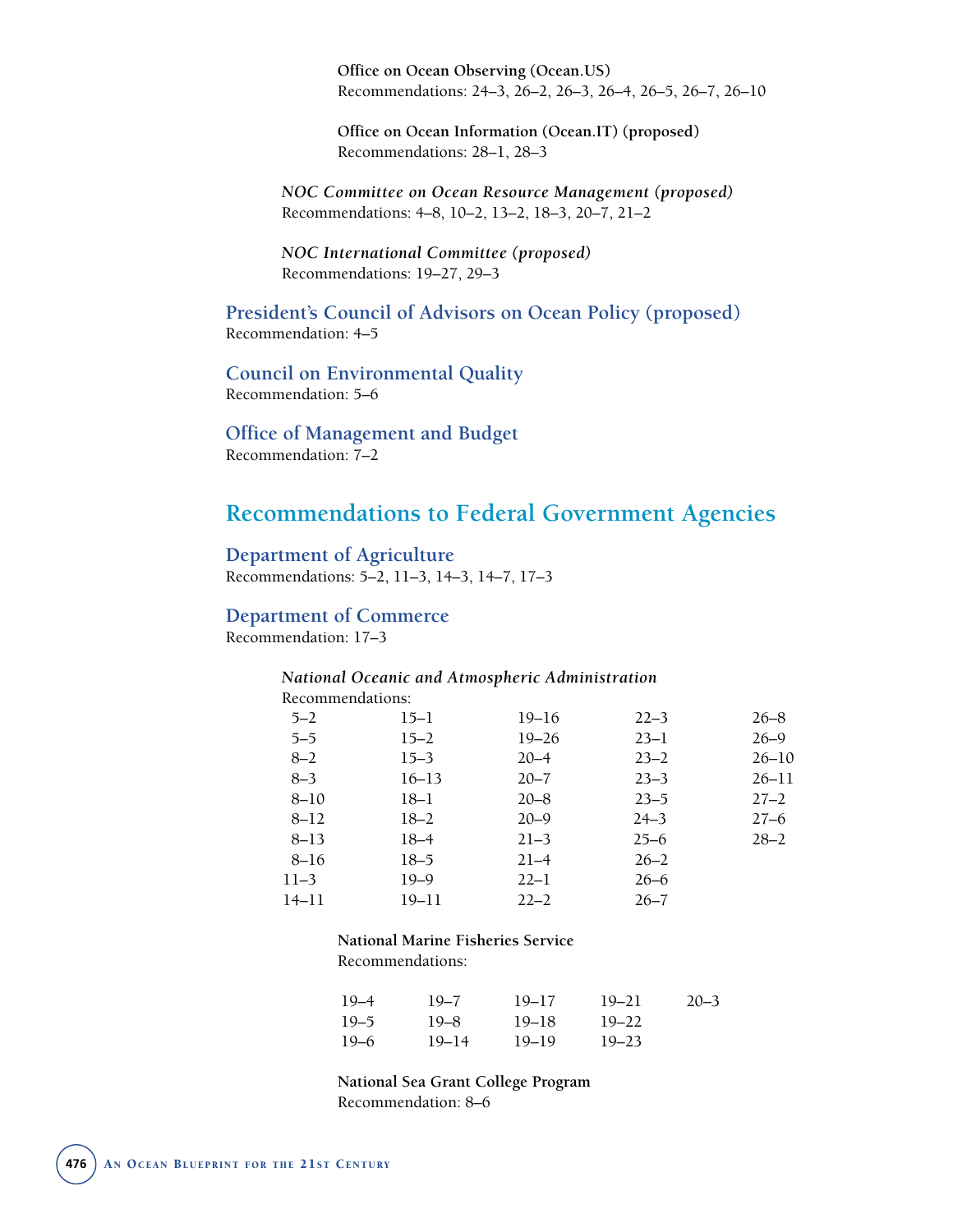**Office on Ocean Observing (Ocean.US)**
Recommendations: 24–3, 26–2, 26–3, 26–4, 26–5, 26–7, 26–10

**Office on Ocean Information (Ocean.IT) (proposed)**
Recommendations: 28–1, 28–3

***NOC Committee on Ocean Resource Management (proposed)***
Recommendations: 4–8, 10–2, 13–2, 18–3, 20–7, 21–2

***NOC International Committee (proposed)***
Recommendations: 19–27, 29–3

### President's Council of Advisors on Ocean Policy (proposed)

Recommendation: 4–5

### Council on Environmental Quality

Recommendation: 5–6

### Office of Management and Budget

Recommendation: 7–2

## Recommendations to Federal Government Agencies

### Department of Agriculture

Recommendations: 5–2, 11–3, 14–3, 14–7, 17–3

### Department of Commerce

Recommendation: 17–3

***National Oceanic and Atmospheric Administration***
Recommendations:

| | | | | |
|---|---|---|---|---|
| 5–2 | 15–1 | 19–16 | 22–3 | 26–8 |
| 5–5 | 15–2 | 19–26 | 23–1 | 26–9 |
| 8–2 | 15–3 | 20–4 | 23–2 | 26–10 |
| 8–3 | 16–13 | 20–7 | 23–3 | 26–11 |
| 8–10 | 18–1 | 20–8 | 23–5 | 27–2 |
| 8–12 | 18–2 | 20–9 | 24–3 | 27–6 |
| 8–13 | 18–4 | 21–3 | 25–6 | 28–2 |
| 8–16 | 18–5 | 21–4 | 26–2 | |
| 11–3 | 19–9 | 22–1 | 26–6 | |
| 14–11 | 19–11 | 22–2 | 26–7 | |

**National Marine Fisheries Service**
Recommendations:

| | | | | |
|---|---|---|---|---|
| 19–4 | 19–7 | 19–17 | 19–21 | 20–3 |
| 19–5 | 19–8 | 19–18 | 19–22 | |
| 19–6 | 19–14 | 19–19 | 19–23 | |

**National Sea Grant College Program**
Recommendation: 8–6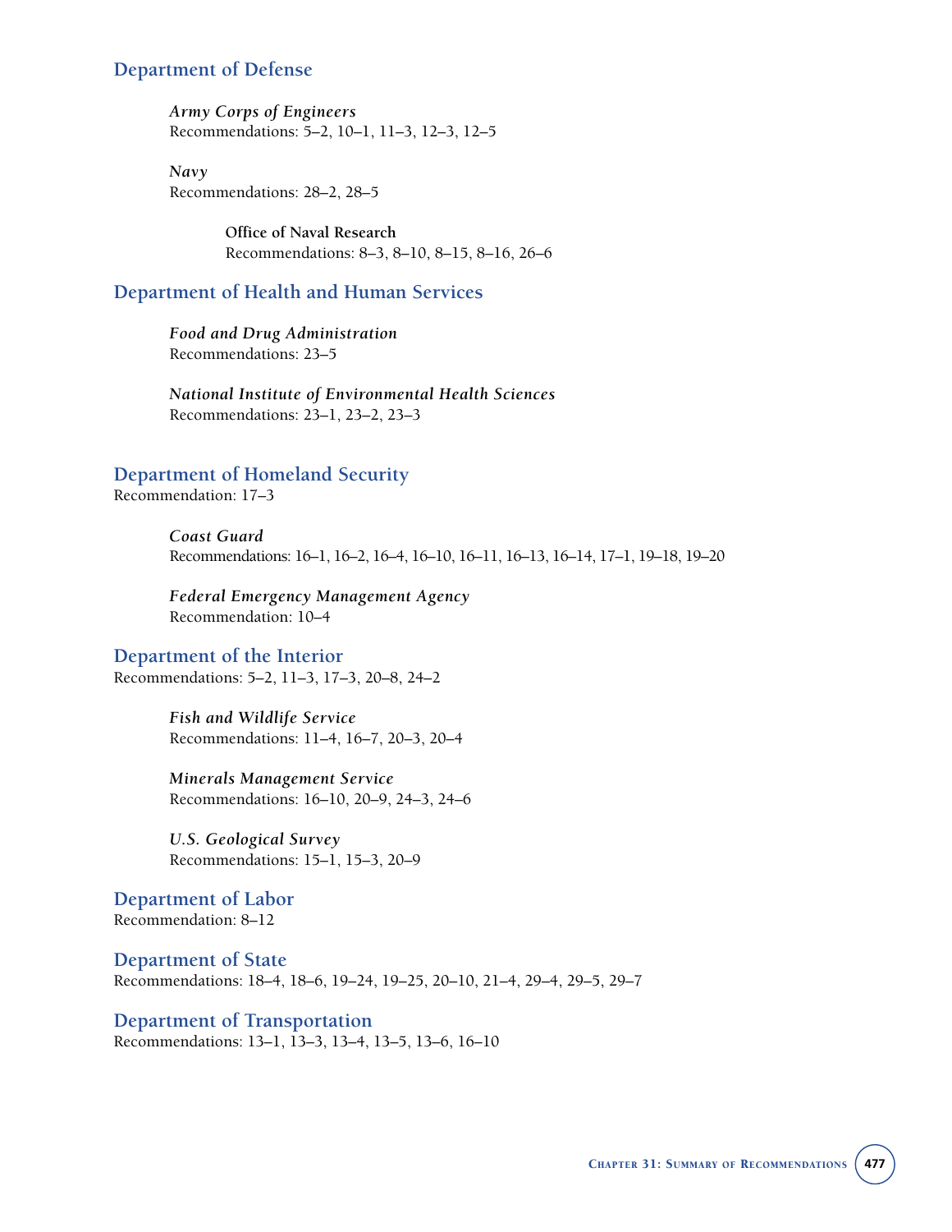## Department of Defense

### *Army Corps of Engineers*

Recommendations: 5–2, 10–1, 11–3, 12–3, 12–5

### *Navy*

Recommendations: 28–2, 28–5

#### Office of Naval Research

Recommendations: 8–3, 8–10, 8–15, 8–16, 26–6

## Department of Health and Human Services

### *Food and Drug Administration*

Recommendations: 23–5

### *National Institute of Environmental Health Sciences*

Recommendations: 23–1, 23–2, 23–3

## Department of Homeland Security

Recommendation: 17–3

### *Coast Guard*

Recommendations: 16–1, 16–2, 16–4, 16–10, 16–11, 16–13, 16–14, 17–1, 19–18, 19–20

### *Federal Emergency Management Agency*

Recommendation: 10–4

## Department of the Interior

Recommendations: 5–2, 11–3, 17–3, 20–8, 24–2

### *Fish and Wildlife Service*

Recommendations: 11–4, 16–7, 20–3, 20–4

### *Minerals Management Service*

Recommendations: 16–10, 20–9, 24–3, 24–6

### *U.S. Geological Survey*

Recommendations: 15–1, 15–3, 20–9

## Department of Labor

Recommendation: 8–12

## Department of State

Recommendations: 18–4, 18–6, 19–24, 19–25, 20–10, 21–4, 29–4, 29–5, 29–7

## Department of Transportation

Recommendations: 13–1, 13–3, 13–4, 13–5, 13–6, 16–10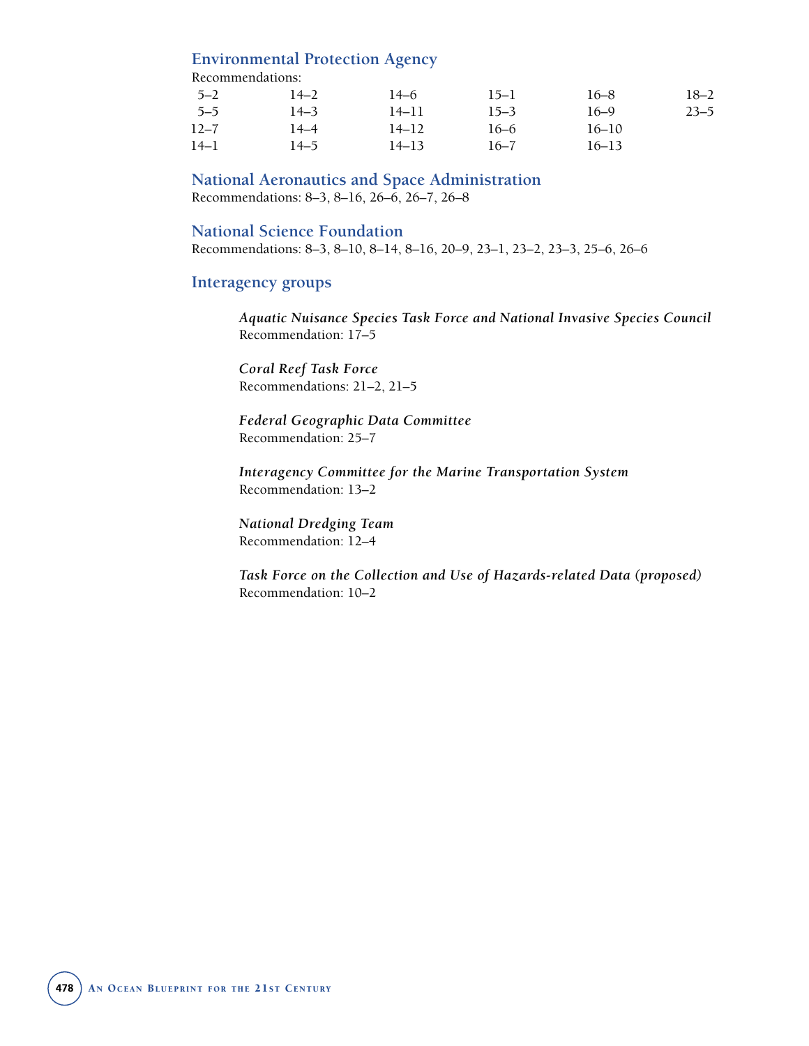## Environmental Protection Agency

Recommendations:

| | | | | | |
|---|---|---|---|---|---|
| 5–2 | 14–2 | 14–6 | 15–1 | 16–8 | 18–2 |
| 5–5 | 14–3 | 14–11 | 15–3 | 16–9 | 23–5 |
| 12–7 | 14–4 | 14–12 | 16–6 | 16–10 | |
| 14–1 | 14–5 | 14–13 | 16–7 | 16–13 | |

## National Aeronautics and Space Administration

Recommendations: 8–3, 8–16, 26–6, 26–7, 26–8

## National Science Foundation

Recommendations: 8–3, 8–10, 8–14, 8–16, 20–9, 23–1, 23–2, 23–3, 25–6, 26–6

## Interagency groups

***Aquatic Nuisance Species Task Force and National Invasive Species Council***
Recommendation: 17–5

***Coral Reef Task Force***
Recommendations: 21–2, 21–5

***Federal Geographic Data Committee***
Recommendation: 25–7

***Interagency Committee for the Marine Transportation System***
Recommendation: 13–2

***National Dredging Team***
Recommendation: 12–4

***Task Force on the Collection and Use of Hazards-related Data (proposed)***
Recommendation: 10–2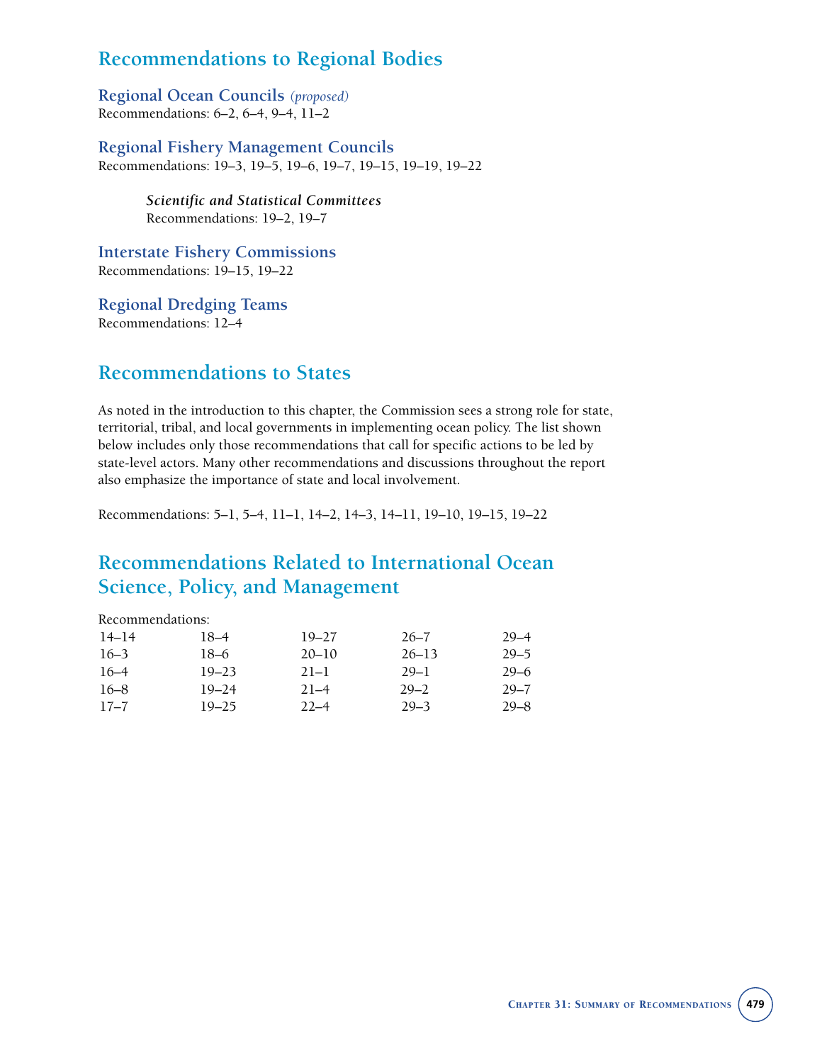## Recommendations to Regional Bodies

### Regional Ocean Councils *(proposed)*

Recommendations: 6–2, 6–4, 9–4, 11–2

### Regional Fishery Management Councils

Recommendations: 19–3, 19–5, 19–6, 19–7, 19–15, 19–19, 19–22

#### *Scientific and Statistical Committees*

Recommendations: 19–2, 19–7

### Interstate Fishery Commissions

Recommendations: 19–15, 19–22

### Regional Dredging Teams

Recommendations: 12–4

## Recommendations to States

As noted in the introduction to this chapter, the Commission sees a strong role for state, territorial, tribal, and local governments in implementing ocean policy. The list shown below includes only those recommendations that call for specific actions to be led by state-level actors. Many other recommendations and discussions throughout the report also emphasize the importance of state and local involvement.

Recommendations: 5–1, 5–4, 11–1, 14–2, 14–3, 14–11, 19–10, 19–15, 19–22

## Recommendations Related to International Ocean Science, Policy, and Management

Recommendations:

| | | | | |
|---|---|---|---|---|
| 14–14 | 18–4 | 19–27 | 26–7 | 29–4 |
| 16–3 | 18–6 | 20–10 | 26–13 | 29–5 |
| 16–4 | 19–23 | 21–1 | 29–1 | 29–6 |
| 16–8 | 19–24 | 21–4 | 29–2 | 29–7 |
| 17–7 | 19–25 | 22–4 | 29–3 | 29–8 |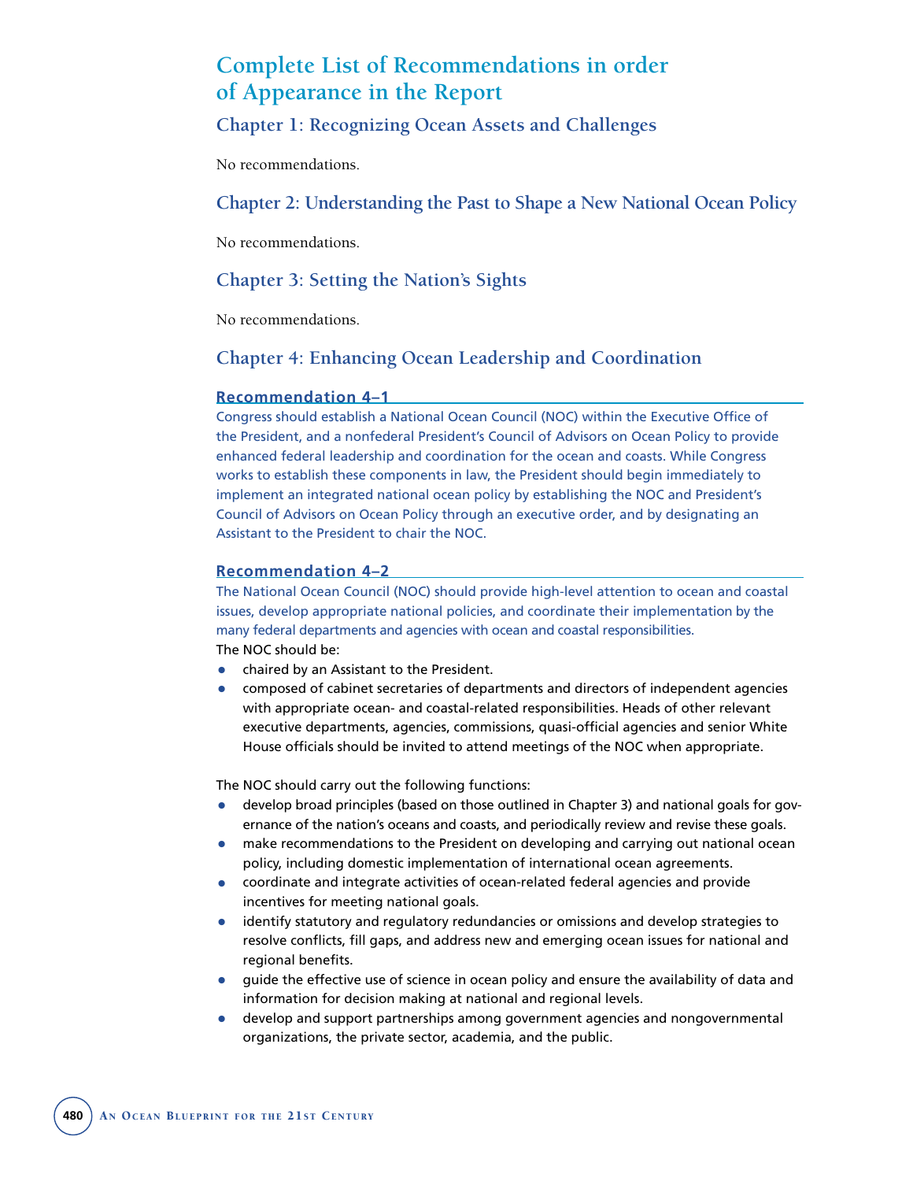# Complete List of Recommendations in order of Appearance in the Report

## Chapter 1: Recognizing Ocean Assets and Challenges

No recommendations.

## Chapter 2: Understanding the Past to Shape a New National Ocean Policy

No recommendations.

## Chapter 3: Setting the Nation's Sights

No recommendations.

## Chapter 4: Enhancing Ocean Leadership and Coordination

### Recommendation 4–1

Congress should establish a National Ocean Council (NOC) within the Executive Office of the President, and a nonfederal President's Council of Advisors on Ocean Policy to provide enhanced federal leadership and coordination for the ocean and coasts. While Congress works to establish these components in law, the President should begin immediately to implement an integrated national ocean policy by establishing the NOC and President's Council of Advisors on Ocean Policy through an executive order, and by designating an Assistant to the President to chair the NOC.

### Recommendation 4–2

The National Ocean Council (NOC) should provide high-level attention to ocean and coastal issues, develop appropriate national policies, and coordinate their implementation by the many federal departments and agencies with ocean and coastal responsibilities.

The NOC should be:

- chaired by an Assistant to the President.
- composed of cabinet secretaries of departments and directors of independent agencies with appropriate ocean- and coastal-related responsibilities. Heads of other relevant executive departments, agencies, commissions, quasi-official agencies and senior White House officials should be invited to attend meetings of the NOC when appropriate.

The NOC should carry out the following functions:

- develop broad principles (based on those outlined in Chapter 3) and national goals for governance of the nation's oceans and coasts, and periodically review and revise these goals.
- make recommendations to the President on developing and carrying out national ocean policy, including domestic implementation of international ocean agreements.
- coordinate and integrate activities of ocean-related federal agencies and provide incentives for meeting national goals.
- identify statutory and regulatory redundancies or omissions and develop strategies to resolve conflicts, fill gaps, and address new and emerging ocean issues for national and regional benefits.
- guide the effective use of science in ocean policy and ensure the availability of data and information for decision making at national and regional levels.
- develop and support partnerships among government agencies and nongovernmental organizations, the private sector, academia, and the public.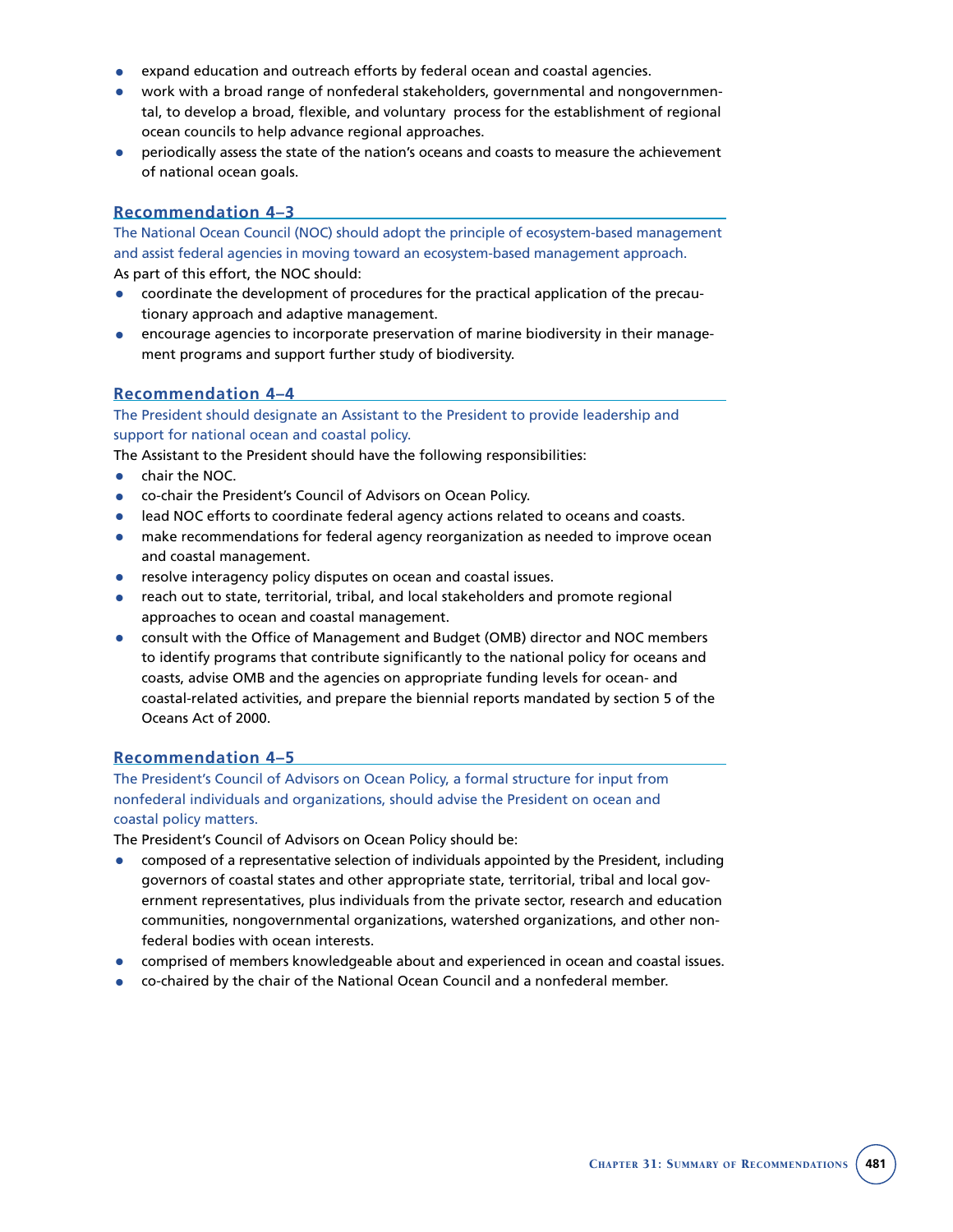- expand education and outreach efforts by federal ocean and coastal agencies.
- work with a broad range of nonfederal stakeholders, governmental and nongovernmental, to develop a broad, flexible, and voluntary process for the establishment of regional ocean councils to help advance regional approaches.
- periodically assess the state of the nation's oceans and coasts to measure the achievement of national ocean goals.

### Recommendation 4–3

The National Ocean Council (NOC) should adopt the principle of ecosystem-based management and assist federal agencies in moving toward an ecosystem-based management approach.

As part of this effort, the NOC should:

- coordinate the development of procedures for the practical application of the precautionary approach and adaptive management.
- encourage agencies to incorporate preservation of marine biodiversity in their management programs and support further study of biodiversity.

### Recommendation 4–4

The President should designate an Assistant to the President to provide leadership and support for national ocean and coastal policy.

The Assistant to the President should have the following responsibilities:

- chair the NOC.
- co-chair the President's Council of Advisors on Ocean Policy.
- lead NOC efforts to coordinate federal agency actions related to oceans and coasts.
- make recommendations for federal agency reorganization as needed to improve ocean and coastal management.
- resolve interagency policy disputes on ocean and coastal issues.
- reach out to state, territorial, tribal, and local stakeholders and promote regional approaches to ocean and coastal management.
- consult with the Office of Management and Budget (OMB) director and NOC members to identify programs that contribute significantly to the national policy for oceans and coasts, advise OMB and the agencies on appropriate funding levels for ocean- and coastal-related activities, and prepare the biennial reports mandated by section 5 of the Oceans Act of 2000.

### Recommendation 4–5

The President's Council of Advisors on Ocean Policy, a formal structure for input from nonfederal individuals and organizations, should advise the President on ocean and coastal policy matters.

The President's Council of Advisors on Ocean Policy should be:

- composed of a representative selection of individuals appointed by the President, including governors of coastal states and other appropriate state, territorial, tribal and local government representatives, plus individuals from the private sector, research and education communities, nongovernmental organizations, watershed organizations, and other nonfederal bodies with ocean interests.
- comprised of members knowledgeable about and experienced in ocean and coastal issues.
- co-chaired by the chair of the National Ocean Council and a nonfederal member.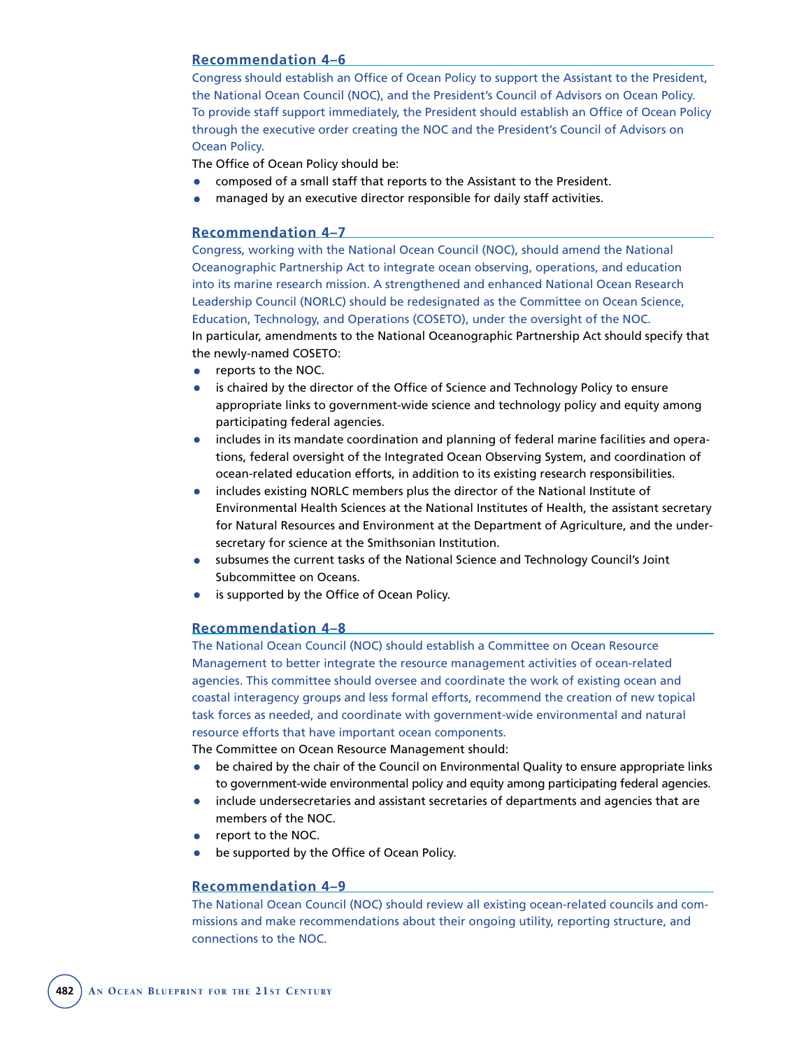### Recommendation 4–6

Congress should establish an Office of Ocean Policy to support the Assistant to the President, the National Ocean Council (NOC), and the President's Council of Advisors on Ocean Policy. To provide staff support immediately, the President should establish an Office of Ocean Policy through the executive order creating the NOC and the President's Council of Advisors on Ocean Policy.

The Office of Ocean Policy should be:

- composed of a small staff that reports to the Assistant to the President.
- managed by an executive director responsible for daily staff activities.

### Recommendation 4–7

Congress, working with the National Ocean Council (NOC), should amend the National Oceanographic Partnership Act to integrate ocean observing, operations, and education into its marine research mission. A strengthened and enhanced National Ocean Research Leadership Council (NORLC) should be redesignated as the Committee on Ocean Science, Education, Technology, and Operations (COSETO), under the oversight of the NOC.

In particular, amendments to the National Oceanographic Partnership Act should specify that the newly-named COSETO:

- reports to the NOC.
- is chaired by the director of the Office of Science and Technology Policy to ensure appropriate links to government-wide science and technology policy and equity among participating federal agencies.
- includes in its mandate coordination and planning of federal marine facilities and operations, federal oversight of the Integrated Ocean Observing System, and coordination of ocean-related education efforts, in addition to its existing research responsibilities.
- includes existing NORLC members plus the director of the National Institute of Environmental Health Sciences at the National Institutes of Health, the assistant secretary for Natural Resources and Environment at the Department of Agriculture, and the undersecretary for science at the Smithsonian Institution.
- subsumes the current tasks of the National Science and Technology Council's Joint Subcommittee on Oceans.
- is supported by the Office of Ocean Policy.

### Recommendation 4–8

The National Ocean Council (NOC) should establish a Committee on Ocean Resource Management to better integrate the resource management activities of ocean-related agencies. This committee should oversee and coordinate the work of existing ocean and coastal interagency groups and less formal efforts, recommend the creation of new topical task forces as needed, and coordinate with government-wide environmental and natural resource efforts that have important ocean components.

The Committee on Ocean Resource Management should:

- be chaired by the chair of the Council on Environmental Quality to ensure appropriate links to government-wide environmental policy and equity among participating federal agencies.
- include undersecretaries and assistant secretaries of departments and agencies that are members of the NOC.
- report to the NOC.
- be supported by the Office of Ocean Policy.

### Recommendation 4–9

The National Ocean Council (NOC) should review all existing ocean-related councils and commissions and make recommendations about their ongoing utility, reporting structure, and connections to the NOC.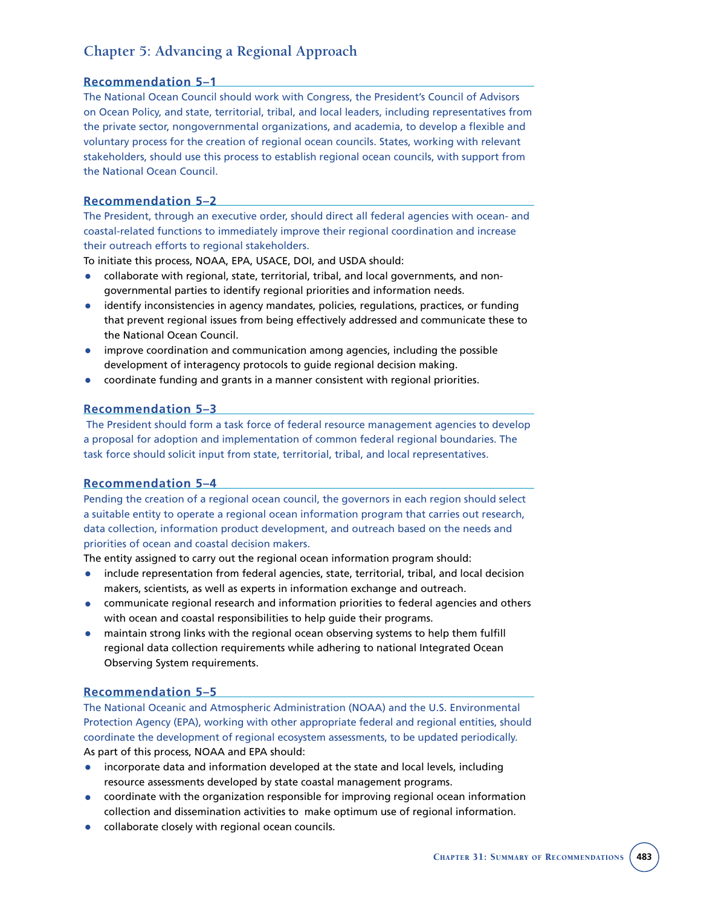## Chapter 5: Advancing a Regional Approach

### Recommendation 5–1

The National Ocean Council should work with Congress, the President's Council of Advisors on Ocean Policy, and state, territorial, tribal, and local leaders, including representatives from the private sector, nongovernmental organizations, and academia, to develop a flexible and voluntary process for the creation of regional ocean councils. States, working with relevant stakeholders, should use this process to establish regional ocean councils, with support from the National Ocean Council.

### Recommendation 5–2

The President, through an executive order, should direct all federal agencies with ocean- and coastal-related functions to immediately improve their regional coordination and increase their outreach efforts to regional stakeholders.

To initiate this process, NOAA, EPA, USACE, DOI, and USDA should:

- collaborate with regional, state, territorial, tribal, and local governments, and non-governmental parties to identify regional priorities and information needs.
- identify inconsistencies in agency mandates, policies, regulations, practices, or funding that prevent regional issues from being effectively addressed and communicate these to the National Ocean Council.
- improve coordination and communication among agencies, including the possible development of interagency protocols to guide regional decision making.
- coordinate funding and grants in a manner consistent with regional priorities.

### Recommendation 5–3

The President should form a task force of federal resource management agencies to develop a proposal for adoption and implementation of common federal regional boundaries. The task force should solicit input from state, territorial, tribal, and local representatives.

### Recommendation 5–4

Pending the creation of a regional ocean council, the governors in each region should select a suitable entity to operate a regional ocean information program that carries out research, data collection, information product development, and outreach based on the needs and priorities of ocean and coastal decision makers.

The entity assigned to carry out the regional ocean information program should:

- include representation from federal agencies, state, territorial, tribal, and local decision makers, scientists, as well as experts in information exchange and outreach.
- communicate regional research and information priorities to federal agencies and others with ocean and coastal responsibilities to help guide their programs.
- maintain strong links with the regional ocean observing systems to help them fulfill regional data collection requirements while adhering to national Integrated Ocean Observing System requirements.

### Recommendation 5–5

The National Oceanic and Atmospheric Administration (NOAA) and the U.S. Environmental Protection Agency (EPA), working with other appropriate federal and regional entities, should coordinate the development of regional ecosystem assessments, to be updated periodically.

As part of this process, NOAA and EPA should:

- incorporate data and information developed at the state and local levels, including resource assessments developed by state coastal management programs.
- coordinate with the organization responsible for improving regional ocean information collection and dissemination activities to make optimum use of regional information.
- collaborate closely with regional ocean councils.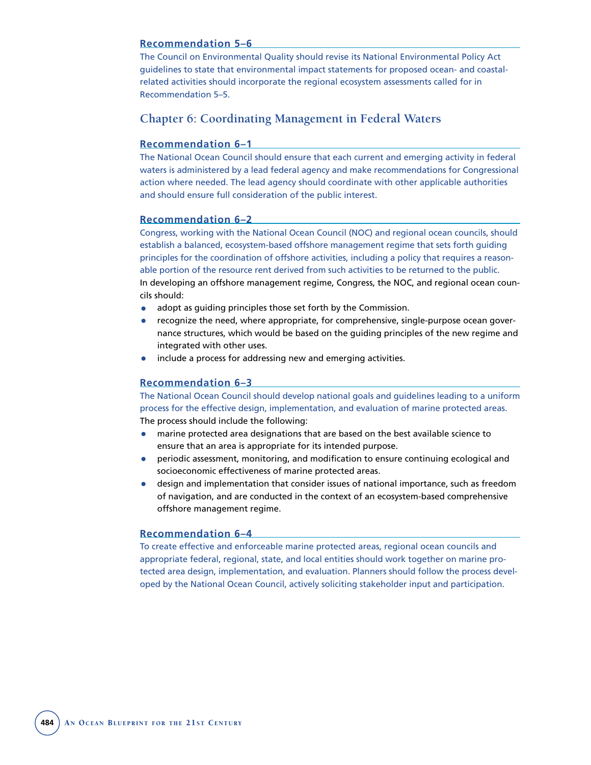### Recommendation 5–6

The Council on Environmental Quality should revise its National Environmental Policy Act guidelines to state that environmental impact statements for proposed ocean- and coastal-related activities should incorporate the regional ecosystem assessments called for in Recommendation 5–5.

## Chapter 6: Coordinating Management in Federal Waters

### Recommendation 6–1

The National Ocean Council should ensure that each current and emerging activity in federal waters is administered by a lead federal agency and make recommendations for Congressional action where needed. The lead agency should coordinate with other applicable authorities and should ensure full consideration of the public interest.

### Recommendation 6–2

Congress, working with the National Ocean Council (NOC) and regional ocean councils, should establish a balanced, ecosystem-based offshore management regime that sets forth guiding principles for the coordination of offshore activities, including a policy that requires a reasonable portion of the resource rent derived from such activities to be returned to the public.

In developing an offshore management regime, Congress, the NOC, and regional ocean councils should:

- adopt as guiding principles those set forth by the Commission.
- recognize the need, where appropriate, for comprehensive, single-purpose ocean governance structures, which would be based on the guiding principles of the new regime and integrated with other uses.
- include a process for addressing new and emerging activities.

### Recommendation 6–3

The National Ocean Council should develop national goals and guidelines leading to a uniform process for the effective design, implementation, and evaluation of marine protected areas.

The process should include the following:

- marine protected area designations that are based on the best available science to ensure that an area is appropriate for its intended purpose.
- periodic assessment, monitoring, and modification to ensure continuing ecological and socioeconomic effectiveness of marine protected areas.
- design and implementation that consider issues of national importance, such as freedom of navigation, and are conducted in the context of an ecosystem-based comprehensive offshore management regime.

### Recommendation 6–4

To create effective and enforceable marine protected areas, regional ocean councils and appropriate federal, regional, state, and local entities should work together on marine protected area design, implementation, and evaluation. Planners should follow the process developed by the National Ocean Council, actively soliciting stakeholder input and participation.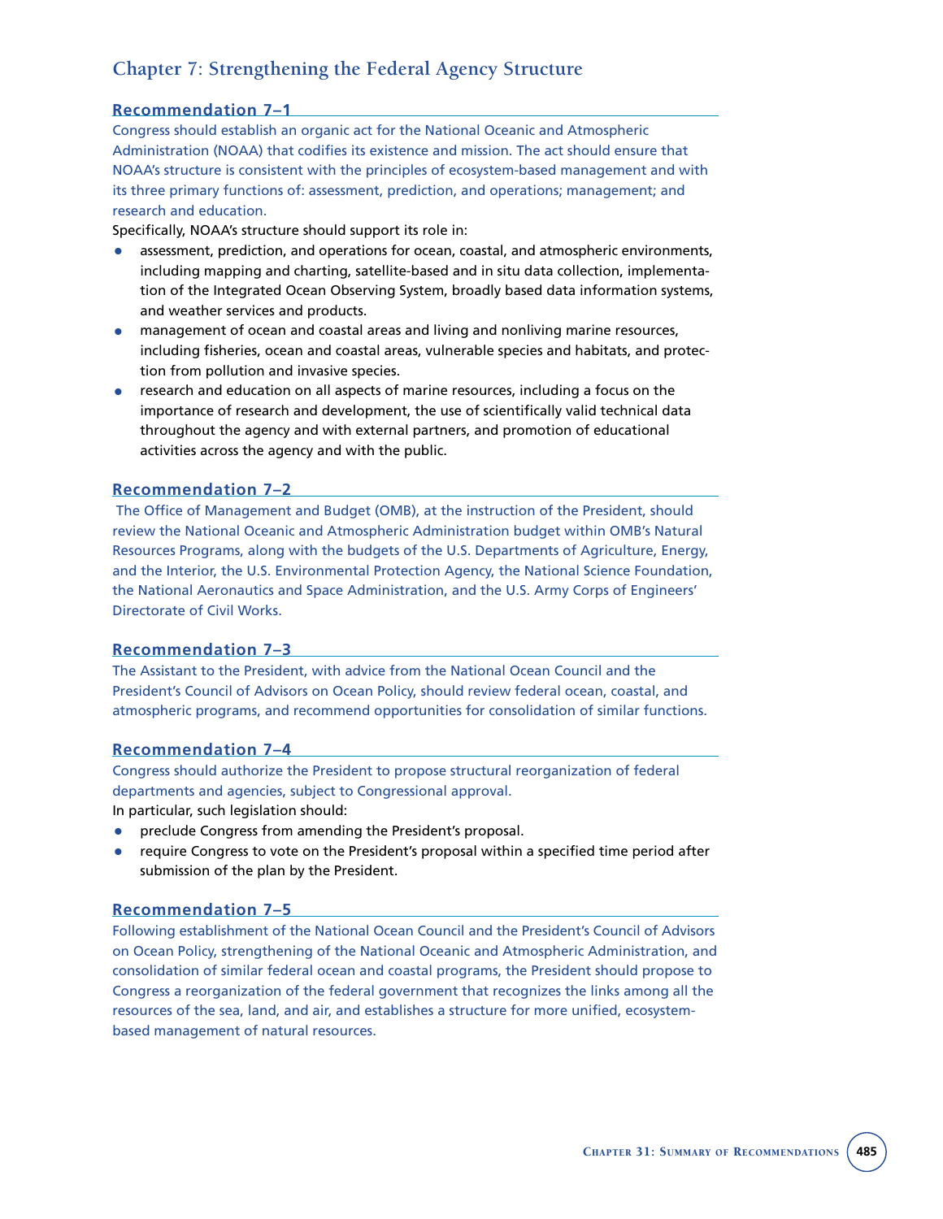## Chapter 7: Strengthening the Federal Agency Structure

### Recommendation 7–1

Congress should establish an organic act for the National Oceanic and Atmospheric Administration (NOAA) that codifies its existence and mission. The act should ensure that NOAA's structure is consistent with the principles of ecosystem-based management and with its three primary functions of: assessment, prediction, and operations; management; and research and education.

Specifically, NOAA's structure should support its role in:

- assessment, prediction, and operations for ocean, coastal, and atmospheric environments, including mapping and charting, satellite-based and in situ data collection, implementation of the Integrated Ocean Observing System, broadly based data information systems, and weather services and products.
- management of ocean and coastal areas and living and nonliving marine resources, including fisheries, ocean and coastal areas, vulnerable species and habitats, and protection from pollution and invasive species.
- research and education on all aspects of marine resources, including a focus on the importance of research and development, the use of scientifically valid technical data throughout the agency and with external partners, and promotion of educational activities across the agency and with the public.

### Recommendation 7–2

The Office of Management and Budget (OMB), at the instruction of the President, should review the National Oceanic and Atmospheric Administration budget within OMB's Natural Resources Programs, along with the budgets of the U.S. Departments of Agriculture, Energy, and the Interior, the U.S. Environmental Protection Agency, the National Science Foundation, the National Aeronautics and Space Administration, and the U.S. Army Corps of Engineers' Directorate of Civil Works.

### Recommendation 7–3

The Assistant to the President, with advice from the National Ocean Council and the President's Council of Advisors on Ocean Policy, should review federal ocean, coastal, and atmospheric programs, and recommend opportunities for consolidation of similar functions.

### Recommendation 7–4

Congress should authorize the President to propose structural reorganization of federal departments and agencies, subject to Congressional approval.

In particular, such legislation should:

- preclude Congress from amending the President's proposal.
- require Congress to vote on the President's proposal within a specified time period after submission of the plan by the President.

### Recommendation 7–5

Following establishment of the National Ocean Council and the President's Council of Advisors on Ocean Policy, strengthening of the National Oceanic and Atmospheric Administration, and consolidation of similar federal ocean and coastal programs, the President should propose to Congress a reorganization of the federal government that recognizes the links among all the resources of the sea, land, and air, and establishes a structure for more unified, ecosystem-based management of natural resources.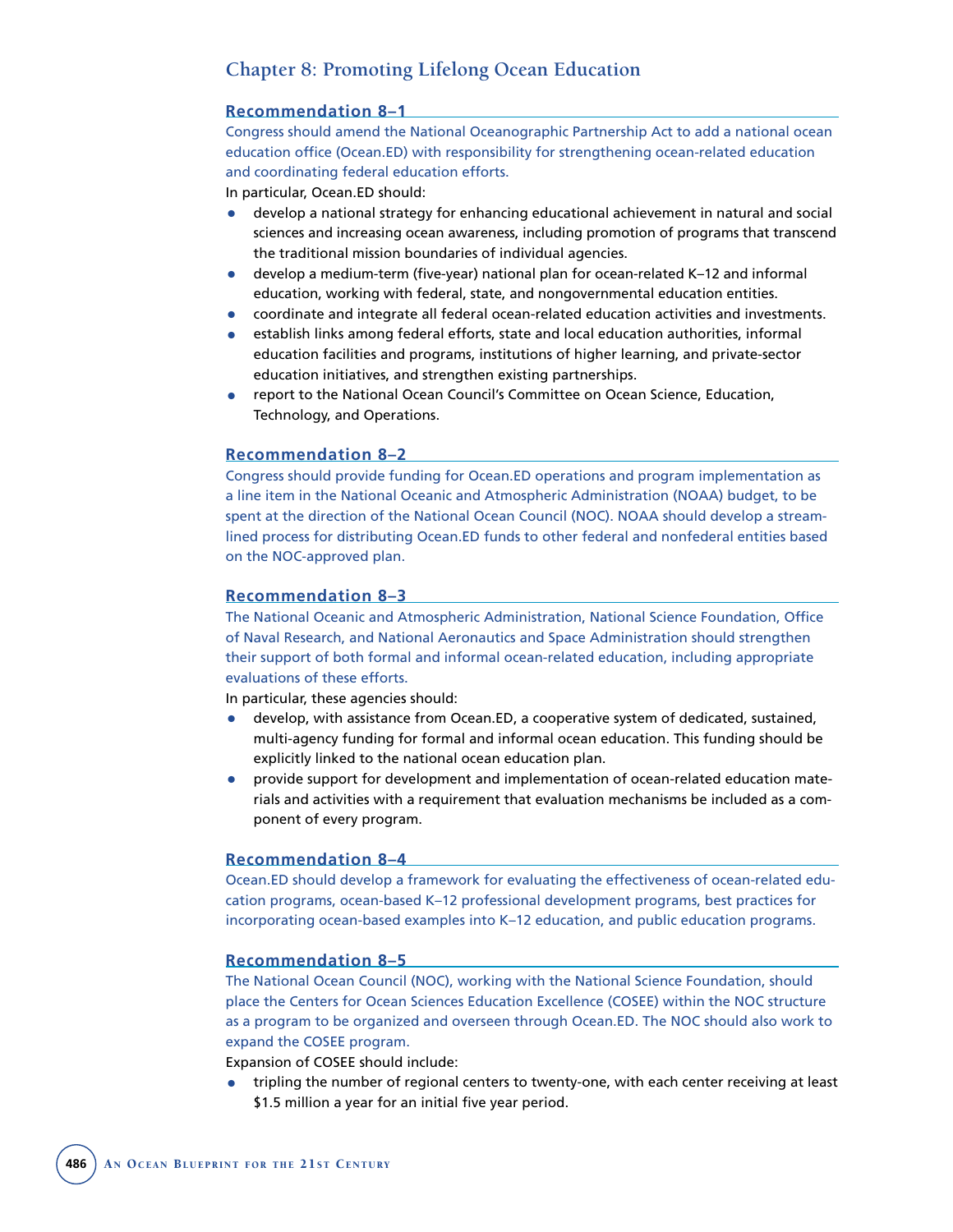## Chapter 8: Promoting Lifelong Ocean Education

### Recommendation 8–1

Congress should amend the National Oceanographic Partnership Act to add a national ocean education office (Ocean.ED) with responsibility for strengthening ocean-related education and coordinating federal education efforts.

In particular, Ocean.ED should:

- develop a national strategy for enhancing educational achievement in natural and social sciences and increasing ocean awareness, including promotion of programs that transcend the traditional mission boundaries of individual agencies.
- develop a medium-term (five-year) national plan for ocean-related K–12 and informal education, working with federal, state, and nongovernmental education entities.
- coordinate and integrate all federal ocean-related education activities and investments.
- establish links among federal efforts, state and local education authorities, informal education facilities and programs, institutions of higher learning, and private-sector education initiatives, and strengthen existing partnerships.
- report to the National Ocean Council's Committee on Ocean Science, Education, Technology, and Operations.

### Recommendation 8–2

Congress should provide funding for Ocean.ED operations and program implementation as a line item in the National Oceanic and Atmospheric Administration (NOAA) budget, to be spent at the direction of the National Ocean Council (NOC). NOAA should develop a streamlined process for distributing Ocean.ED funds to other federal and nonfederal entities based on the NOC-approved plan.

### Recommendation 8–3

The National Oceanic and Atmospheric Administration, National Science Foundation, Office of Naval Research, and National Aeronautics and Space Administration should strengthen their support of both formal and informal ocean-related education, including appropriate evaluations of these efforts.

In particular, these agencies should:

- develop, with assistance from Ocean.ED, a cooperative system of dedicated, sustained, multi-agency funding for formal and informal ocean education. This funding should be explicitly linked to the national ocean education plan.
- provide support for development and implementation of ocean-related education materials and activities with a requirement that evaluation mechanisms be included as a component of every program.

### Recommendation 8–4

Ocean.ED should develop a framework for evaluating the effectiveness of ocean-related education programs, ocean-based K–12 professional development programs, best practices for incorporating ocean-based examples into K–12 education, and public education programs.

### Recommendation 8–5

The National Ocean Council (NOC), working with the National Science Foundation, should place the Centers for Ocean Sciences Education Excellence (COSEE) within the NOC structure as a program to be organized and overseen through Ocean.ED. The NOC should also work to expand the COSEE program.

Expansion of COSEE should include:

- tripling the number of regional centers to twenty-one, with each center receiving at least $1.5 million a year for an initial five year period.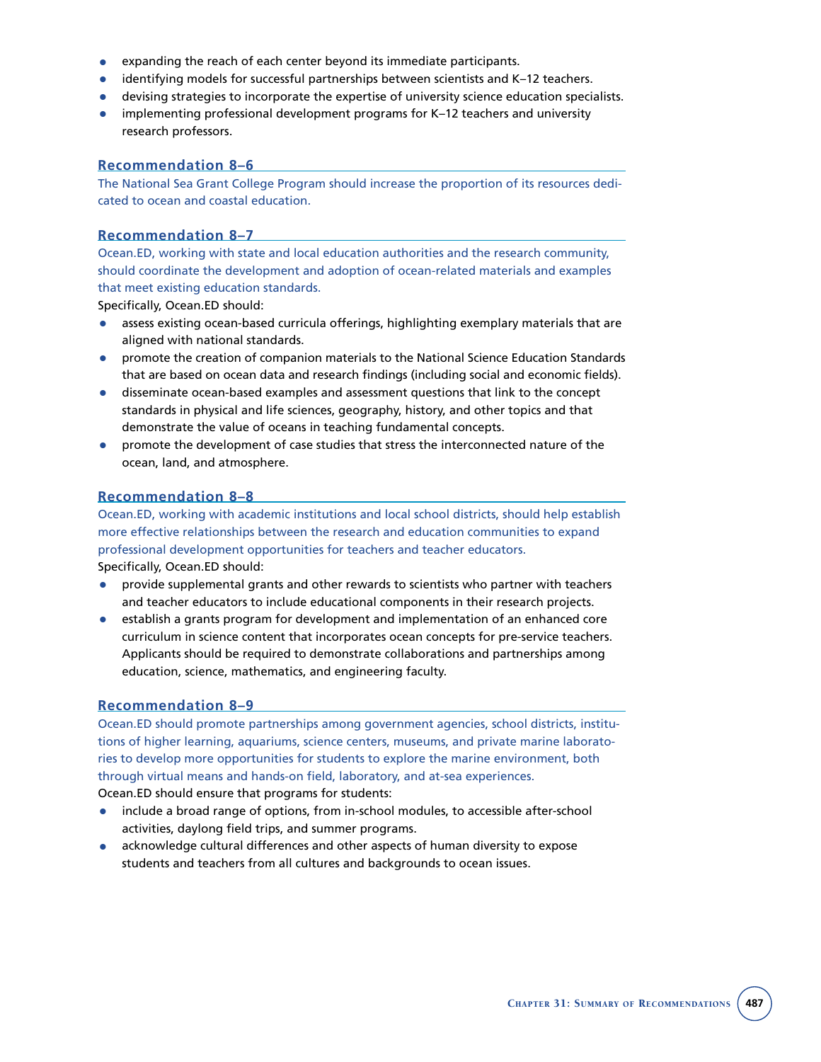- expanding the reach of each center beyond its immediate participants.
- identifying models for successful partnerships between scientists and K–12 teachers.
- devising strategies to incorporate the expertise of university science education specialists.
- implementing professional development programs for K–12 teachers and university research professors.

### Recommendation 8–6

The National Sea Grant College Program should increase the proportion of its resources dedicated to ocean and coastal education.

### Recommendation 8–7

Ocean.ED, working with state and local education authorities and the research community, should coordinate the development and adoption of ocean-related materials and examples that meet existing education standards.

Specifically, Ocean.ED should:

- assess existing ocean-based curricula offerings, highlighting exemplary materials that are aligned with national standards.
- promote the creation of companion materials to the National Science Education Standards that are based on ocean data and research findings (including social and economic fields).
- disseminate ocean-based examples and assessment questions that link to the concept standards in physical and life sciences, geography, history, and other topics and that demonstrate the value of oceans in teaching fundamental concepts.
- promote the development of case studies that stress the interconnected nature of the ocean, land, and atmosphere.

### Recommendation 8–8

Ocean.ED, working with academic institutions and local school districts, should help establish more effective relationships between the research and education communities to expand professional development opportunities for teachers and teacher educators.

Specifically, Ocean.ED should:

- provide supplemental grants and other rewards to scientists who partner with teachers and teacher educators to include educational components in their research projects.
- establish a grants program for development and implementation of an enhanced core curriculum in science content that incorporates ocean concepts for pre-service teachers. Applicants should be required to demonstrate collaborations and partnerships among education, science, mathematics, and engineering faculty.

### Recommendation 8–9

Ocean.ED should promote partnerships among government agencies, school districts, institutions of higher learning, aquariums, science centers, museums, and private marine laboratories to develop more opportunities for students to explore the marine environment, both through virtual means and hands-on field, laboratory, and at-sea experiences.

Ocean.ED should ensure that programs for students:

- include a broad range of options, from in-school modules, to accessible after-school activities, daylong field trips, and summer programs.
- acknowledge cultural differences and other aspects of human diversity to expose students and teachers from all cultures and backgrounds to ocean issues.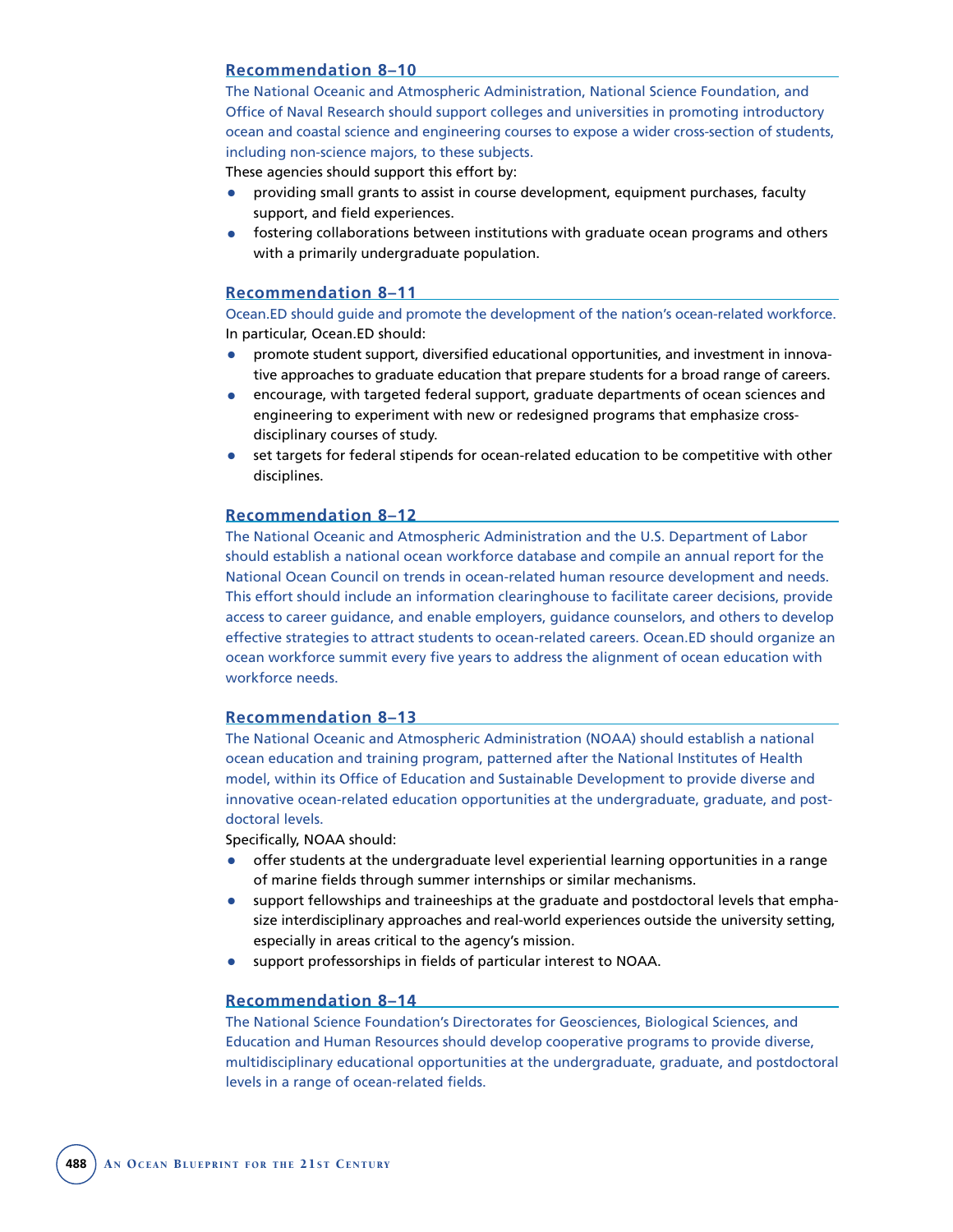### Recommendation 8–10

The National Oceanic and Atmospheric Administration, National Science Foundation, and Office of Naval Research should support colleges and universities in promoting introductory ocean and coastal science and engineering courses to expose a wider cross-section of students, including non-science majors, to these subjects.

These agencies should support this effort by:

- providing small grants to assist in course development, equipment purchases, faculty support, and field experiences.
- fostering collaborations between institutions with graduate ocean programs and others with a primarily undergraduate population.

### Recommendation 8–11

Ocean.ED should guide and promote the development of the nation's ocean-related workforce.

In particular, Ocean.ED should:

- promote student support, diversified educational opportunities, and investment in innovative approaches to graduate education that prepare students for a broad range of careers.
- encourage, with targeted federal support, graduate departments of ocean sciences and engineering to experiment with new or redesigned programs that emphasize cross-disciplinary courses of study.
- set targets for federal stipends for ocean-related education to be competitive with other disciplines.

### Recommendation 8–12

The National Oceanic and Atmospheric Administration and the U.S. Department of Labor should establish a national ocean workforce database and compile an annual report for the National Ocean Council on trends in ocean-related human resource development and needs. This effort should include an information clearinghouse to facilitate career decisions, provide access to career guidance, and enable employers, guidance counselors, and others to develop effective strategies to attract students to ocean-related careers. Ocean.ED should organize an ocean workforce summit every five years to address the alignment of ocean education with workforce needs.

### Recommendation 8–13

The National Oceanic and Atmospheric Administration (NOAA) should establish a national ocean education and training program, patterned after the National Institutes of Health model, within its Office of Education and Sustainable Development to provide diverse and innovative ocean-related education opportunities at the undergraduate, graduate, and post-doctoral levels.

Specifically, NOAA should:

- offer students at the undergraduate level experiential learning opportunities in a range of marine fields through summer internships or similar mechanisms.
- support fellowships and traineeships at the graduate and postdoctoral levels that emphasize interdisciplinary approaches and real-world experiences outside the university setting, especially in areas critical to the agency's mission.
- support professorships in fields of particular interest to NOAA.

### Recommendation 8–14

The National Science Foundation's Directorates for Geosciences, Biological Sciences, and Education and Human Resources should develop cooperative programs to provide diverse, multidisciplinary educational opportunities at the undergraduate, graduate, and postdoctoral levels in a range of ocean-related fields.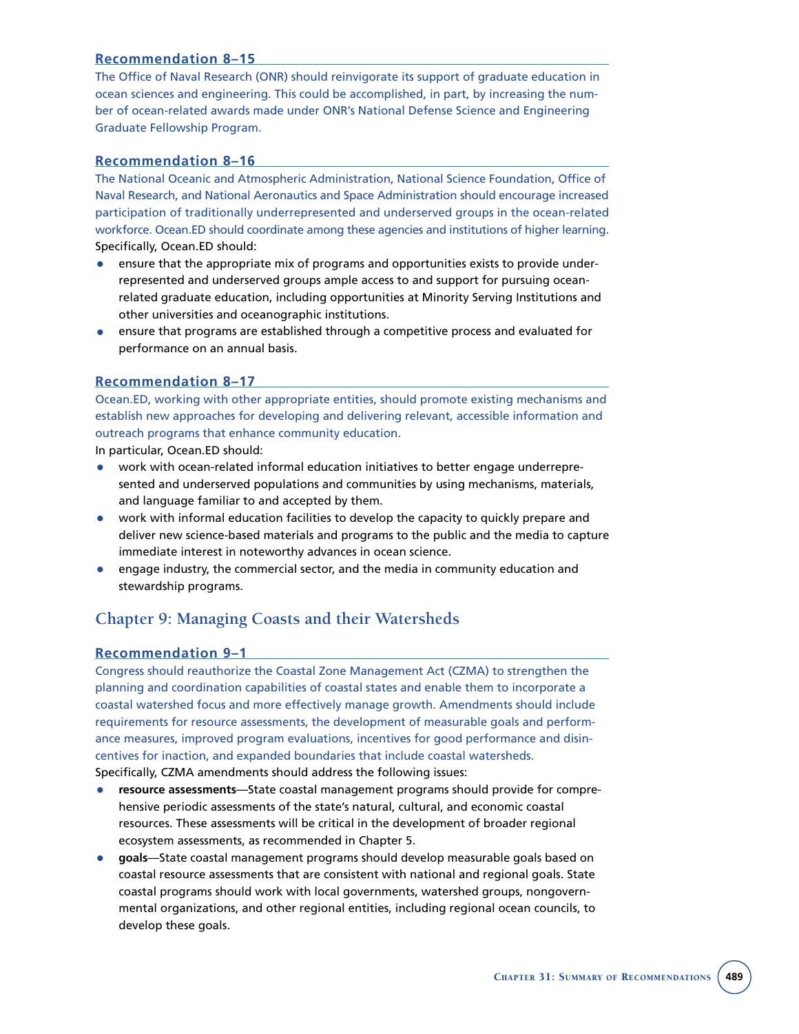### Recommendation 8–15

The Office of Naval Research (ONR) should reinvigorate its support of graduate education in ocean sciences and engineering. This could be accomplished, in part, by increasing the number of ocean-related awards made under ONR's National Defense Science and Engineering Graduate Fellowship Program.

### Recommendation 8–16

The National Oceanic and Atmospheric Administration, National Science Foundation, Office of Naval Research, and National Aeronautics and Space Administration should encourage increased participation of traditionally underrepresented and underserved groups in the ocean-related workforce. Ocean.ED should coordinate among these agencies and institutions of higher learning.

Specifically, Ocean.ED should:

- ensure that the appropriate mix of programs and opportunities exists to provide underrepresented and underserved groups ample access to and support for pursuing ocean-related graduate education, including opportunities at Minority Serving Institutions and other universities and oceanographic institutions.
- ensure that programs are established through a competitive process and evaluated for performance on an annual basis.

### Recommendation 8–17

Ocean.ED, working with other appropriate entities, should promote existing mechanisms and establish new approaches for developing and delivering relevant, accessible information and outreach programs that enhance community education.

In particular, Ocean.ED should:

- work with ocean-related informal education initiatives to better engage underrepresented and underserved populations and communities by using mechanisms, materials, and language familiar to and accepted by them.
- work with informal education facilities to develop the capacity to quickly prepare and deliver new science-based materials and programs to the public and the media to capture immediate interest in noteworthy advances in ocean science.
- engage industry, the commercial sector, and the media in community education and stewardship programs.

## Chapter 9: Managing Coasts and their Watersheds

### Recommendation 9–1

Congress should reauthorize the Coastal Zone Management Act (CZMA) to strengthen the planning and coordination capabilities of coastal states and enable them to incorporate a coastal watershed focus and more effectively manage growth. Amendments should include requirements for resource assessments, the development of measurable goals and performance measures, improved program evaluations, incentives for good performance and disincentives for inaction, and expanded boundaries that include coastal watersheds.

Specifically, CZMA amendments should address the following issues:

- **resource assessments**—State coastal management programs should provide for comprehensive periodic assessments of the state's natural, cultural, and economic coastal resources. These assessments will be critical in the development of broader regional ecosystem assessments, as recommended in Chapter 5.
- **goals**—State coastal management programs should develop measurable goals based on coastal resource assessments that are consistent with national and regional goals. State coastal programs should work with local governments, watershed groups, nongovernmental organizations, and other regional entities, including regional ocean councils, to develop these goals.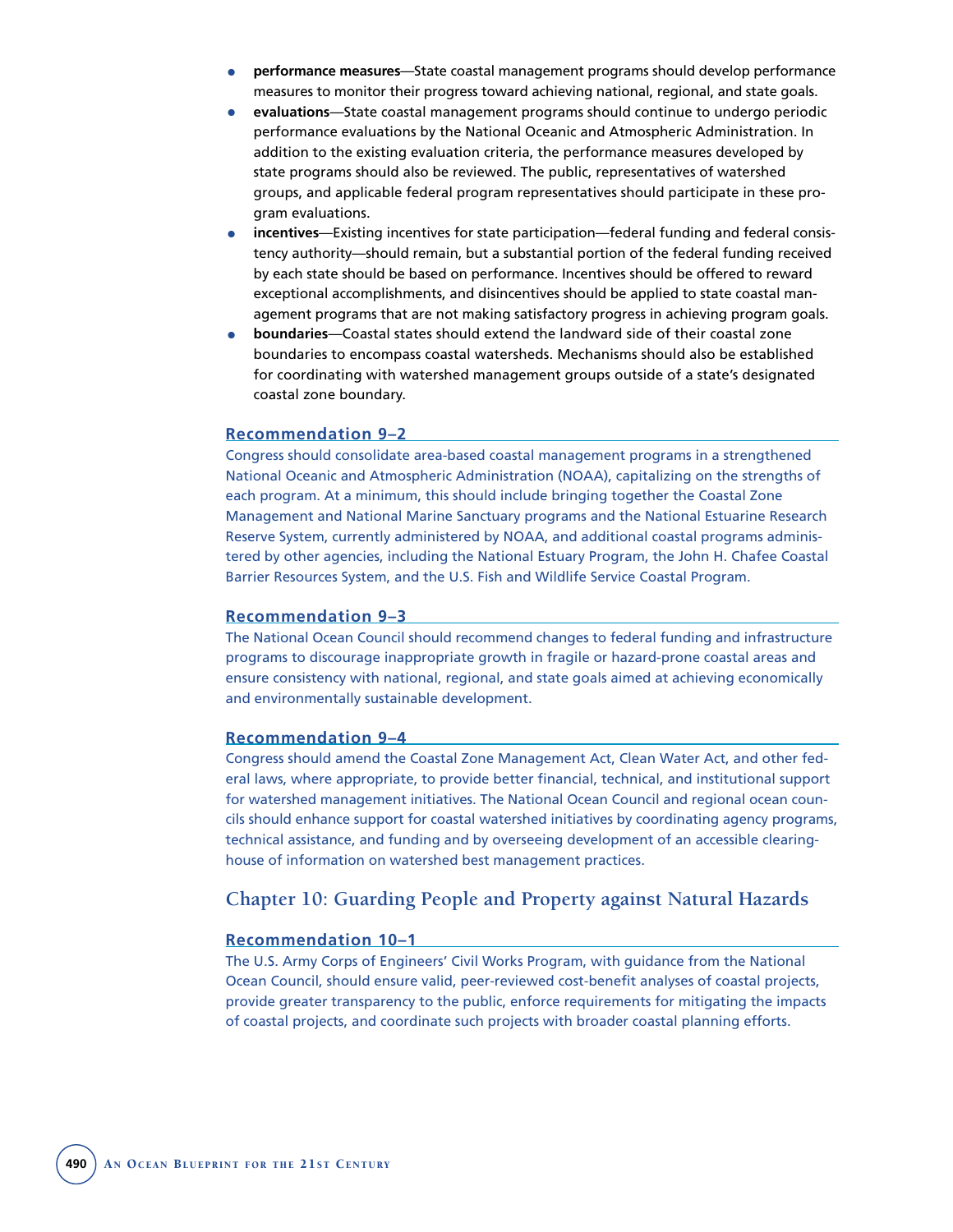- **performance measures**—State coastal management programs should develop performance measures to monitor their progress toward achieving national, regional, and state goals.
- **evaluations**—State coastal management programs should continue to undergo periodic performance evaluations by the National Oceanic and Atmospheric Administration. In addition to the existing evaluation criteria, the performance measures developed by state programs should also be reviewed. The public, representatives of watershed groups, and applicable federal program representatives should participate in these program evaluations.
- **incentives**—Existing incentives for state participation—federal funding and federal consistency authority—should remain, but a substantial portion of the federal funding received by each state should be based on performance. Incentives should be offered to reward exceptional accomplishments, and disincentives should be applied to state coastal management programs that are not making satisfactory progress in achieving program goals.
- **boundaries**—Coastal states should extend the landward side of their coastal zone boundaries to encompass coastal watersheds. Mechanisms should also be established for coordinating with watershed management groups outside of a state's designated coastal zone boundary.

### Recommendation 9–2

Congress should consolidate area-based coastal management programs in a strengthened National Oceanic and Atmospheric Administration (NOAA), capitalizing on the strengths of each program. At a minimum, this should include bringing together the Coastal Zone Management and National Marine Sanctuary programs and the National Estuarine Research Reserve System, currently administered by NOAA, and additional coastal programs administered by other agencies, including the National Estuary Program, the John H. Chafee Coastal Barrier Resources System, and the U.S. Fish and Wildlife Service Coastal Program.

### Recommendation 9–3

The National Ocean Council should recommend changes to federal funding and infrastructure programs to discourage inappropriate growth in fragile or hazard-prone coastal areas and ensure consistency with national, regional, and state goals aimed at achieving economically and environmentally sustainable development.

### Recommendation 9–4

Congress should amend the Coastal Zone Management Act, Clean Water Act, and other federal laws, where appropriate, to provide better financial, technical, and institutional support for watershed management initiatives. The National Ocean Council and regional ocean councils should enhance support for coastal watershed initiatives by coordinating agency programs, technical assistance, and funding and by overseeing development of an accessible clearinghouse of information on watershed best management practices.

## Chapter 10: Guarding People and Property against Natural Hazards

### Recommendation 10–1

The U.S. Army Corps of Engineers' Civil Works Program, with guidance from the National Ocean Council, should ensure valid, peer-reviewed cost-benefit analyses of coastal projects, provide greater transparency to the public, enforce requirements for mitigating the impacts of coastal projects, and coordinate such projects with broader coastal planning efforts.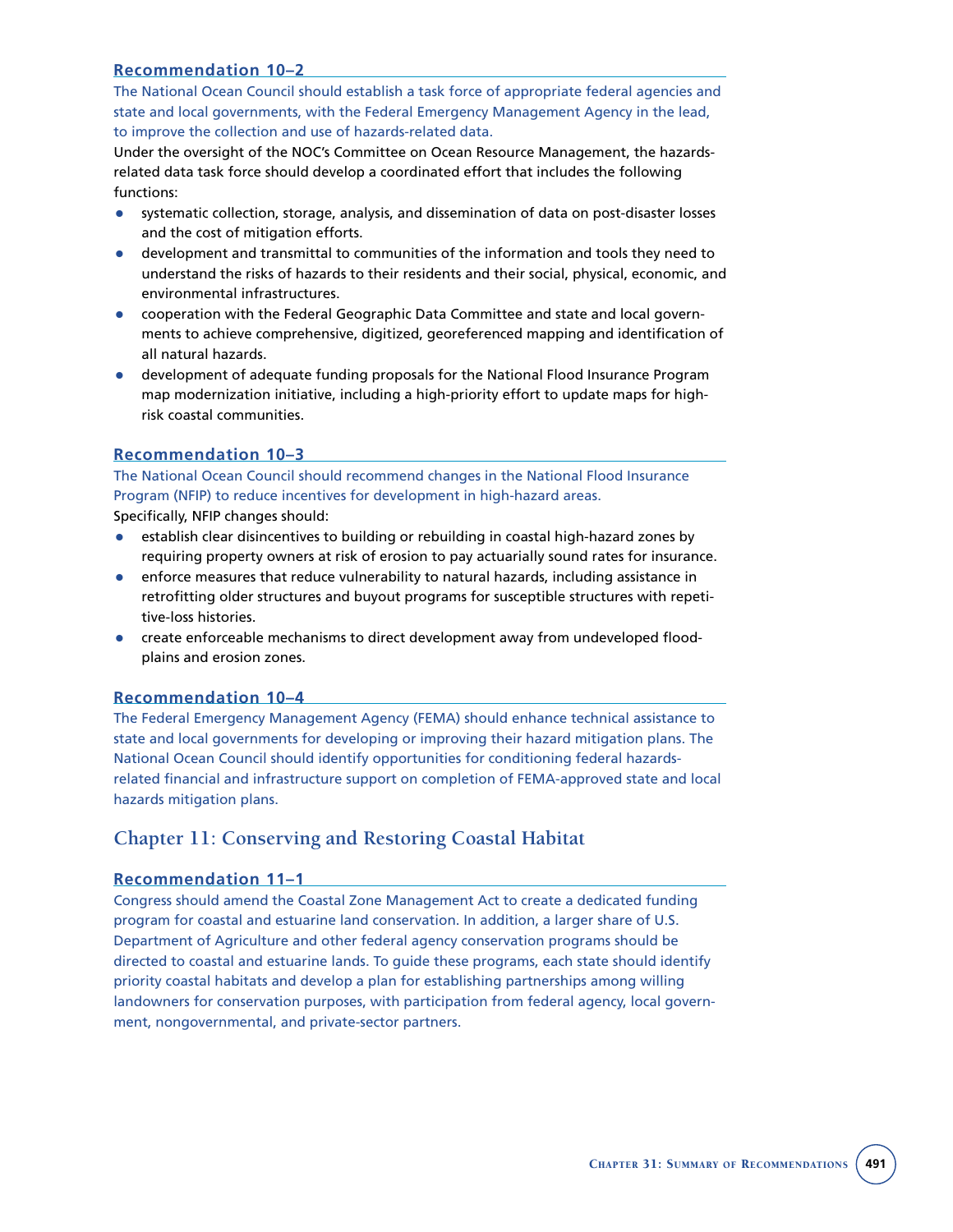### Recommendation 10–2

The National Ocean Council should establish a task force of appropriate federal agencies and state and local governments, with the Federal Emergency Management Agency in the lead, to improve the collection and use of hazards-related data.

Under the oversight of the NOC's Committee on Ocean Resource Management, the hazards-related data task force should develop a coordinated effort that includes the following functions:

- systematic collection, storage, analysis, and dissemination of data on post-disaster losses and the cost of mitigation efforts.
- development and transmittal to communities of the information and tools they need to understand the risks of hazards to their residents and their social, physical, economic, and environmental infrastructures.
- cooperation with the Federal Geographic Data Committee and state and local governments to achieve comprehensive, digitized, georeferenced mapping and identification of all natural hazards.
- development of adequate funding proposals for the National Flood Insurance Program map modernization initiative, including a high-priority effort to update maps for high-risk coastal communities.

### Recommendation 10–3

The National Ocean Council should recommend changes in the National Flood Insurance Program (NFIP) to reduce incentives for development in high-hazard areas.

Specifically, NFIP changes should:

- establish clear disincentives to building or rebuilding in coastal high-hazard zones by requiring property owners at risk of erosion to pay actuarially sound rates for insurance.
- enforce measures that reduce vulnerability to natural hazards, including assistance in retrofitting older structures and buyout programs for susceptible structures with repetitive-loss histories.
- create enforceable mechanisms to direct development away from undeveloped floodplains and erosion zones.

### Recommendation 10–4

The Federal Emergency Management Agency (FEMA) should enhance technical assistance to state and local governments for developing or improving their hazard mitigation plans. The National Ocean Council should identify opportunities for conditioning federal hazards-related financial and infrastructure support on completion of FEMA-approved state and local hazards mitigation plans.

## Chapter 11: Conserving and Restoring Coastal Habitat

### Recommendation 11–1

Congress should amend the Coastal Zone Management Act to create a dedicated funding program for coastal and estuarine land conservation. In addition, a larger share of U.S. Department of Agriculture and other federal agency conservation programs should be directed to coastal and estuarine lands. To guide these programs, each state should identify priority coastal habitats and develop a plan for establishing partnerships among willing landowners for conservation purposes, with participation from federal agency, local government, nongovernmental, and private-sector partners.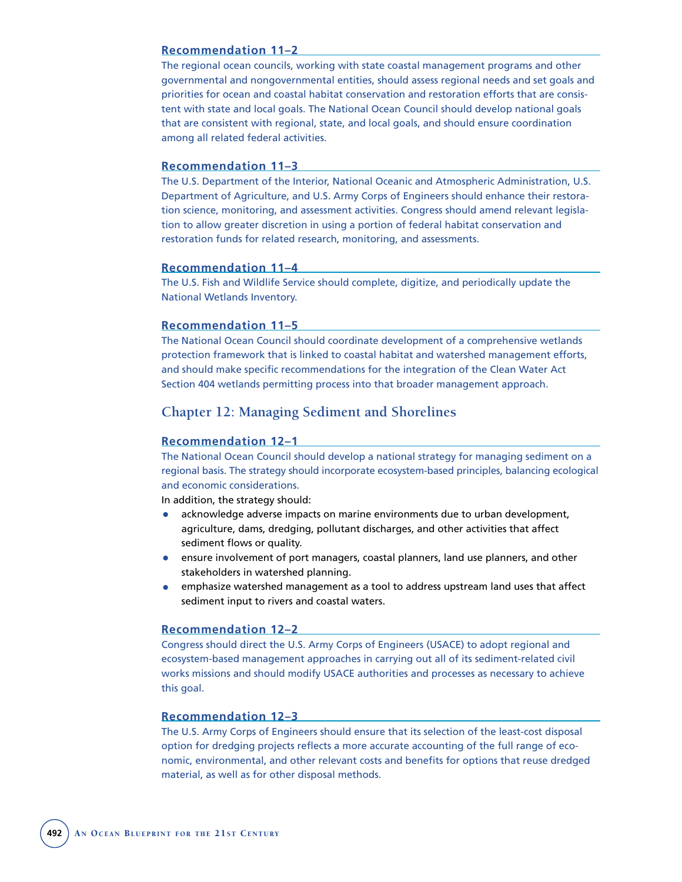### Recommendation 11–2

The regional ocean councils, working with state coastal management programs and other governmental and nongovernmental entities, should assess regional needs and set goals and priorities for ocean and coastal habitat conservation and restoration efforts that are consistent with state and local goals. The National Ocean Council should develop national goals that are consistent with regional, state, and local goals, and should ensure coordination among all related federal activities.

### Recommendation 11–3

The U.S. Department of the Interior, National Oceanic and Atmospheric Administration, U.S. Department of Agriculture, and U.S. Army Corps of Engineers should enhance their restoration science, monitoring, and assessment activities. Congress should amend relevant legislation to allow greater discretion in using a portion of federal habitat conservation and restoration funds for related research, monitoring, and assessments.

### Recommendation 11–4

The U.S. Fish and Wildlife Service should complete, digitize, and periodically update the National Wetlands Inventory.

### Recommendation 11–5

The National Ocean Council should coordinate development of a comprehensive wetlands protection framework that is linked to coastal habitat and watershed management efforts, and should make specific recommendations for the integration of the Clean Water Act Section 404 wetlands permitting process into that broader management approach.

## Chapter 12: Managing Sediment and Shorelines

### Recommendation 12–1

The National Ocean Council should develop a national strategy for managing sediment on a regional basis. The strategy should incorporate ecosystem-based principles, balancing ecological and economic considerations.

In addition, the strategy should:

- acknowledge adverse impacts on marine environments due to urban development, agriculture, dams, dredging, pollutant discharges, and other activities that affect sediment flows or quality.
- ensure involvement of port managers, coastal planners, land use planners, and other stakeholders in watershed planning.
- emphasize watershed management as a tool to address upstream land uses that affect sediment input to rivers and coastal waters.

### Recommendation 12–2

Congress should direct the U.S. Army Corps of Engineers (USACE) to adopt regional and ecosystem-based management approaches in carrying out all of its sediment-related civil works missions and should modify USACE authorities and processes as necessary to achieve this goal.

### Recommendation 12–3

The U.S. Army Corps of Engineers should ensure that its selection of the least-cost disposal option for dredging projects reflects a more accurate accounting of the full range of economic, environmental, and other relevant costs and benefits for options that reuse dredged material, as well as for other disposal methods.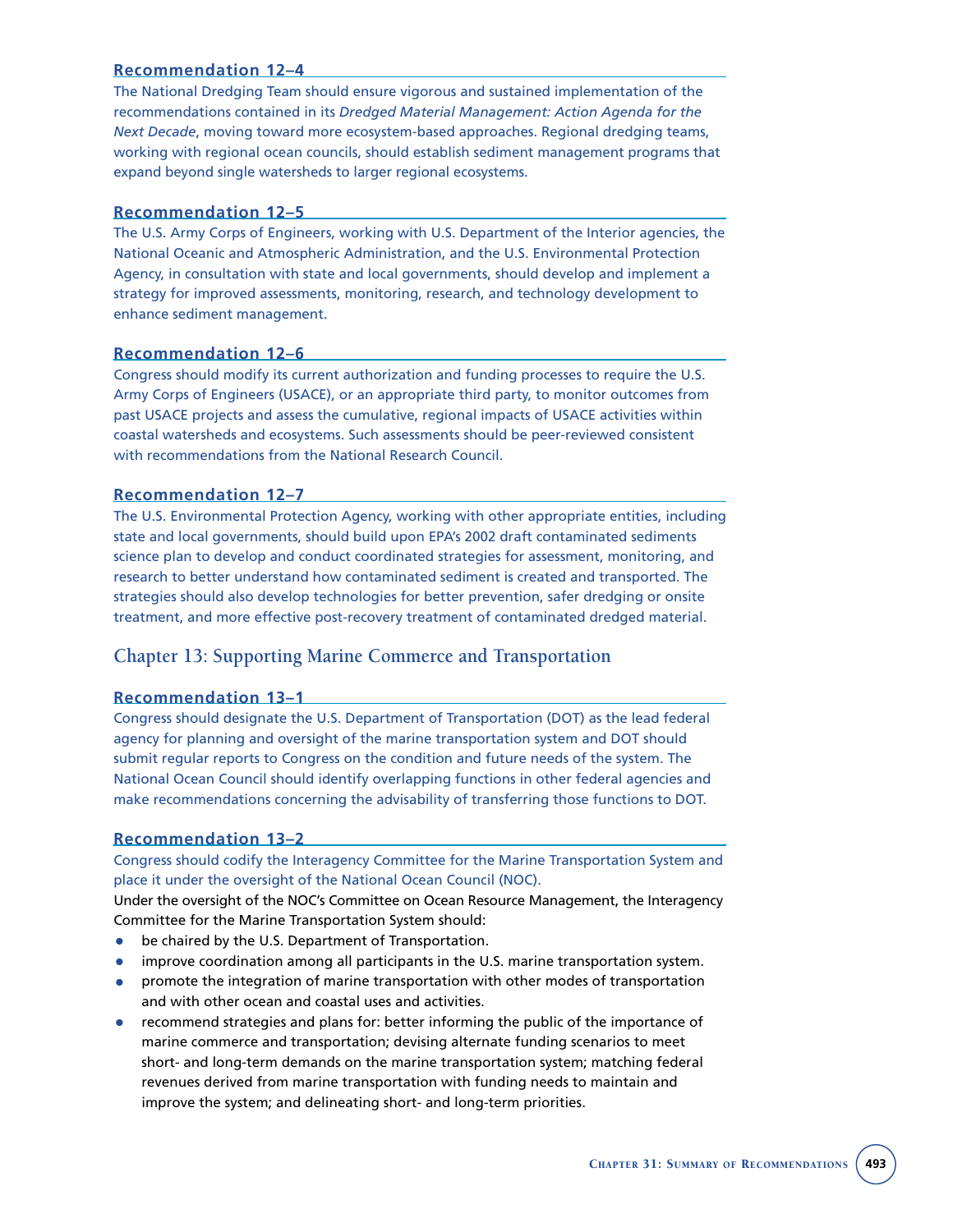### Recommendation 12–4

The National Dredging Team should ensure vigorous and sustained implementation of the recommendations contained in its *Dredged Material Management: Action Agenda for the Next Decade*, moving toward more ecosystem-based approaches. Regional dredging teams, working with regional ocean councils, should establish sediment management programs that expand beyond single watersheds to larger regional ecosystems.

### Recommendation 12–5

The U.S. Army Corps of Engineers, working with U.S. Department of the Interior agencies, the National Oceanic and Atmospheric Administration, and the U.S. Environmental Protection Agency, in consultation with state and local governments, should develop and implement a strategy for improved assessments, monitoring, research, and technology development to enhance sediment management.

### Recommendation 12–6

Congress should modify its current authorization and funding processes to require the U.S. Army Corps of Engineers (USACE), or an appropriate third party, to monitor outcomes from past USACE projects and assess the cumulative, regional impacts of USACE activities within coastal watersheds and ecosystems. Such assessments should be peer-reviewed consistent with recommendations from the National Research Council.

### Recommendation 12–7

The U.S. Environmental Protection Agency, working with other appropriate entities, including state and local governments, should build upon EPA's 2002 draft contaminated sediments science plan to develop and conduct coordinated strategies for assessment, monitoring, and research to better understand how contaminated sediment is created and transported. The strategies should also develop technologies for better prevention, safer dredging or onsite treatment, and more effective post-recovery treatment of contaminated dredged material.

## Chapter 13: Supporting Marine Commerce and Transportation

### Recommendation 13–1

Congress should designate the U.S. Department of Transportation (DOT) as the lead federal agency for planning and oversight of the marine transportation system and DOT should submit regular reports to Congress on the condition and future needs of the system. The National Ocean Council should identify overlapping functions in other federal agencies and make recommendations concerning the advisability of transferring those functions to DOT.

### Recommendation 13–2

Congress should codify the Interagency Committee for the Marine Transportation System and place it under the oversight of the National Ocean Council (NOC).

Under the oversight of the NOC's Committee on Ocean Resource Management, the Interagency Committee for the Marine Transportation System should:

- be chaired by the U.S. Department of Transportation.
- improve coordination among all participants in the U.S. marine transportation system.
- promote the integration of marine transportation with other modes of transportation and with other ocean and coastal uses and activities.
- recommend strategies and plans for: better informing the public of the importance of marine commerce and transportation; devising alternate funding scenarios to meet short- and long-term demands on the marine transportation system; matching federal revenues derived from marine transportation with funding needs to maintain and improve the system; and delineating short- and long-term priorities.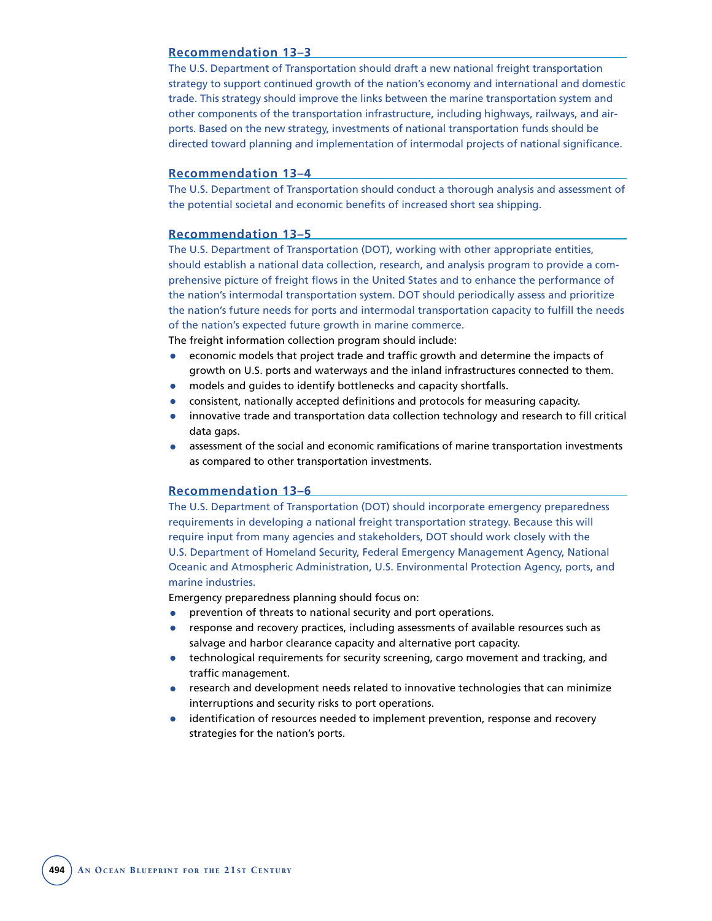### Recommendation 13–3

The U.S. Department of Transportation should draft a new national freight transportation strategy to support continued growth of the nation's economy and international and domestic trade. This strategy should improve the links between the marine transportation system and other components of the transportation infrastructure, including highways, railways, and airports. Based on the new strategy, investments of national transportation funds should be directed toward planning and implementation of intermodal projects of national significance.

### Recommendation 13–4

The U.S. Department of Transportation should conduct a thorough analysis and assessment of the potential societal and economic benefits of increased short sea shipping.

### Recommendation 13–5

The U.S. Department of Transportation (DOT), working with other appropriate entities, should establish a national data collection, research, and analysis program to provide a comprehensive picture of freight flows in the United States and to enhance the performance of the nation's intermodal transportation system. DOT should periodically assess and prioritize the nation's future needs for ports and intermodal transportation capacity to fulfill the needs of the nation's expected future growth in marine commerce.

The freight information collection program should include:

- economic models that project trade and traffic growth and determine the impacts of growth on U.S. ports and waterways and the inland infrastructures connected to them.
- models and guides to identify bottlenecks and capacity shortfalls.
- consistent, nationally accepted definitions and protocols for measuring capacity.
- innovative trade and transportation data collection technology and research to fill critical data gaps.
- assessment of the social and economic ramifications of marine transportation investments as compared to other transportation investments.

### Recommendation 13–6

The U.S. Department of Transportation (DOT) should incorporate emergency preparedness requirements in developing a national freight transportation strategy. Because this will require input from many agencies and stakeholders, DOT should work closely with the U.S. Department of Homeland Security, Federal Emergency Management Agency, National Oceanic and Atmospheric Administration, U.S. Environmental Protection Agency, ports, and marine industries.

Emergency preparedness planning should focus on:

- prevention of threats to national security and port operations.
- response and recovery practices, including assessments of available resources such as salvage and harbor clearance capacity and alternative port capacity.
- technological requirements for security screening, cargo movement and tracking, and traffic management.
- research and development needs related to innovative technologies that can minimize interruptions and security risks to port operations.
- identification of resources needed to implement prevention, response and recovery strategies for the nation's ports.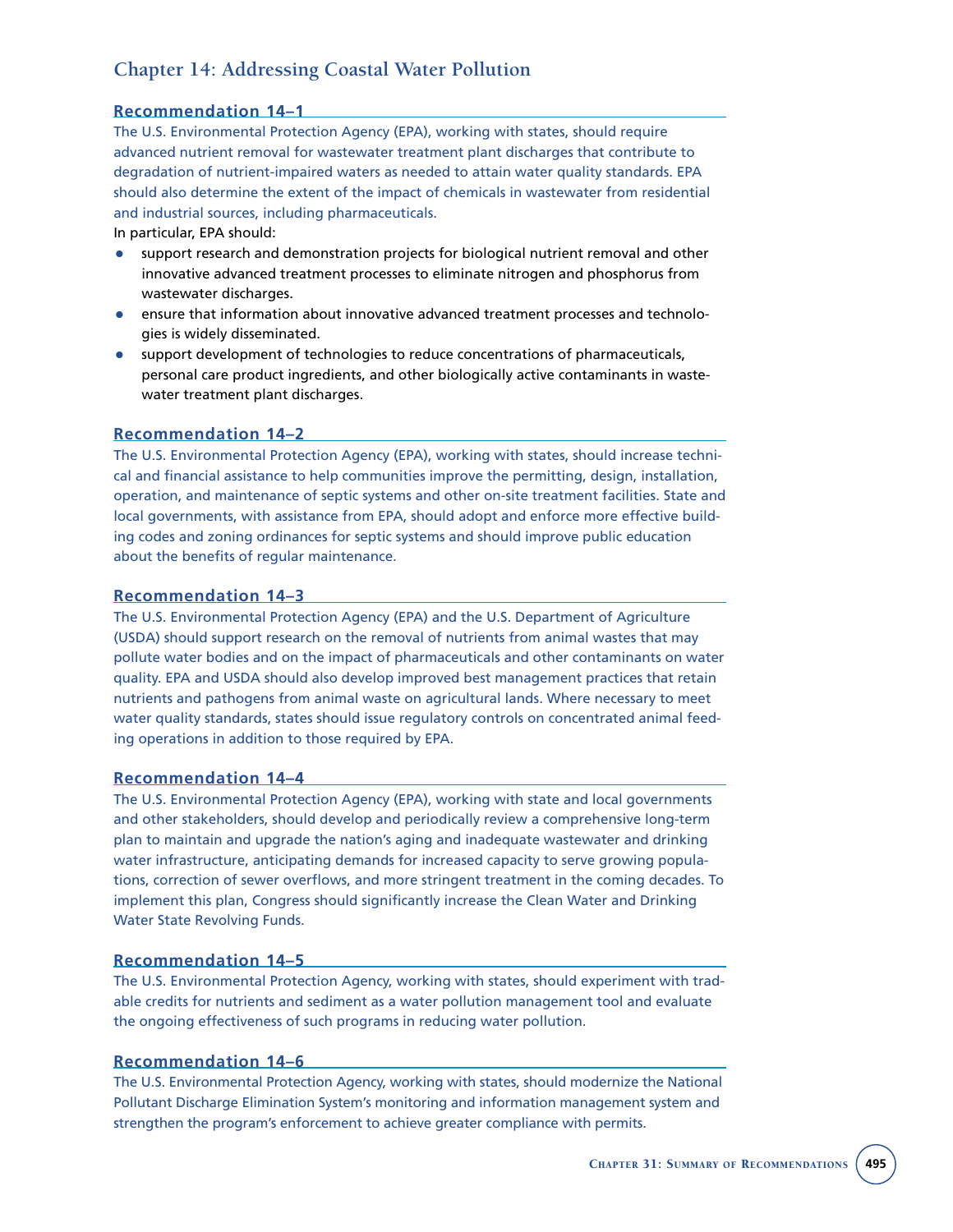## Chapter 14: Addressing Coastal Water Pollution

### Recommendation 14–1

The U.S. Environmental Protection Agency (EPA), working with states, should require advanced nutrient removal for wastewater treatment plant discharges that contribute to degradation of nutrient-impaired waters as needed to attain water quality standards. EPA should also determine the extent of the impact of chemicals in wastewater from residential and industrial sources, including pharmaceuticals.

In particular, EPA should:

- support research and demonstration projects for biological nutrient removal and other innovative advanced treatment processes to eliminate nitrogen and phosphorus from wastewater discharges.
- ensure that information about innovative advanced treatment processes and technologies is widely disseminated.
- support development of technologies to reduce concentrations of pharmaceuticals, personal care product ingredients, and other biologically active contaminants in wastewater treatment plant discharges.

### Recommendation 14–2

The U.S. Environmental Protection Agency (EPA), working with states, should increase technical and financial assistance to help communities improve the permitting, design, installation, operation, and maintenance of septic systems and other on-site treatment facilities. State and local governments, with assistance from EPA, should adopt and enforce more effective building codes and zoning ordinances for septic systems and should improve public education about the benefits of regular maintenance.

### Recommendation 14–3

The U.S. Environmental Protection Agency (EPA) and the U.S. Department of Agriculture (USDA) should support research on the removal of nutrients from animal wastes that may pollute water bodies and on the impact of pharmaceuticals and other contaminants on water quality. EPA and USDA should also develop improved best management practices that retain nutrients and pathogens from animal waste on agricultural lands. Where necessary to meet water quality standards, states should issue regulatory controls on concentrated animal feeding operations in addition to those required by EPA.

### Recommendation 14–4

The U.S. Environmental Protection Agency (EPA), working with state and local governments and other stakeholders, should develop and periodically review a comprehensive long-term plan to maintain and upgrade the nation's aging and inadequate wastewater and drinking water infrastructure, anticipating demands for increased capacity to serve growing populations, correction of sewer overflows, and more stringent treatment in the coming decades. To implement this plan, Congress should significantly increase the Clean Water and Drinking Water State Revolving Funds.

### Recommendation 14–5

The U.S. Environmental Protection Agency, working with states, should experiment with tradable credits for nutrients and sediment as a water pollution management tool and evaluate the ongoing effectiveness of such programs in reducing water pollution.

### Recommendation 14–6

The U.S. Environmental Protection Agency, working with states, should modernize the National Pollutant Discharge Elimination System's monitoring and information management system and strengthen the program's enforcement to achieve greater compliance with permits.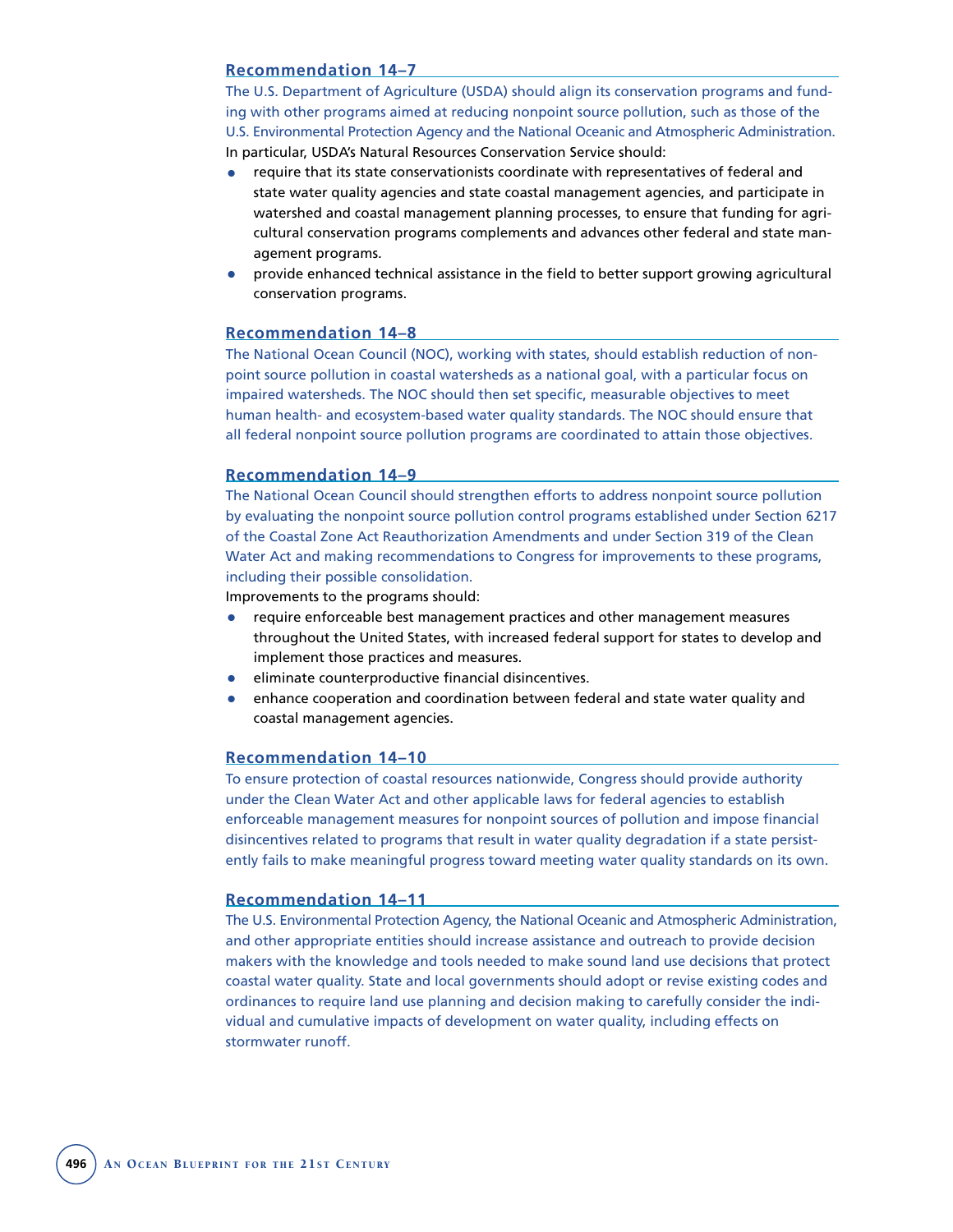### Recommendation 14–7

The U.S. Department of Agriculture (USDA) should align its conservation programs and funding with other programs aimed at reducing nonpoint source pollution, such as those of the U.S. Environmental Protection Agency and the National Oceanic and Atmospheric Administration.

In particular, USDA's Natural Resources Conservation Service should:

- require that its state conservationists coordinate with representatives of federal and state water quality agencies and state coastal management agencies, and participate in watershed and coastal management planning processes, to ensure that funding for agricultural conservation programs complements and advances other federal and state management programs.
- provide enhanced technical assistance in the field to better support growing agricultural conservation programs.

### Recommendation 14–8

The National Ocean Council (NOC), working with states, should establish reduction of nonpoint source pollution in coastal watersheds as a national goal, with a particular focus on impaired watersheds. The NOC should then set specific, measurable objectives to meet human health- and ecosystem-based water quality standards. The NOC should ensure that all federal nonpoint source pollution programs are coordinated to attain those objectives.

### Recommendation 14–9

The National Ocean Council should strengthen efforts to address nonpoint source pollution by evaluating the nonpoint source pollution control programs established under Section 6217 of the Coastal Zone Act Reauthorization Amendments and under Section 319 of the Clean Water Act and making recommendations to Congress for improvements to these programs, including their possible consolidation.

Improvements to the programs should:

- require enforceable best management practices and other management measures throughout the United States, with increased federal support for states to develop and implement those practices and measures.
- eliminate counterproductive financial disincentives.
- enhance cooperation and coordination between federal and state water quality and coastal management agencies.

### Recommendation 14–10

To ensure protection of coastal resources nationwide, Congress should provide authority under the Clean Water Act and other applicable laws for federal agencies to establish enforceable management measures for nonpoint sources of pollution and impose financial disincentives related to programs that result in water quality degradation if a state persistently fails to make meaningful progress toward meeting water quality standards on its own.

### Recommendation 14–11

The U.S. Environmental Protection Agency, the National Oceanic and Atmospheric Administration, and other appropriate entities should increase assistance and outreach to provide decision makers with the knowledge and tools needed to make sound land use decisions that protect coastal water quality. State and local governments should adopt or revise existing codes and ordinances to require land use planning and decision making to carefully consider the individual and cumulative impacts of development on water quality, including effects on stormwater runoff.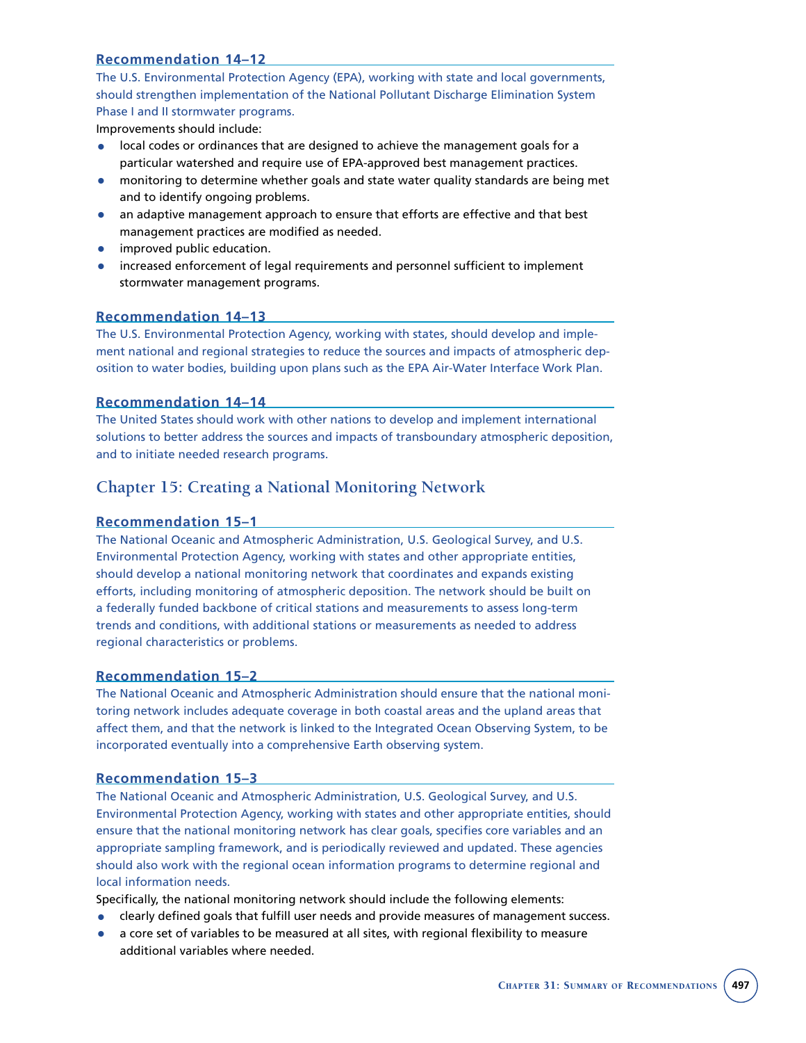### Recommendation 14–12

The U.S. Environmental Protection Agency (EPA), working with state and local governments, should strengthen implementation of the National Pollutant Discharge Elimination System Phase I and II stormwater programs.

Improvements should include:

- local codes or ordinances that are designed to achieve the management goals for a particular watershed and require use of EPA-approved best management practices.
- monitoring to determine whether goals and state water quality standards are being met and to identify ongoing problems.
- an adaptive management approach to ensure that efforts are effective and that best management practices are modified as needed.
- improved public education.
- increased enforcement of legal requirements and personnel sufficient to implement stormwater management programs.

### Recommendation 14–13

The U.S. Environmental Protection Agency, working with states, should develop and implement national and regional strategies to reduce the sources and impacts of atmospheric deposition to water bodies, building upon plans such as the EPA Air-Water Interface Work Plan.

### Recommendation 14–14

The United States should work with other nations to develop and implement international solutions to better address the sources and impacts of transboundary atmospheric deposition, and to initiate needed research programs.

## Chapter 15: Creating a National Monitoring Network

### Recommendation 15–1

The National Oceanic and Atmospheric Administration, U.S. Geological Survey, and U.S. Environmental Protection Agency, working with states and other appropriate entities, should develop a national monitoring network that coordinates and expands existing efforts, including monitoring of atmospheric deposition. The network should be built on a federally funded backbone of critical stations and measurements to assess long-term trends and conditions, with additional stations or measurements as needed to address regional characteristics or problems.

### Recommendation 15–2

The National Oceanic and Atmospheric Administration should ensure that the national monitoring network includes adequate coverage in both coastal areas and the upland areas that affect them, and that the network is linked to the Integrated Ocean Observing System, to be incorporated eventually into a comprehensive Earth observing system.

### Recommendation 15–3

The National Oceanic and Atmospheric Administration, U.S. Geological Survey, and U.S. Environmental Protection Agency, working with states and other appropriate entities, should ensure that the national monitoring network has clear goals, specifies core variables and an appropriate sampling framework, and is periodically reviewed and updated. These agencies should also work with the regional ocean information programs to determine regional and local information needs.

Specifically, the national monitoring network should include the following elements:

- clearly defined goals that fulfill user needs and provide measures of management success.
- a core set of variables to be measured at all sites, with regional flexibility to measure additional variables where needed.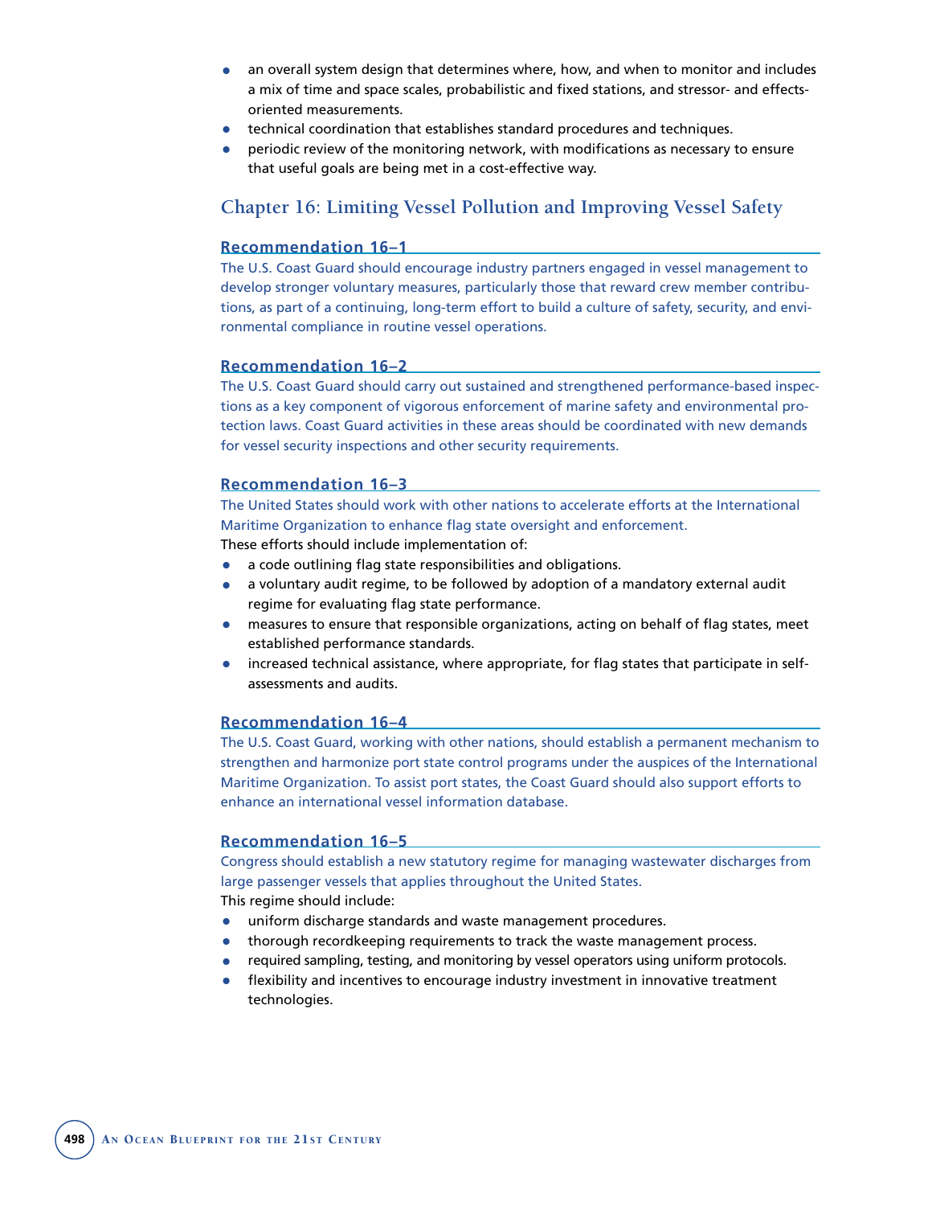- an overall system design that determines where, how, and when to monitor and includes a mix of time and space scales, probabilistic and fixed stations, and stressor- and effects-oriented measurements.
- technical coordination that establishes standard procedures and techniques.
- periodic review of the monitoring network, with modifications as necessary to ensure that useful goals are being met in a cost-effective way.

## Chapter 16: Limiting Vessel Pollution and Improving Vessel Safety

### Recommendation 16–1

The U.S. Coast Guard should encourage industry partners engaged in vessel management to develop stronger voluntary measures, particularly those that reward crew member contributions, as part of a continuing, long-term effort to build a culture of safety, security, and environmental compliance in routine vessel operations.

### Recommendation 16–2

The U.S. Coast Guard should carry out sustained and strengthened performance-based inspections as a key component of vigorous enforcement of marine safety and environmental protection laws. Coast Guard activities in these areas should be coordinated with new demands for vessel security inspections and other security requirements.

### Recommendation 16–3

The United States should work with other nations to accelerate efforts at the International Maritime Organization to enhance flag state oversight and enforcement.

These efforts should include implementation of:

- a code outlining flag state responsibilities and obligations.
- a voluntary audit regime, to be followed by adoption of a mandatory external audit regime for evaluating flag state performance.
- measures to ensure that responsible organizations, acting on behalf of flag states, meet established performance standards.
- increased technical assistance, where appropriate, for flag states that participate in self-assessments and audits.

### Recommendation 16–4

The U.S. Coast Guard, working with other nations, should establish a permanent mechanism to strengthen and harmonize port state control programs under the auspices of the International Maritime Organization. To assist port states, the Coast Guard should also support efforts to enhance an international vessel information database.

### Recommendation 16–5

Congress should establish a new statutory regime for managing wastewater discharges from large passenger vessels that applies throughout the United States.

This regime should include:

- uniform discharge standards and waste management procedures.
- thorough recordkeeping requirements to track the waste management process.
- required sampling, testing, and monitoring by vessel operators using uniform protocols.
- flexibility and incentives to encourage industry investment in innovative treatment technologies.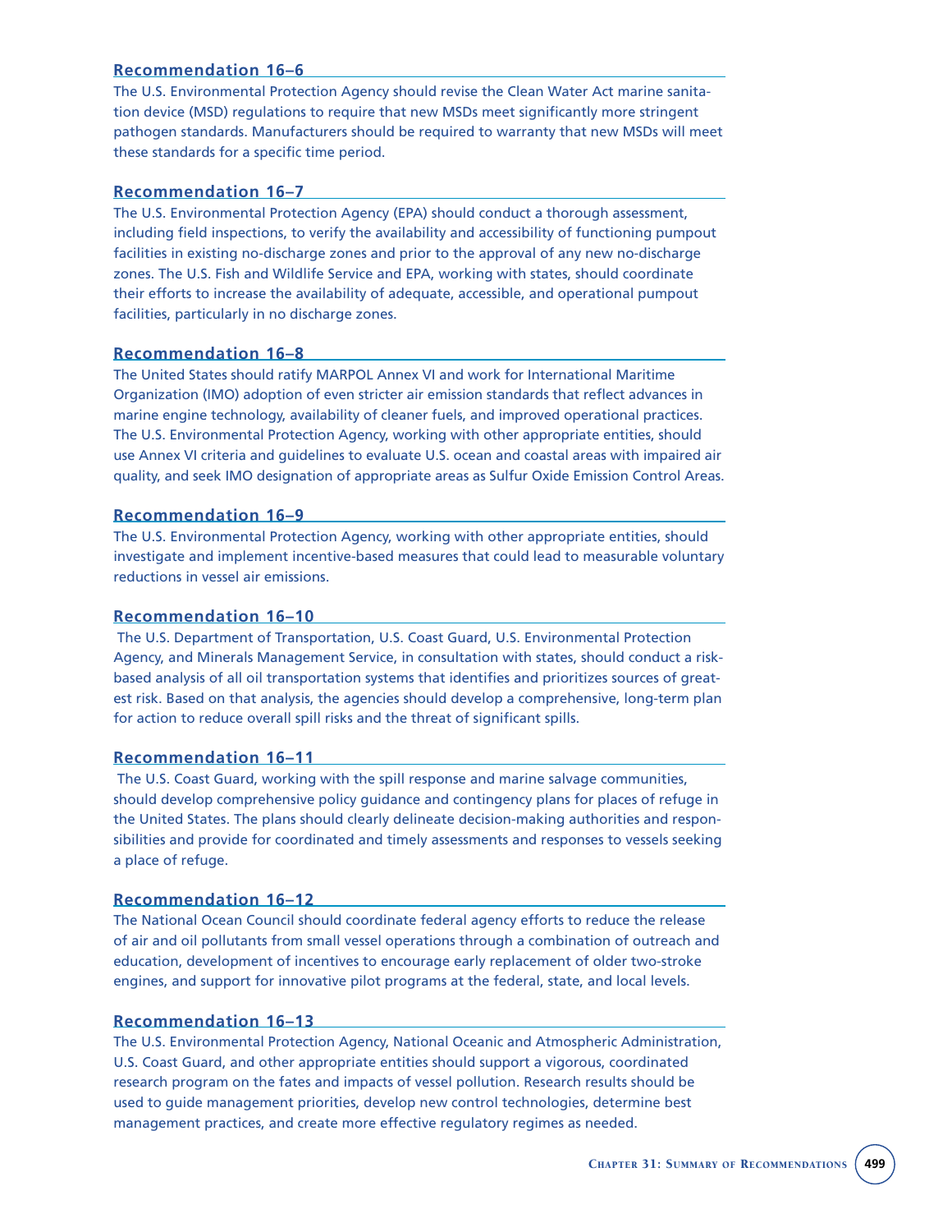### Recommendation 16–6

The U.S. Environmental Protection Agency should revise the Clean Water Act marine sanitation device (MSD) regulations to require that new MSDs meet significantly more stringent pathogen standards. Manufacturers should be required to warranty that new MSDs will meet these standards for a specific time period.

### Recommendation 16–7

The U.S. Environmental Protection Agency (EPA) should conduct a thorough assessment, including field inspections, to verify the availability and accessibility of functioning pumpout facilities in existing no-discharge zones and prior to the approval of any new no-discharge zones. The U.S. Fish and Wildlife Service and EPA, working with states, should coordinate their efforts to increase the availability of adequate, accessible, and operational pumpout facilities, particularly in no discharge zones.

### Recommendation 16–8

The United States should ratify MARPOL Annex VI and work for International Maritime Organization (IMO) adoption of even stricter air emission standards that reflect advances in marine engine technology, availability of cleaner fuels, and improved operational practices. The U.S. Environmental Protection Agency, working with other appropriate entities, should use Annex VI criteria and guidelines to evaluate U.S. ocean and coastal areas with impaired air quality, and seek IMO designation of appropriate areas as Sulfur Oxide Emission Control Areas.

### Recommendation 16–9

The U.S. Environmental Protection Agency, working with other appropriate entities, should investigate and implement incentive-based measures that could lead to measurable voluntary reductions in vessel air emissions.

### Recommendation 16–10

The U.S. Department of Transportation, U.S. Coast Guard, U.S. Environmental Protection Agency, and Minerals Management Service, in consultation with states, should conduct a risk-based analysis of all oil transportation systems that identifies and prioritizes sources of greatest risk. Based on that analysis, the agencies should develop a comprehensive, long-term plan for action to reduce overall spill risks and the threat of significant spills.

### Recommendation 16–11

The U.S. Coast Guard, working with the spill response and marine salvage communities, should develop comprehensive policy guidance and contingency plans for places of refuge in the United States. The plans should clearly delineate decision-making authorities and responsibilities and provide for coordinated and timely assessments and responses to vessels seeking a place of refuge.

### Recommendation 16–12

The National Ocean Council should coordinate federal agency efforts to reduce the release of air and oil pollutants from small vessel operations through a combination of outreach and education, development of incentives to encourage early replacement of older two-stroke engines, and support for innovative pilot programs at the federal, state, and local levels.

### Recommendation 16–13

The U.S. Environmental Protection Agency, National Oceanic and Atmospheric Administration, U.S. Coast Guard, and other appropriate entities should support a vigorous, coordinated research program on the fates and impacts of vessel pollution. Research results should be used to guide management priorities, develop new control technologies, determine best management practices, and create more effective regulatory regimes as needed.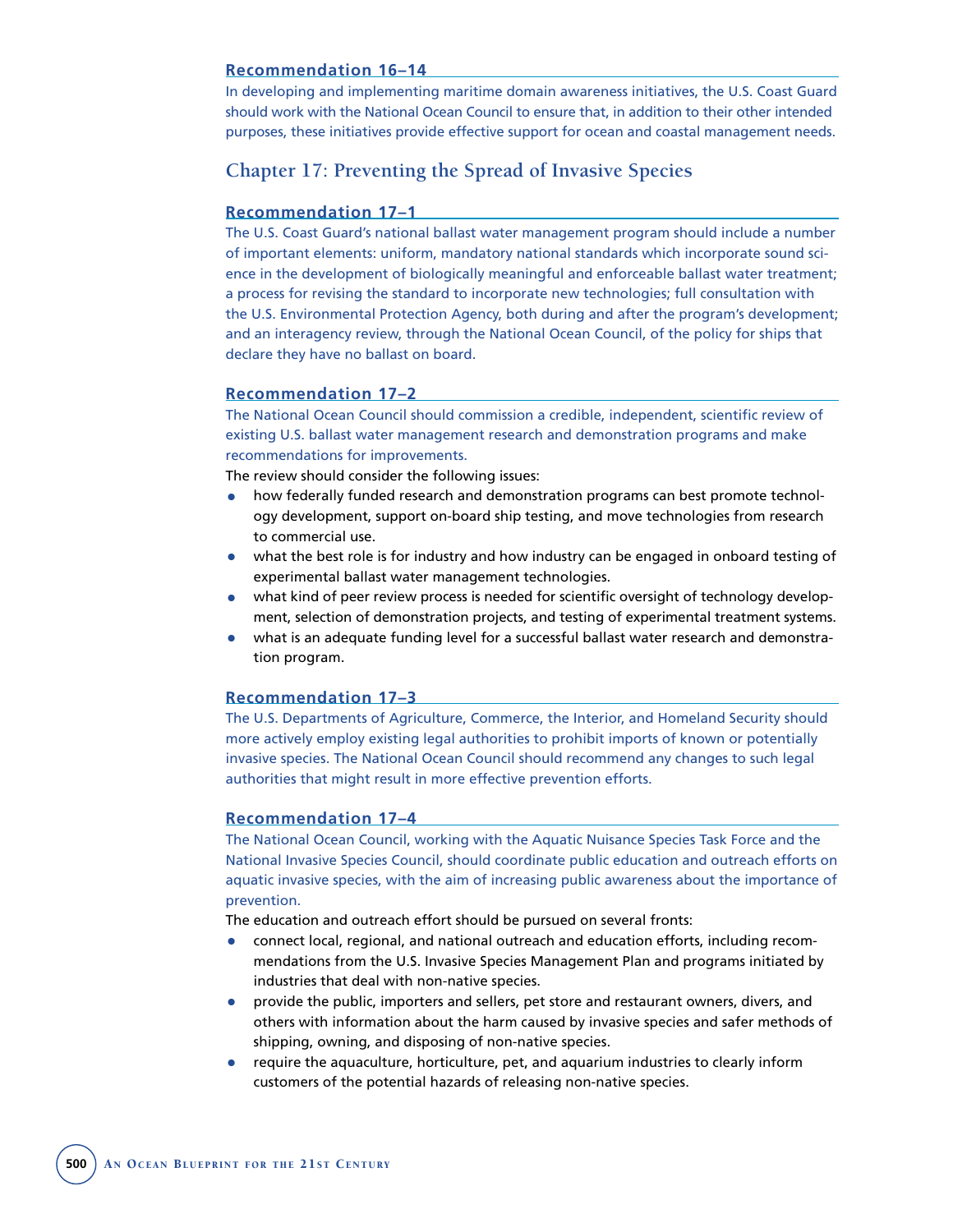### Recommendation 16–14

In developing and implementing maritime domain awareness initiatives, the U.S. Coast Guard should work with the National Ocean Council to ensure that, in addition to their other intended purposes, these initiatives provide effective support for ocean and coastal management needs.

## Chapter 17: Preventing the Spread of Invasive Species

### Recommendation 17–1

The U.S. Coast Guard's national ballast water management program should include a number of important elements: uniform, mandatory national standards which incorporate sound science in the development of biologically meaningful and enforceable ballast water treatment; a process for revising the standard to incorporate new technologies; full consultation with the U.S. Environmental Protection Agency, both during and after the program's development; and an interagency review, through the National Ocean Council, of the policy for ships that declare they have no ballast on board.

### Recommendation 17–2

The National Ocean Council should commission a credible, independent, scientific review of existing U.S. ballast water management research and demonstration programs and make recommendations for improvements.

The review should consider the following issues:

- how federally funded research and demonstration programs can best promote technology development, support on-board ship testing, and move technologies from research to commercial use.
- what the best role is for industry and how industry can be engaged in onboard testing of experimental ballast water management technologies.
- what kind of peer review process is needed for scientific oversight of technology development, selection of demonstration projects, and testing of experimental treatment systems.
- what is an adequate funding level for a successful ballast water research and demonstration program.

### Recommendation 17–3

The U.S. Departments of Agriculture, Commerce, the Interior, and Homeland Security should more actively employ existing legal authorities to prohibit imports of known or potentially invasive species. The National Ocean Council should recommend any changes to such legal authorities that might result in more effective prevention efforts.

### Recommendation 17–4

The National Ocean Council, working with the Aquatic Nuisance Species Task Force and the National Invasive Species Council, should coordinate public education and outreach efforts on aquatic invasive species, with the aim of increasing public awareness about the importance of prevention.

The education and outreach effort should be pursued on several fronts:

- connect local, regional, and national outreach and education efforts, including recommendations from the U.S. Invasive Species Management Plan and programs initiated by industries that deal with non-native species.
- provide the public, importers and sellers, pet store and restaurant owners, divers, and others with information about the harm caused by invasive species and safer methods of shipping, owning, and disposing of non-native species.
- require the aquaculture, horticulture, pet, and aquarium industries to clearly inform customers of the potential hazards of releasing non-native species.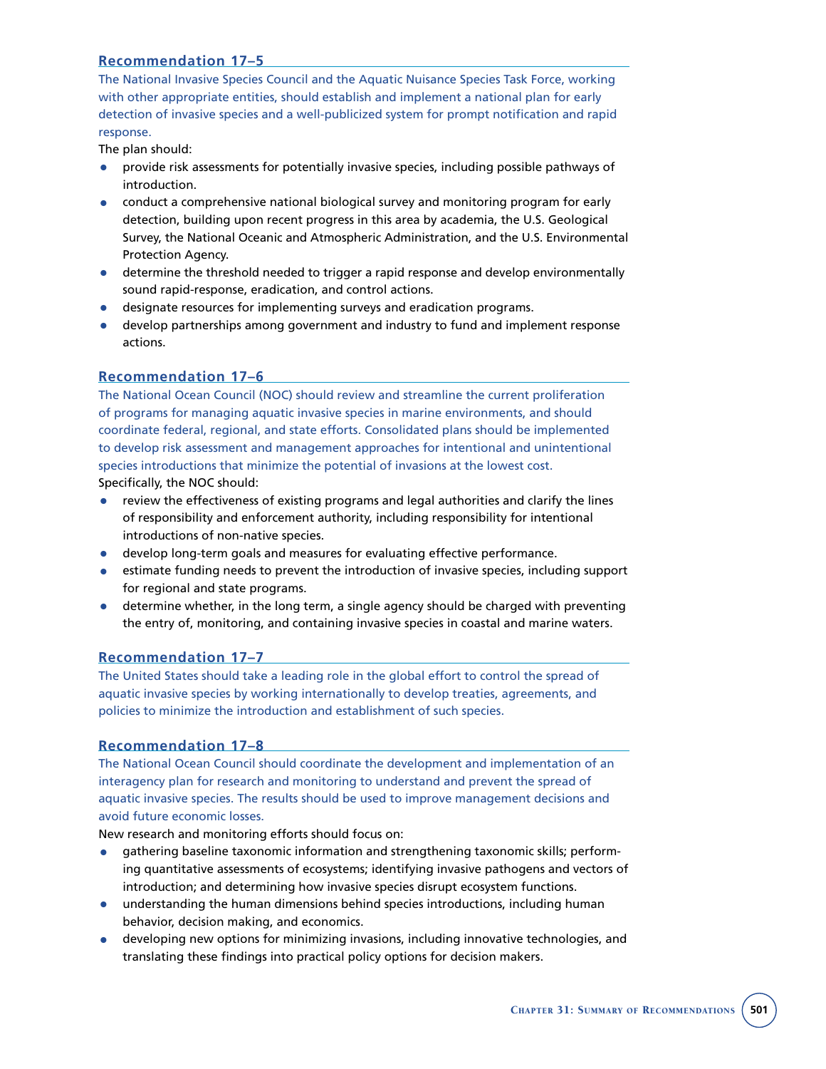### Recommendation 17–5

The National Invasive Species Council and the Aquatic Nuisance Species Task Force, working with other appropriate entities, should establish and implement a national plan for early detection of invasive species and a well-publicized system for prompt notification and rapid response.

The plan should:

- provide risk assessments for potentially invasive species, including possible pathways of introduction.
- conduct a comprehensive national biological survey and monitoring program for early detection, building upon recent progress in this area by academia, the U.S. Geological Survey, the National Oceanic and Atmospheric Administration, and the U.S. Environmental Protection Agency.
- determine the threshold needed to trigger a rapid response and develop environmentally sound rapid-response, eradication, and control actions.
- designate resources for implementing surveys and eradication programs.
- develop partnerships among government and industry to fund and implement response actions.

### Recommendation 17–6

The National Ocean Council (NOC) should review and streamline the current proliferation of programs for managing aquatic invasive species in marine environments, and should coordinate federal, regional, and state efforts. Consolidated plans should be implemented to develop risk assessment and management approaches for intentional and unintentional species introductions that minimize the potential of invasions at the lowest cost.

Specifically, the NOC should:

- review the effectiveness of existing programs and legal authorities and clarify the lines of responsibility and enforcement authority, including responsibility for intentional introductions of non-native species.
- develop long-term goals and measures for evaluating effective performance.
- estimate funding needs to prevent the introduction of invasive species, including support for regional and state programs.
- determine whether, in the long term, a single agency should be charged with preventing the entry of, monitoring, and containing invasive species in coastal and marine waters.

### Recommendation 17–7

The United States should take a leading role in the global effort to control the spread of aquatic invasive species by working internationally to develop treaties, agreements, and policies to minimize the introduction and establishment of such species.

### Recommendation 17–8

The National Ocean Council should coordinate the development and implementation of an interagency plan for research and monitoring to understand and prevent the spread of aquatic invasive species. The results should be used to improve management decisions and avoid future economic losses.

New research and monitoring efforts should focus on:

- gathering baseline taxonomic information and strengthening taxonomic skills; performing quantitative assessments of ecosystems; identifying invasive pathogens and vectors of introduction; and determining how invasive species disrupt ecosystem functions.
- understanding the human dimensions behind species introductions, including human behavior, decision making, and economics.
- developing new options for minimizing invasions, including innovative technologies, and translating these findings into practical policy options for decision makers.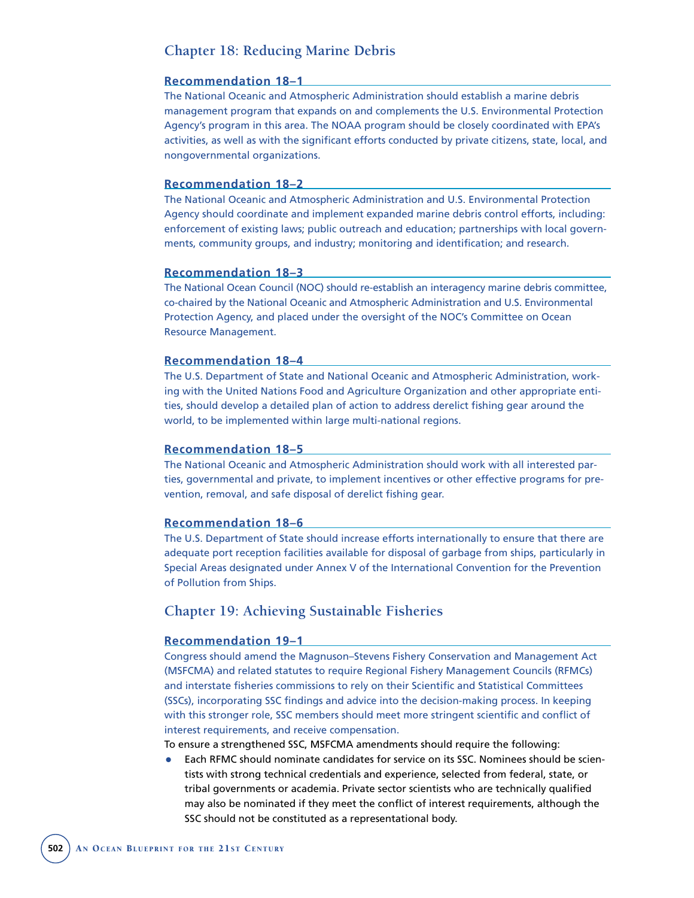## Chapter 18: Reducing Marine Debris

### Recommendation 18–1

The National Oceanic and Atmospheric Administration should establish a marine debris management program that expands on and complements the U.S. Environmental Protection Agency's program in this area. The NOAA program should be closely coordinated with EPA's activities, as well as with the significant efforts conducted by private citizens, state, local, and nongovernmental organizations.

### Recommendation 18–2

The National Oceanic and Atmospheric Administration and U.S. Environmental Protection Agency should coordinate and implement expanded marine debris control efforts, including: enforcement of existing laws; public outreach and education; partnerships with local governments, community groups, and industry; monitoring and identification; and research.

### Recommendation 18–3

The National Ocean Council (NOC) should re-establish an interagency marine debris committee, co-chaired by the National Oceanic and Atmospheric Administration and U.S. Environmental Protection Agency, and placed under the oversight of the NOC's Committee on Ocean Resource Management.

### Recommendation 18–4

The U.S. Department of State and National Oceanic and Atmospheric Administration, working with the United Nations Food and Agriculture Organization and other appropriate entities, should develop a detailed plan of action to address derelict fishing gear around the world, to be implemented within large multi-national regions.

### Recommendation 18–5

The National Oceanic and Atmospheric Administration should work with all interested parties, governmental and private, to implement incentives or other effective programs for prevention, removal, and safe disposal of derelict fishing gear.

### Recommendation 18–6

The U.S. Department of State should increase efforts internationally to ensure that there are adequate port reception facilities available for disposal of garbage from ships, particularly in Special Areas designated under Annex V of the International Convention for the Prevention of Pollution from Ships.

## Chapter 19: Achieving Sustainable Fisheries

### Recommendation 19–1

Congress should amend the Magnuson–Stevens Fishery Conservation and Management Act (MSFCMA) and related statutes to require Regional Fishery Management Councils (RFMCs) and interstate fisheries commissions to rely on their Scientific and Statistical Committees (SSCs), incorporating SSC findings and advice into the decision-making process. In keeping with this stronger role, SSC members should meet more stringent scientific and conflict of interest requirements, and receive compensation.

To ensure a strengthened SSC, MSFCMA amendments should require the following:

- Each RFMC should nominate candidates for service on its SSC. Nominees should be scientists with strong technical credentials and experience, selected from federal, state, or tribal governments or academia. Private sector scientists who are technically qualified may also be nominated if they meet the conflict of interest requirements, although the SSC should not be constituted as a representational body.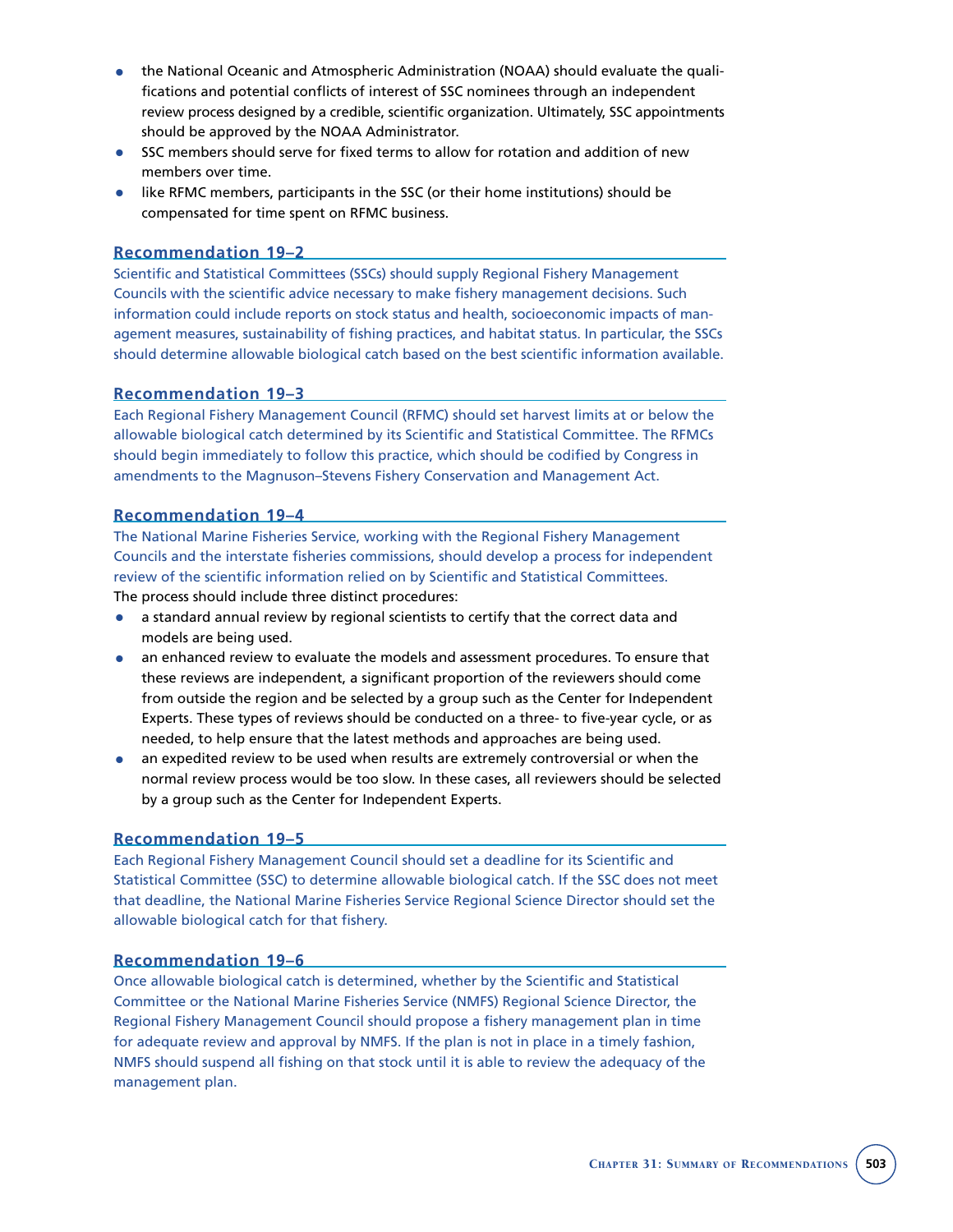- the National Oceanic and Atmospheric Administration (NOAA) should evaluate the qualifications and potential conflicts of interest of SSC nominees through an independent review process designed by a credible, scientific organization. Ultimately, SSC appointments should be approved by the NOAA Administrator.
- SSC members should serve for fixed terms to allow for rotation and addition of new members over time.
- like RFMC members, participants in the SSC (or their home institutions) should be compensated for time spent on RFMC business.

### Recommendation 19–2

Scientific and Statistical Committees (SSCs) should supply Regional Fishery Management Councils with the scientific advice necessary to make fishery management decisions. Such information could include reports on stock status and health, socioeconomic impacts of management measures, sustainability of fishing practices, and habitat status. In particular, the SSCs should determine allowable biological catch based on the best scientific information available.

### Recommendation 19–3

Each Regional Fishery Management Council (RFMC) should set harvest limits at or below the allowable biological catch determined by its Scientific and Statistical Committee. The RFMCs should begin immediately to follow this practice, which should be codified by Congress in amendments to the Magnuson–Stevens Fishery Conservation and Management Act.

### Recommendation 19–4

The National Marine Fisheries Service, working with the Regional Fishery Management Councils and the interstate fisheries commissions, should develop a process for independent review of the scientific information relied on by Scientific and Statistical Committees.

The process should include three distinct procedures:

- a standard annual review by regional scientists to certify that the correct data and models are being used.
- an enhanced review to evaluate the models and assessment procedures. To ensure that these reviews are independent, a significant proportion of the reviewers should come from outside the region and be selected by a group such as the Center for Independent Experts. These types of reviews should be conducted on a three- to five-year cycle, or as needed, to help ensure that the latest methods and approaches are being used.
- an expedited review to be used when results are extremely controversial or when the normal review process would be too slow. In these cases, all reviewers should be selected by a group such as the Center for Independent Experts.

### Recommendation 19–5

Each Regional Fishery Management Council should set a deadline for its Scientific and Statistical Committee (SSC) to determine allowable biological catch. If the SSC does not meet that deadline, the National Marine Fisheries Service Regional Science Director should set the allowable biological catch for that fishery.

### Recommendation 19–6

Once allowable biological catch is determined, whether by the Scientific and Statistical Committee or the National Marine Fisheries Service (NMFS) Regional Science Director, the Regional Fishery Management Council should propose a fishery management plan in time for adequate review and approval by NMFS. If the plan is not in place in a timely fashion, NMFS should suspend all fishing on that stock until it is able to review the adequacy of the management plan.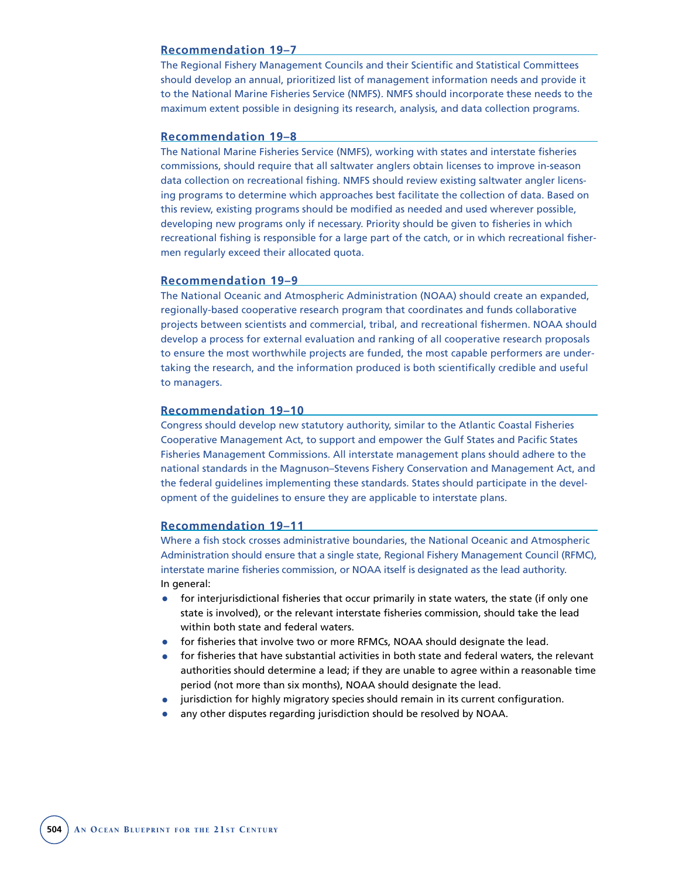### Recommendation 19–7

The Regional Fishery Management Councils and their Scientific and Statistical Committees should develop an annual, prioritized list of management information needs and provide it to the National Marine Fisheries Service (NMFS). NMFS should incorporate these needs to the maximum extent possible in designing its research, analysis, and data collection programs.

### Recommendation 19–8

The National Marine Fisheries Service (NMFS), working with states and interstate fisheries commissions, should require that all saltwater anglers obtain licenses to improve in-season data collection on recreational fishing. NMFS should review existing saltwater angler licensing programs to determine which approaches best facilitate the collection of data. Based on this review, existing programs should be modified as needed and used wherever possible, developing new programs only if necessary. Priority should be given to fisheries in which recreational fishing is responsible for a large part of the catch, or in which recreational fishermen regularly exceed their allocated quota.

### Recommendation 19–9

The National Oceanic and Atmospheric Administration (NOAA) should create an expanded, regionally-based cooperative research program that coordinates and funds collaborative projects between scientists and commercial, tribal, and recreational fishermen. NOAA should develop a process for external evaluation and ranking of all cooperative research proposals to ensure the most worthwhile projects are funded, the most capable performers are undertaking the research, and the information produced is both scientifically credible and useful to managers.

### Recommendation 19–10

Congress should develop new statutory authority, similar to the Atlantic Coastal Fisheries Cooperative Management Act, to support and empower the Gulf States and Pacific States Fisheries Management Commissions. All interstate management plans should adhere to the national standards in the Magnuson–Stevens Fishery Conservation and Management Act, and the federal guidelines implementing these standards. States should participate in the development of the guidelines to ensure they are applicable to interstate plans.

### Recommendation 19–11

Where a fish stock crosses administrative boundaries, the National Oceanic and Atmospheric Administration should ensure that a single state, Regional Fishery Management Council (RFMC), interstate marine fisheries commission, or NOAA itself is designated as the lead authority. In general:

- for interjurisdictional fisheries that occur primarily in state waters, the state (if only one state is involved), or the relevant interstate fisheries commission, should take the lead within both state and federal waters.
- for fisheries that involve two or more RFMCs, NOAA should designate the lead.
- for fisheries that have substantial activities in both state and federal waters, the relevant authorities should determine a lead; if they are unable to agree within a reasonable time period (not more than six months), NOAA should designate the lead.
- jurisdiction for highly migratory species should remain in its current configuration.
- any other disputes regarding jurisdiction should be resolved by NOAA.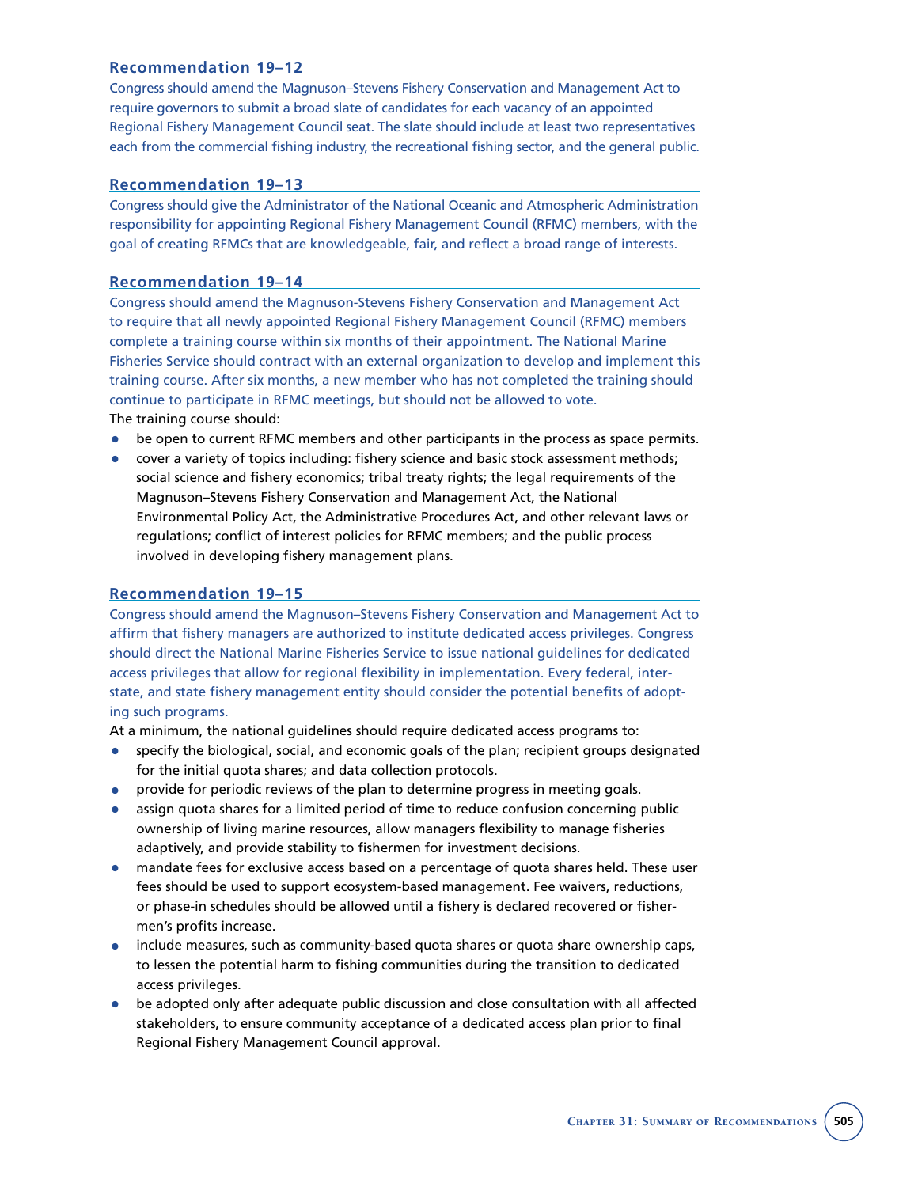### Recommendation 19–12

Congress should amend the Magnuson–Stevens Fishery Conservation and Management Act to require governors to submit a broad slate of candidates for each vacancy of an appointed Regional Fishery Management Council seat. The slate should include at least two representatives each from the commercial fishing industry, the recreational fishing sector, and the general public.

### Recommendation 19–13

Congress should give the Administrator of the National Oceanic and Atmospheric Administration responsibility for appointing Regional Fishery Management Council (RFMC) members, with the goal of creating RFMCs that are knowledgeable, fair, and reflect a broad range of interests.

### Recommendation 19–14

Congress should amend the Magnuson-Stevens Fishery Conservation and Management Act to require that all newly appointed Regional Fishery Management Council (RFMC) members complete a training course within six months of their appointment. The National Marine Fisheries Service should contract with an external organization to develop and implement this training course. After six months, a new member who has not completed the training should continue to participate in RFMC meetings, but should not be allowed to vote.

The training course should:

- be open to current RFMC members and other participants in the process as space permits.
- cover a variety of topics including: fishery science and basic stock assessment methods; social science and fishery economics; tribal treaty rights; the legal requirements of the Magnuson–Stevens Fishery Conservation and Management Act, the National Environmental Policy Act, the Administrative Procedures Act, and other relevant laws or regulations; conflict of interest policies for RFMC members; and the public process involved in developing fishery management plans.

### Recommendation 19–15

Congress should amend the Magnuson–Stevens Fishery Conservation and Management Act to affirm that fishery managers are authorized to institute dedicated access privileges. Congress should direct the National Marine Fisheries Service to issue national guidelines for dedicated access privileges that allow for regional flexibility in implementation. Every federal, interstate, and state fishery management entity should consider the potential benefits of adopting such programs.

At a minimum, the national guidelines should require dedicated access programs to:

- specify the biological, social, and economic goals of the plan; recipient groups designated for the initial quota shares; and data collection protocols.
- provide for periodic reviews of the plan to determine progress in meeting goals.
- assign quota shares for a limited period of time to reduce confusion concerning public ownership of living marine resources, allow managers flexibility to manage fisheries adaptively, and provide stability to fishermen for investment decisions.
- mandate fees for exclusive access based on a percentage of quota shares held. These user fees should be used to support ecosystem-based management. Fee waivers, reductions, or phase-in schedules should be allowed until a fishery is declared recovered or fishermen's profits increase.
- include measures, such as community-based quota shares or quota share ownership caps, to lessen the potential harm to fishing communities during the transition to dedicated access privileges.
- be adopted only after adequate public discussion and close consultation with all affected stakeholders, to ensure community acceptance of a dedicated access plan prior to final Regional Fishery Management Council approval.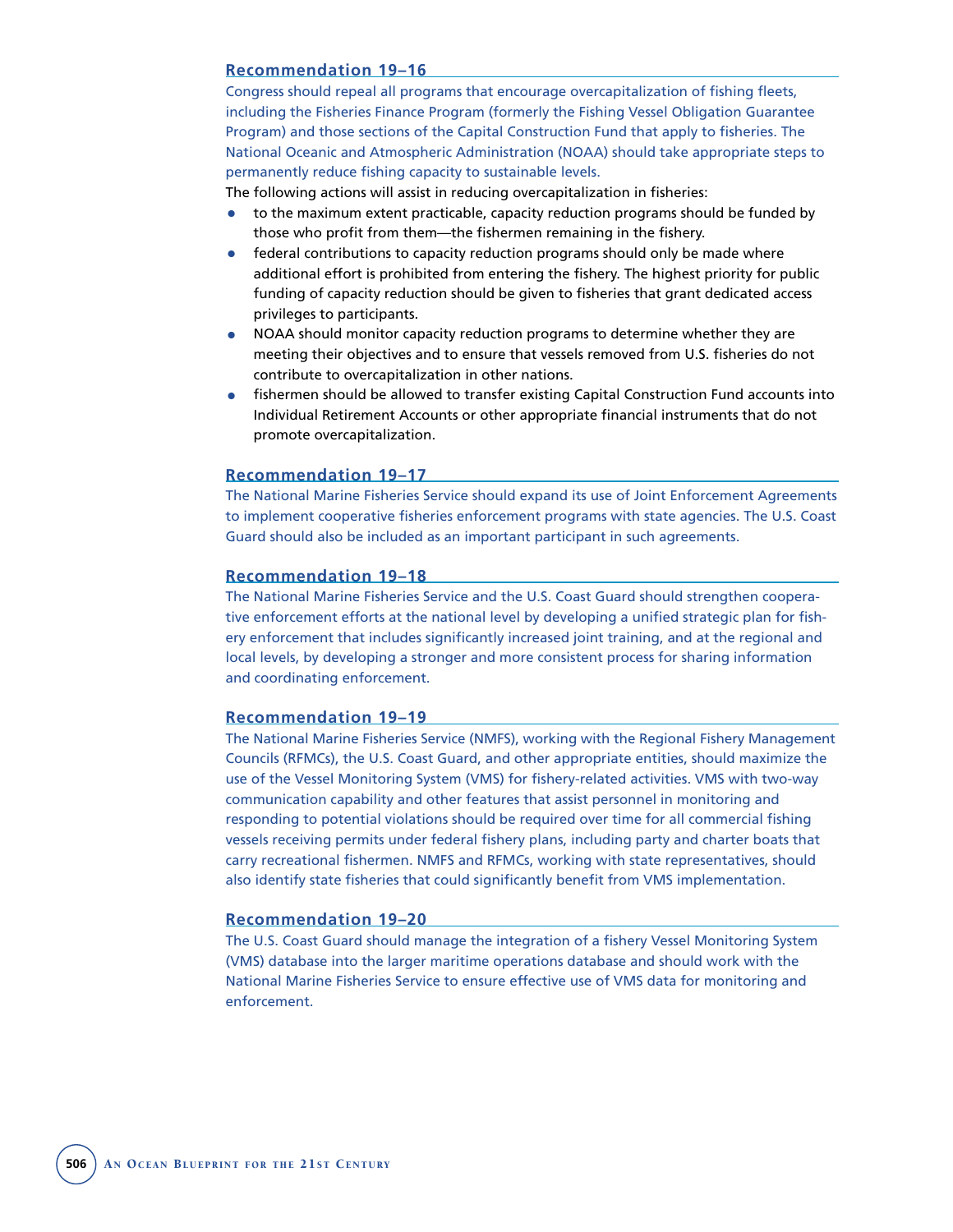### Recommendation 19–16

Congress should repeal all programs that encourage overcapitalization of fishing fleets, including the Fisheries Finance Program (formerly the Fishing Vessel Obligation Guarantee Program) and those sections of the Capital Construction Fund that apply to fisheries. The National Oceanic and Atmospheric Administration (NOAA) should take appropriate steps to permanently reduce fishing capacity to sustainable levels.

The following actions will assist in reducing overcapitalization in fisheries:

- to the maximum extent practicable, capacity reduction programs should be funded by those who profit from them—the fishermen remaining in the fishery.
- federal contributions to capacity reduction programs should only be made where additional effort is prohibited from entering the fishery. The highest priority for public funding of capacity reduction should be given to fisheries that grant dedicated access privileges to participants.
- NOAA should monitor capacity reduction programs to determine whether they are meeting their objectives and to ensure that vessels removed from U.S. fisheries do not contribute to overcapitalization in other nations.
- fishermen should be allowed to transfer existing Capital Construction Fund accounts into Individual Retirement Accounts or other appropriate financial instruments that do not promote overcapitalization.

### Recommendation 19–17

The National Marine Fisheries Service should expand its use of Joint Enforcement Agreements to implement cooperative fisheries enforcement programs with state agencies. The U.S. Coast Guard should also be included as an important participant in such agreements.

### Recommendation 19–18

The National Marine Fisheries Service and the U.S. Coast Guard should strengthen cooperative enforcement efforts at the national level by developing a unified strategic plan for fishery enforcement that includes significantly increased joint training, and at the regional and local levels, by developing a stronger and more consistent process for sharing information and coordinating enforcement.

### Recommendation 19–19

The National Marine Fisheries Service (NMFS), working with the Regional Fishery Management Councils (RFMCs), the U.S. Coast Guard, and other appropriate entities, should maximize the use of the Vessel Monitoring System (VMS) for fishery-related activities. VMS with two-way communication capability and other features that assist personnel in monitoring and responding to potential violations should be required over time for all commercial fishing vessels receiving permits under federal fishery plans, including party and charter boats that carry recreational fishermen. NMFS and RFMCs, working with state representatives, should also identify state fisheries that could significantly benefit from VMS implementation.

### Recommendation 19–20

The U.S. Coast Guard should manage the integration of a fishery Vessel Monitoring System (VMS) database into the larger maritime operations database and should work with the National Marine Fisheries Service to ensure effective use of VMS data for monitoring and enforcement.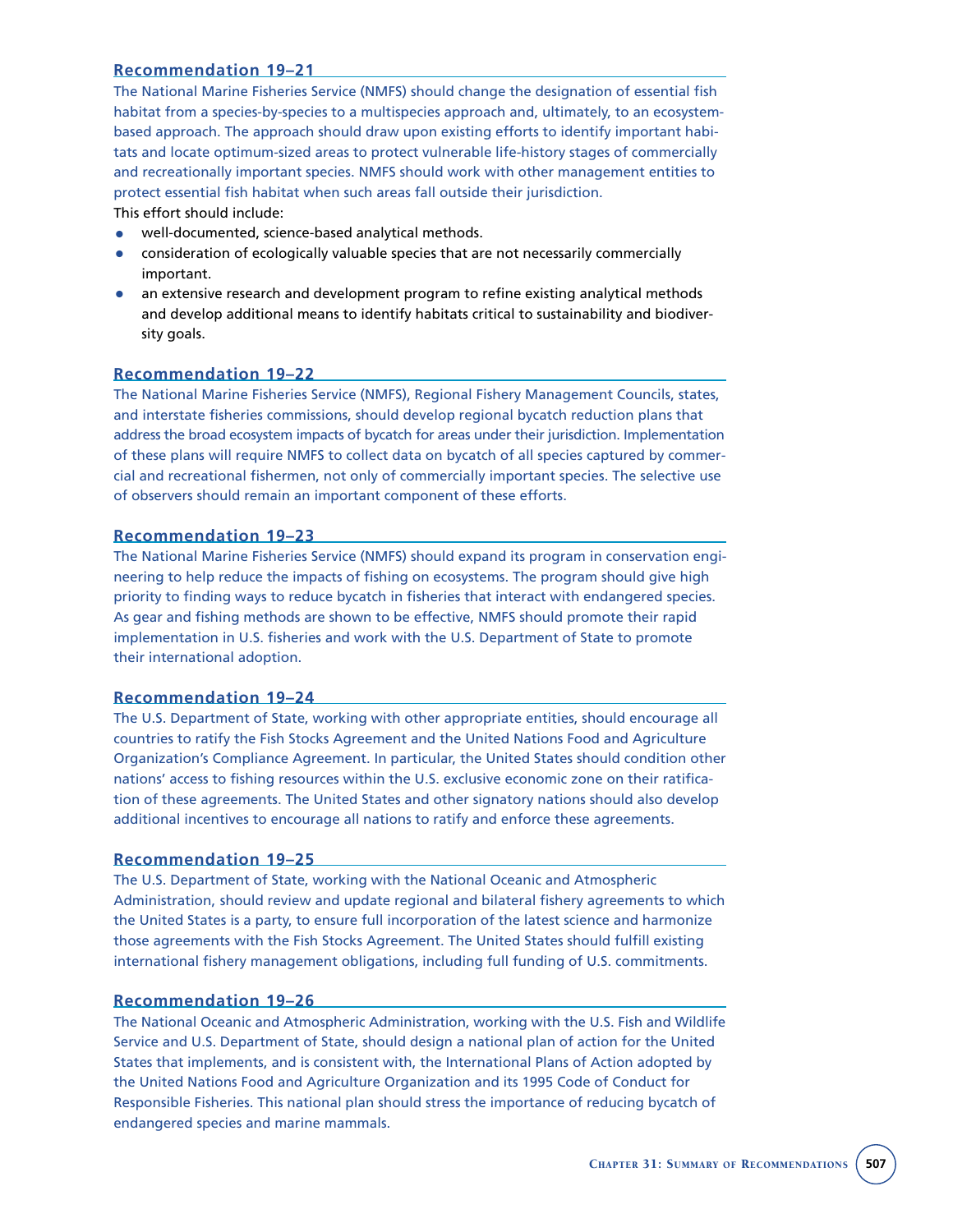### Recommendation 19–21

The National Marine Fisheries Service (NMFS) should change the designation of essential fish habitat from a species-by-species to a multispecies approach and, ultimately, to an ecosystem-based approach. The approach should draw upon existing efforts to identify important habitats and locate optimum-sized areas to protect vulnerable life-history stages of commercially and recreationally important species. NMFS should work with other management entities to protect essential fish habitat when such areas fall outside their jurisdiction.

This effort should include:

- well-documented, science-based analytical methods.
- consideration of ecologically valuable species that are not necessarily commercially important.
- an extensive research and development program to refine existing analytical methods and develop additional means to identify habitats critical to sustainability and biodiversity goals.

### Recommendation 19–22

The National Marine Fisheries Service (NMFS), Regional Fishery Management Councils, states, and interstate fisheries commissions, should develop regional bycatch reduction plans that address the broad ecosystem impacts of bycatch for areas under their jurisdiction. Implementation of these plans will require NMFS to collect data on bycatch of all species captured by commercial and recreational fishermen, not only of commercially important species. The selective use of observers should remain an important component of these efforts.

### Recommendation 19–23

The National Marine Fisheries Service (NMFS) should expand its program in conservation engineering to help reduce the impacts of fishing on ecosystems. The program should give high priority to finding ways to reduce bycatch in fisheries that interact with endangered species. As gear and fishing methods are shown to be effective, NMFS should promote their rapid implementation in U.S. fisheries and work with the U.S. Department of State to promote their international adoption.

### Recommendation 19–24

The U.S. Department of State, working with other appropriate entities, should encourage all countries to ratify the Fish Stocks Agreement and the United Nations Food and Agriculture Organization's Compliance Agreement. In particular, the United States should condition other nations' access to fishing resources within the U.S. exclusive economic zone on their ratification of these agreements. The United States and other signatory nations should also develop additional incentives to encourage all nations to ratify and enforce these agreements.

### Recommendation 19–25

The U.S. Department of State, working with the National Oceanic and Atmospheric Administration, should review and update regional and bilateral fishery agreements to which the United States is a party, to ensure full incorporation of the latest science and harmonize those agreements with the Fish Stocks Agreement. The United States should fulfill existing international fishery management obligations, including full funding of U.S. commitments.

### Recommendation 19–26

The National Oceanic and Atmospheric Administration, working with the U.S. Fish and Wildlife Service and U.S. Department of State, should design a national plan of action for the United States that implements, and is consistent with, the International Plans of Action adopted by the United Nations Food and Agriculture Organization and its 1995 Code of Conduct for Responsible Fisheries. This national plan should stress the importance of reducing bycatch of endangered species and marine mammals.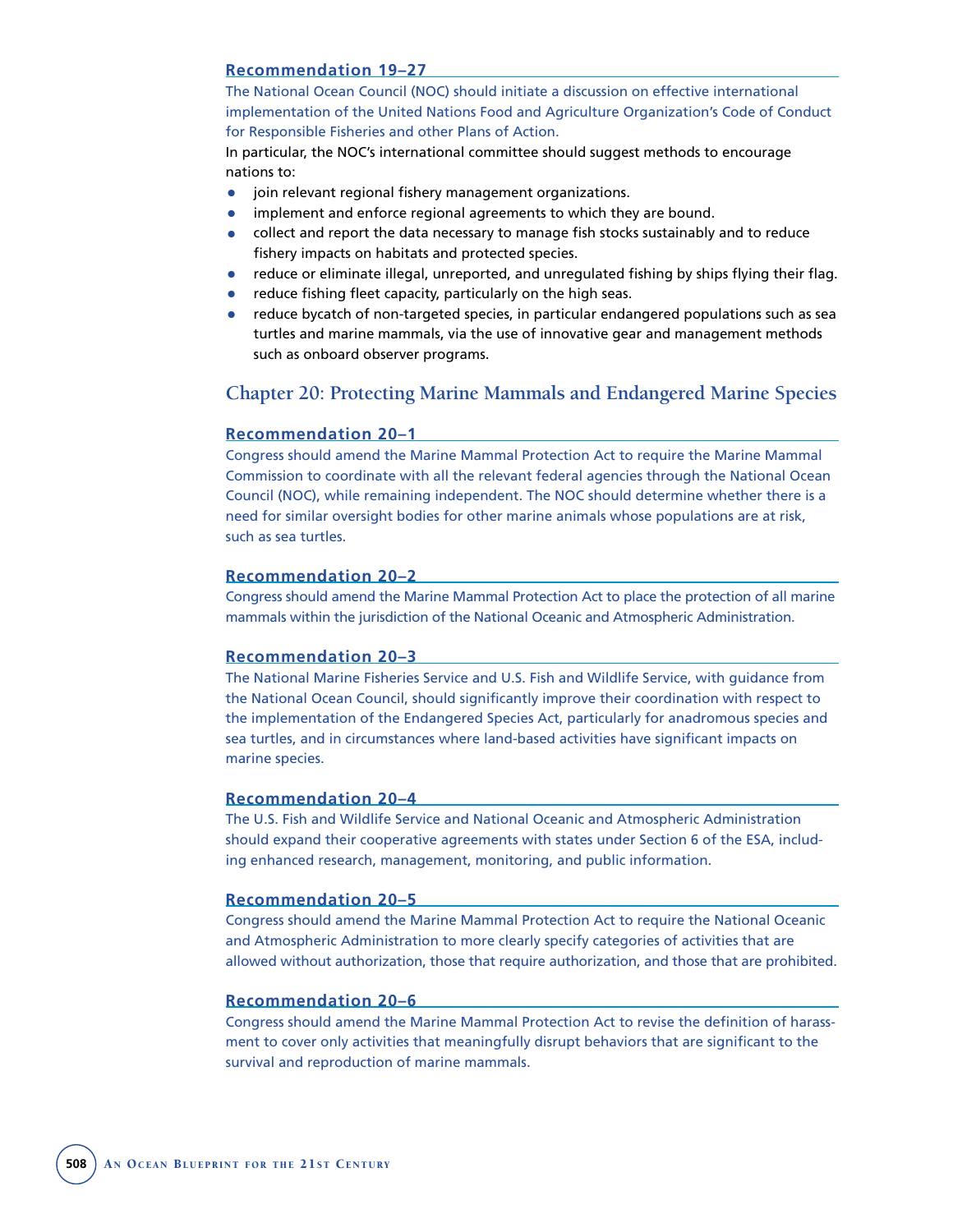### Recommendation 19–27

The National Ocean Council (NOC) should initiate a discussion on effective international implementation of the United Nations Food and Agriculture Organization's Code of Conduct for Responsible Fisheries and other Plans of Action.

In particular, the NOC's international committee should suggest methods to encourage nations to:

- join relevant regional fishery management organizations.
- implement and enforce regional agreements to which they are bound.
- collect and report the data necessary to manage fish stocks sustainably and to reduce fishery impacts on habitats and protected species.
- reduce or eliminate illegal, unreported, and unregulated fishing by ships flying their flag.
- reduce fishing fleet capacity, particularly on the high seas.
- reduce bycatch of non-targeted species, in particular endangered populations such as sea turtles and marine mammals, via the use of innovative gear and management methods such as onboard observer programs.

## Chapter 20: Protecting Marine Mammals and Endangered Marine Species

### Recommendation 20–1

Congress should amend the Marine Mammal Protection Act to require the Marine Mammal Commission to coordinate with all the relevant federal agencies through the National Ocean Council (NOC), while remaining independent. The NOC should determine whether there is a need for similar oversight bodies for other marine animals whose populations are at risk, such as sea turtles.

### Recommendation 20–2

Congress should amend the Marine Mammal Protection Act to place the protection of all marine mammals within the jurisdiction of the National Oceanic and Atmospheric Administration.

### Recommendation 20–3

The National Marine Fisheries Service and U.S. Fish and Wildlife Service, with guidance from the National Ocean Council, should significantly improve their coordination with respect to the implementation of the Endangered Species Act, particularly for anadromous species and sea turtles, and in circumstances where land-based activities have significant impacts on marine species.

### Recommendation 20–4

The U.S. Fish and Wildlife Service and National Oceanic and Atmospheric Administration should expand their cooperative agreements with states under Section 6 of the ESA, including enhanced research, management, monitoring, and public information.

### Recommendation 20–5

Congress should amend the Marine Mammal Protection Act to require the National Oceanic and Atmospheric Administration to more clearly specify categories of activities that are allowed without authorization, those that require authorization, and those that are prohibited.

### Recommendation 20–6

Congress should amend the Marine Mammal Protection Act to revise the definition of harassment to cover only activities that meaningfully disrupt behaviors that are significant to the survival and reproduction of marine mammals.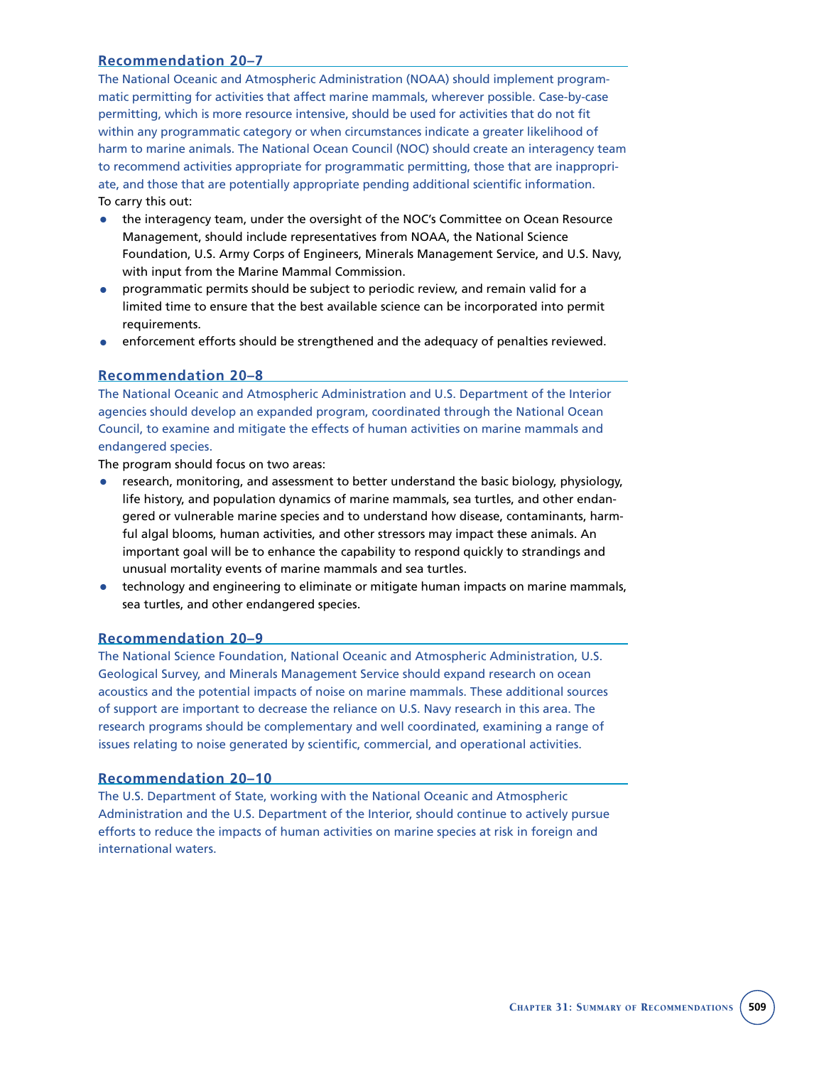### Recommendation 20–7

The National Oceanic and Atmospheric Administration (NOAA) should implement programmatic permitting for activities that affect marine mammals, wherever possible. Case-by-case permitting, which is more resource intensive, should be used for activities that do not fit within any programmatic category or when circumstances indicate a greater likelihood of harm to marine animals. The National Ocean Council (NOC) should create an interagency team to recommend activities appropriate for programmatic permitting, those that are inappropriate, and those that are potentially appropriate pending additional scientific information.

To carry this out:

- the interagency team, under the oversight of the NOC's Committee on Ocean Resource Management, should include representatives from NOAA, the National Science Foundation, U.S. Army Corps of Engineers, Minerals Management Service, and U.S. Navy, with input from the Marine Mammal Commission.
- programmatic permits should be subject to periodic review, and remain valid for a limited time to ensure that the best available science can be incorporated into permit requirements.
- enforcement efforts should be strengthened and the adequacy of penalties reviewed.

### Recommendation 20–8

The National Oceanic and Atmospheric Administration and U.S. Department of the Interior agencies should develop an expanded program, coordinated through the National Ocean Council, to examine and mitigate the effects of human activities on marine mammals and endangered species.

The program should focus on two areas:

- research, monitoring, and assessment to better understand the basic biology, physiology, life history, and population dynamics of marine mammals, sea turtles, and other endangered or vulnerable marine species and to understand how disease, contaminants, harmful algal blooms, human activities, and other stressors may impact these animals. An important goal will be to enhance the capability to respond quickly to strandings and unusual mortality events of marine mammals and sea turtles.
- technology and engineering to eliminate or mitigate human impacts on marine mammals, sea turtles, and other endangered species.

### Recommendation 20–9

The National Science Foundation, National Oceanic and Atmospheric Administration, U.S. Geological Survey, and Minerals Management Service should expand research on ocean acoustics and the potential impacts of noise on marine mammals. These additional sources of support are important to decrease the reliance on U.S. Navy research in this area. The research programs should be complementary and well coordinated, examining a range of issues relating to noise generated by scientific, commercial, and operational activities.

### Recommendation 20–10

The U.S. Department of State, working with the National Oceanic and Atmospheric Administration and the U.S. Department of the Interior, should continue to actively pursue efforts to reduce the impacts of human activities on marine species at risk in foreign and international waters.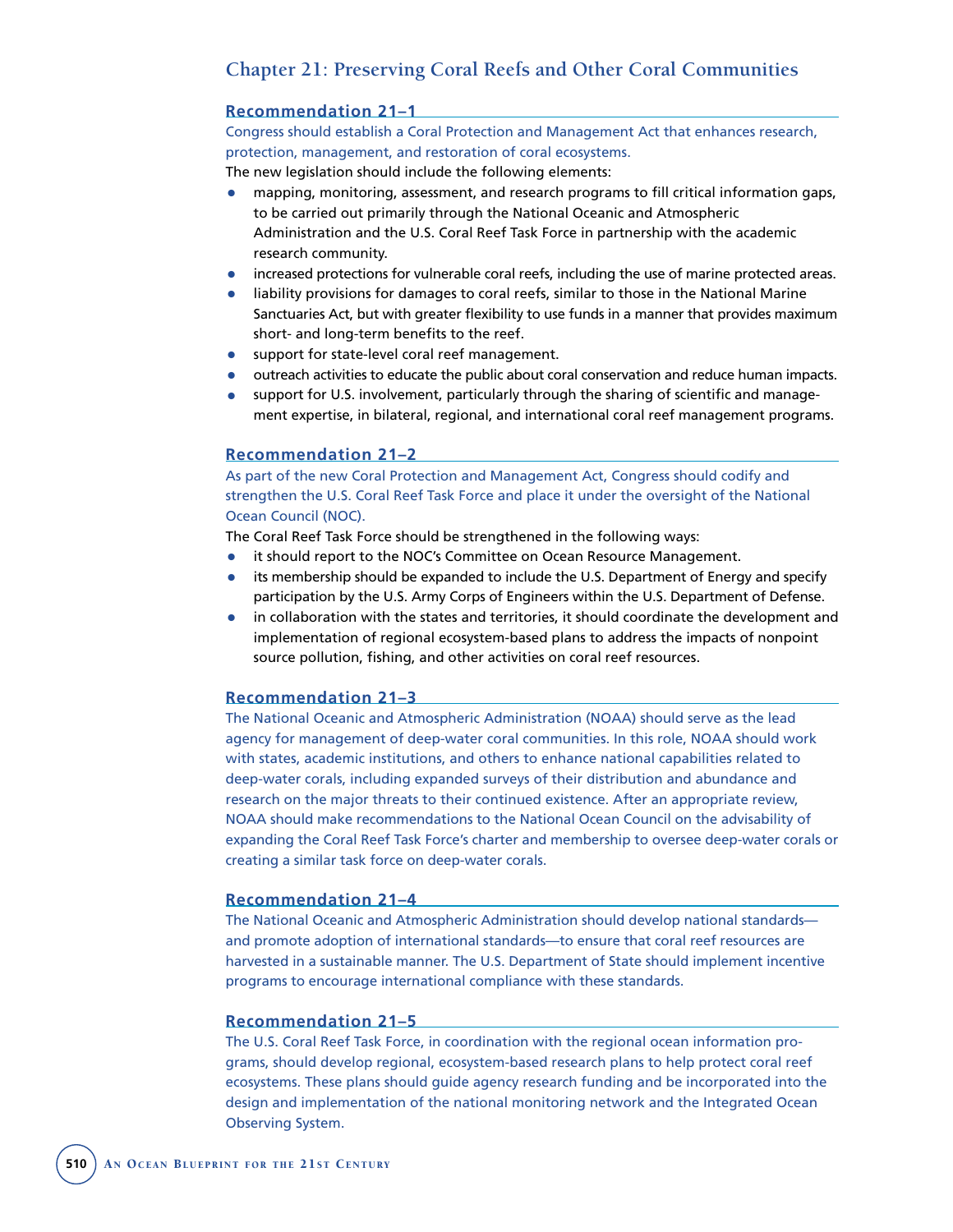## Chapter 21: Preserving Coral Reefs and Other Coral Communities

### Recommendation 21–1

Congress should establish a Coral Protection and Management Act that enhances research, protection, management, and restoration of coral ecosystems.

The new legislation should include the following elements:

- mapping, monitoring, assessment, and research programs to fill critical information gaps, to be carried out primarily through the National Oceanic and Atmospheric Administration and the U.S. Coral Reef Task Force in partnership with the academic research community.
- increased protections for vulnerable coral reefs, including the use of marine protected areas.
- liability provisions for damages to coral reefs, similar to those in the National Marine Sanctuaries Act, but with greater flexibility to use funds in a manner that provides maximum short- and long-term benefits to the reef.
- support for state-level coral reef management.
- outreach activities to educate the public about coral conservation and reduce human impacts.
- support for U.S. involvement, particularly through the sharing of scientific and management expertise, in bilateral, regional, and international coral reef management programs.

### Recommendation 21–2

As part of the new Coral Protection and Management Act, Congress should codify and strengthen the U.S. Coral Reef Task Force and place it under the oversight of the National Ocean Council (NOC).

The Coral Reef Task Force should be strengthened in the following ways:

- it should report to the NOC's Committee on Ocean Resource Management.
- its membership should be expanded to include the U.S. Department of Energy and specify participation by the U.S. Army Corps of Engineers within the U.S. Department of Defense.
- in collaboration with the states and territories, it should coordinate the development and implementation of regional ecosystem-based plans to address the impacts of nonpoint source pollution, fishing, and other activities on coral reef resources.

### Recommendation 21–3

The National Oceanic and Atmospheric Administration (NOAA) should serve as the lead agency for management of deep-water coral communities. In this role, NOAA should work with states, academic institutions, and others to enhance national capabilities related to deep-water corals, including expanded surveys of their distribution and abundance and research on the major threats to their continued existence. After an appropriate review, NOAA should make recommendations to the National Ocean Council on the advisability of expanding the Coral Reef Task Force's charter and membership to oversee deep-water corals or creating a similar task force on deep-water corals.

### Recommendation 21–4

The National Oceanic and Atmospheric Administration should develop national standards—and promote adoption of international standards—to ensure that coral reef resources are harvested in a sustainable manner. The U.S. Department of State should implement incentive programs to encourage international compliance with these standards.

### Recommendation 21–5

The U.S. Coral Reef Task Force, in coordination with the regional ocean information programs, should develop regional, ecosystem-based research plans to help protect coral reef ecosystems. These plans should guide agency research funding and be incorporated into the design and implementation of the national monitoring network and the Integrated Ocean Observing System.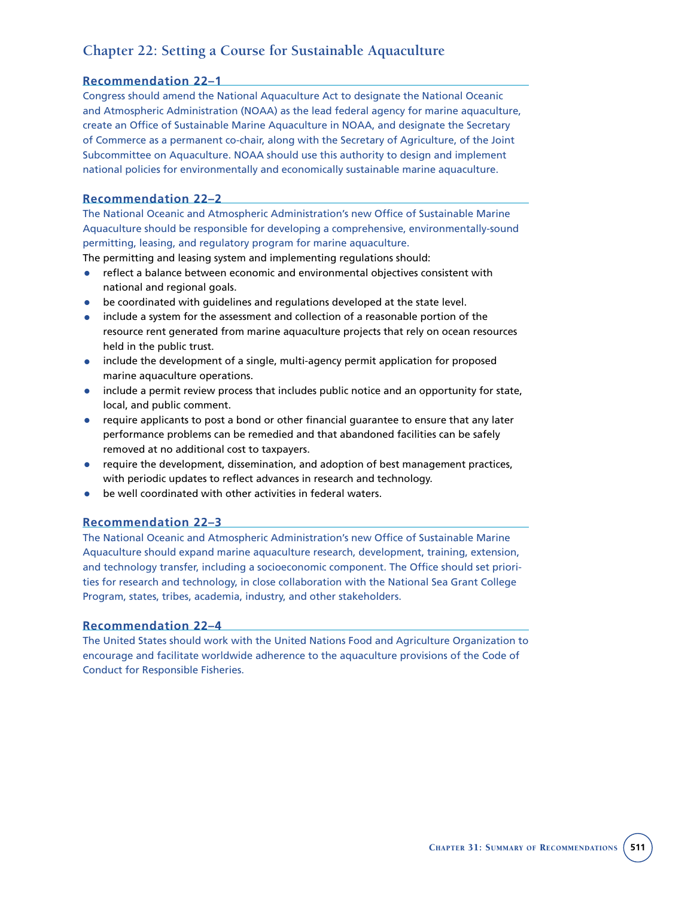## Chapter 22: Setting a Course for Sustainable Aquaculture

### Recommendation 22–1

Congress should amend the National Aquaculture Act to designate the National Oceanic and Atmospheric Administration (NOAA) as the lead federal agency for marine aquaculture, create an Office of Sustainable Marine Aquaculture in NOAA, and designate the Secretary of Commerce as a permanent co-chair, along with the Secretary of Agriculture, of the Joint Subcommittee on Aquaculture. NOAA should use this authority to design and implement national policies for environmentally and economically sustainable marine aquaculture.

### Recommendation 22–2

The National Oceanic and Atmospheric Administration's new Office of Sustainable Marine Aquaculture should be responsible for developing a comprehensive, environmentally-sound permitting, leasing, and regulatory program for marine aquaculture.

The permitting and leasing system and implementing regulations should:

- reflect a balance between economic and environmental objectives consistent with national and regional goals.
- be coordinated with guidelines and regulations developed at the state level.
- include a system for the assessment and collection of a reasonable portion of the resource rent generated from marine aquaculture projects that rely on ocean resources held in the public trust.
- include the development of a single, multi-agency permit application for proposed marine aquaculture operations.
- include a permit review process that includes public notice and an opportunity for state, local, and public comment.
- require applicants to post a bond or other financial guarantee to ensure that any later performance problems can be remedied and that abandoned facilities can be safely removed at no additional cost to taxpayers.
- require the development, dissemination, and adoption of best management practices, with periodic updates to reflect advances in research and technology.
- be well coordinated with other activities in federal waters.

### Recommendation 22–3

The National Oceanic and Atmospheric Administration's new Office of Sustainable Marine Aquaculture should expand marine aquaculture research, development, training, extension, and technology transfer, including a socioeconomic component. The Office should set priorities for research and technology, in close collaboration with the National Sea Grant College Program, states, tribes, academia, industry, and other stakeholders.

### Recommendation 22–4

The United States should work with the United Nations Food and Agriculture Organization to encourage and facilitate worldwide adherence to the aquaculture provisions of the Code of Conduct for Responsible Fisheries.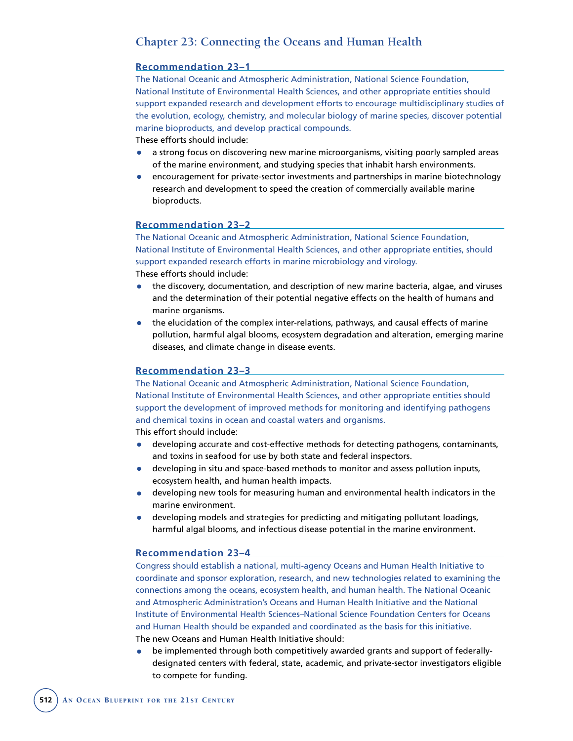## Chapter 23: Connecting the Oceans and Human Health

### Recommendation 23–1

The National Oceanic and Atmospheric Administration, National Science Foundation, National Institute of Environmental Health Sciences, and other appropriate entities should support expanded research and development efforts to encourage multidisciplinary studies of the evolution, ecology, chemistry, and molecular biology of marine species, discover potential marine bioproducts, and develop practical compounds.

These efforts should include:

- a strong focus on discovering new marine microorganisms, visiting poorly sampled areas of the marine environment, and studying species that inhabit harsh environments.
- encouragement for private-sector investments and partnerships in marine biotechnology research and development to speed the creation of commercially available marine bioproducts.

### Recommendation 23–2

The National Oceanic and Atmospheric Administration, National Science Foundation, National Institute of Environmental Health Sciences, and other appropriate entities, should support expanded research efforts in marine microbiology and virology.

These efforts should include:

- the discovery, documentation, and description of new marine bacteria, algae, and viruses and the determination of their potential negative effects on the health of humans and marine organisms.
- the elucidation of the complex inter-relations, pathways, and causal effects of marine pollution, harmful algal blooms, ecosystem degradation and alteration, emerging marine diseases, and climate change in disease events.

### Recommendation 23–3

The National Oceanic and Atmospheric Administration, National Science Foundation, National Institute of Environmental Health Sciences, and other appropriate entities should support the development of improved methods for monitoring and identifying pathogens and chemical toxins in ocean and coastal waters and organisms.

This effort should include:

- developing accurate and cost-effective methods for detecting pathogens, contaminants, and toxins in seafood for use by both state and federal inspectors.
- developing in situ and space-based methods to monitor and assess pollution inputs, ecosystem health, and human health impacts.
- developing new tools for measuring human and environmental health indicators in the marine environment.
- developing models and strategies for predicting and mitigating pollutant loadings, harmful algal blooms, and infectious disease potential in the marine environment.

### Recommendation 23–4

Congress should establish a national, multi-agency Oceans and Human Health Initiative to coordinate and sponsor exploration, research, and new technologies related to examining the connections among the oceans, ecosystem health, and human health. The National Oceanic and Atmospheric Administration's Oceans and Human Health Initiative and the National Institute of Environmental Health Sciences–National Science Foundation Centers for Oceans and Human Health should be expanded and coordinated as the basis for this initiative.

The new Oceans and Human Health Initiative should:

- be implemented through both competitively awarded grants and support of federally-designated centers with federal, state, academic, and private-sector investigators eligible to compete for funding.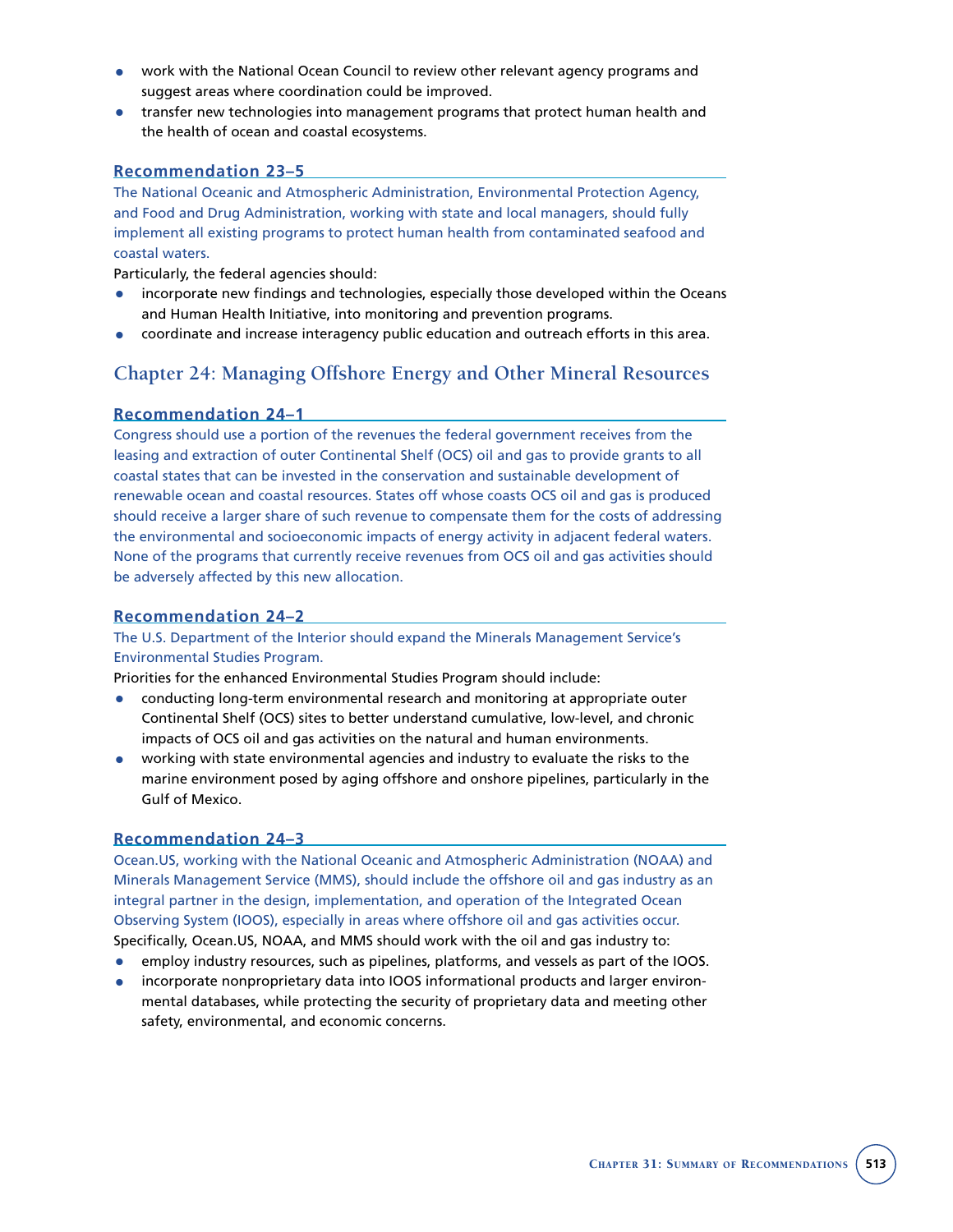- work with the National Ocean Council to review other relevant agency programs and suggest areas where coordination could be improved.
- transfer new technologies into management programs that protect human health and the health of ocean and coastal ecosystems.

### Recommendation 23–5

The National Oceanic and Atmospheric Administration, Environmental Protection Agency, and Food and Drug Administration, working with state and local managers, should fully implement all existing programs to protect human health from contaminated seafood and coastal waters.

Particularly, the federal agencies should:

- incorporate new findings and technologies, especially those developed within the Oceans and Human Health Initiative, into monitoring and prevention programs.
- coordinate and increase interagency public education and outreach efforts in this area.

## Chapter 24: Managing Offshore Energy and Other Mineral Resources

### Recommendation 24–1

Congress should use a portion of the revenues the federal government receives from the leasing and extraction of outer Continental Shelf (OCS) oil and gas to provide grants to all coastal states that can be invested in the conservation and sustainable development of renewable ocean and coastal resources. States off whose coasts OCS oil and gas is produced should receive a larger share of such revenue to compensate them for the costs of addressing the environmental and socioeconomic impacts of energy activity in adjacent federal waters. None of the programs that currently receive revenues from OCS oil and gas activities should be adversely affected by this new allocation.

### Recommendation 24–2

The U.S. Department of the Interior should expand the Minerals Management Service's Environmental Studies Program.

Priorities for the enhanced Environmental Studies Program should include:

- conducting long-term environmental research and monitoring at appropriate outer Continental Shelf (OCS) sites to better understand cumulative, low-level, and chronic impacts of OCS oil and gas activities on the natural and human environments.
- working with state environmental agencies and industry to evaluate the risks to the marine environment posed by aging offshore and onshore pipelines, particularly in the Gulf of Mexico.

### Recommendation 24–3

Ocean.US, working with the National Oceanic and Atmospheric Administration (NOAA) and Minerals Management Service (MMS), should include the offshore oil and gas industry as an integral partner in the design, implementation, and operation of the Integrated Ocean Observing System (IOOS), especially in areas where offshore oil and gas activities occur.

Specifically, Ocean.US, NOAA, and MMS should work with the oil and gas industry to:

- employ industry resources, such as pipelines, platforms, and vessels as part of the IOOS.
- incorporate nonproprietary data into IOOS informational products and larger environmental databases, while protecting the security of proprietary data and meeting other safety, environmental, and economic concerns.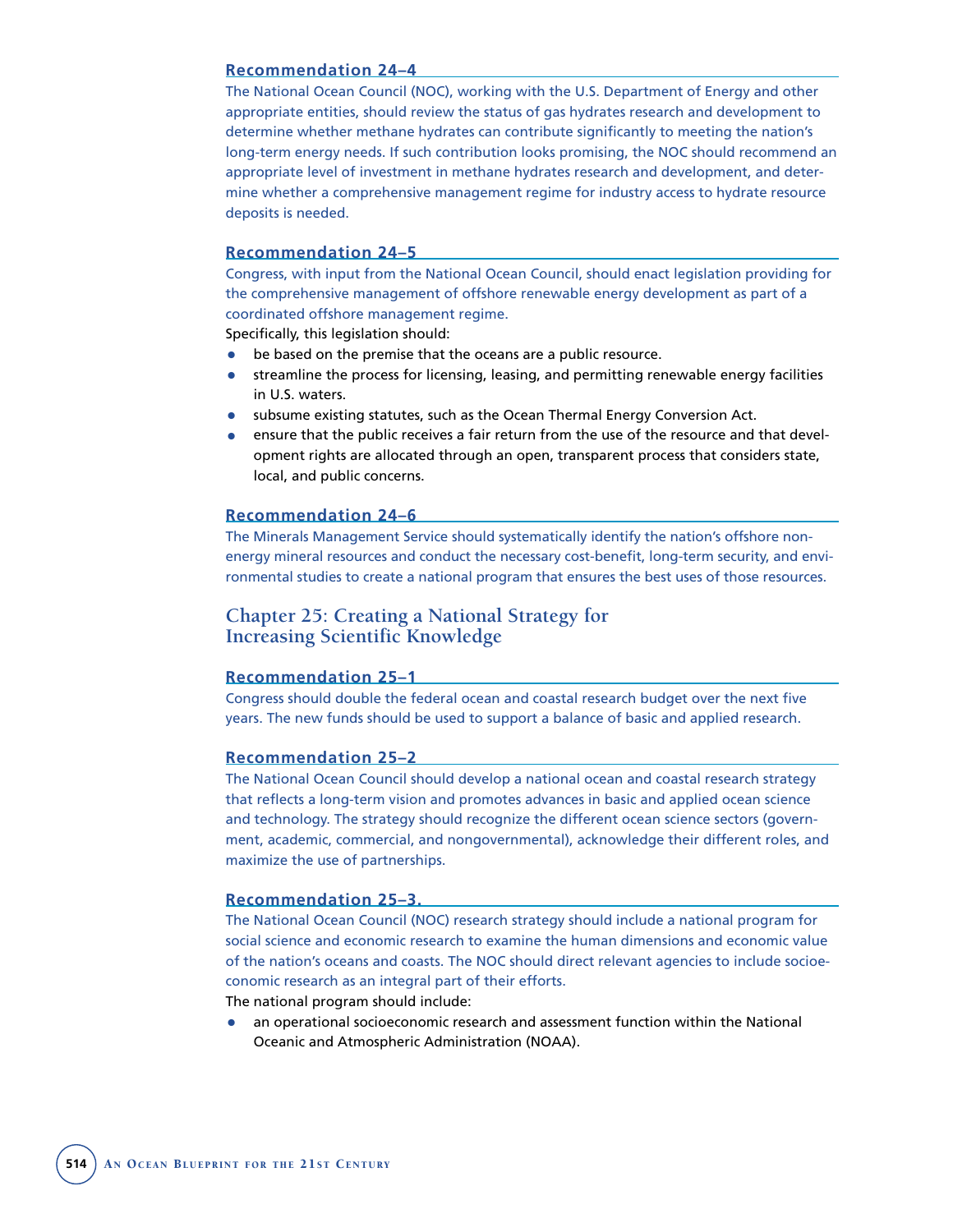### Recommendation 24–4

The National Ocean Council (NOC), working with the U.S. Department of Energy and other appropriate entities, should review the status of gas hydrates research and development to determine whether methane hydrates can contribute significantly to meeting the nation's long-term energy needs. If such contribution looks promising, the NOC should recommend an appropriate level of investment in methane hydrates research and development, and determine whether a comprehensive management regime for industry access to hydrate resource deposits is needed.

### Recommendation 24–5

Congress, with input from the National Ocean Council, should enact legislation providing for the comprehensive management of offshore renewable energy development as part of a coordinated offshore management regime.

Specifically, this legislation should:

- be based on the premise that the oceans are a public resource.
- streamline the process for licensing, leasing, and permitting renewable energy facilities in U.S. waters.
- subsume existing statutes, such as the Ocean Thermal Energy Conversion Act.
- ensure that the public receives a fair return from the use of the resource and that development rights are allocated through an open, transparent process that considers state, local, and public concerns.

### Recommendation 24–6

The Minerals Management Service should systematically identify the nation's offshore non-energy mineral resources and conduct the necessary cost-benefit, long-term security, and environmental studies to create a national program that ensures the best uses of those resources.

## Chapter 25: Creating a National Strategy for Increasing Scientific Knowledge

### Recommendation 25–1

Congress should double the federal ocean and coastal research budget over the next five years. The new funds should be used to support a balance of basic and applied research.

### Recommendation 25–2

The National Ocean Council should develop a national ocean and coastal research strategy that reflects a long-term vision and promotes advances in basic and applied ocean science and technology. The strategy should recognize the different ocean science sectors (government, academic, commercial, and nongovernmental), acknowledge their different roles, and maximize the use of partnerships.

### Recommendation 25–3.

The National Ocean Council (NOC) research strategy should include a national program for social science and economic research to examine the human dimensions and economic value of the nation's oceans and coasts. The NOC should direct relevant agencies to include socioeconomic research as an integral part of their efforts.

The national program should include:

- an operational socioeconomic research and assessment function within the National Oceanic and Atmospheric Administration (NOAA).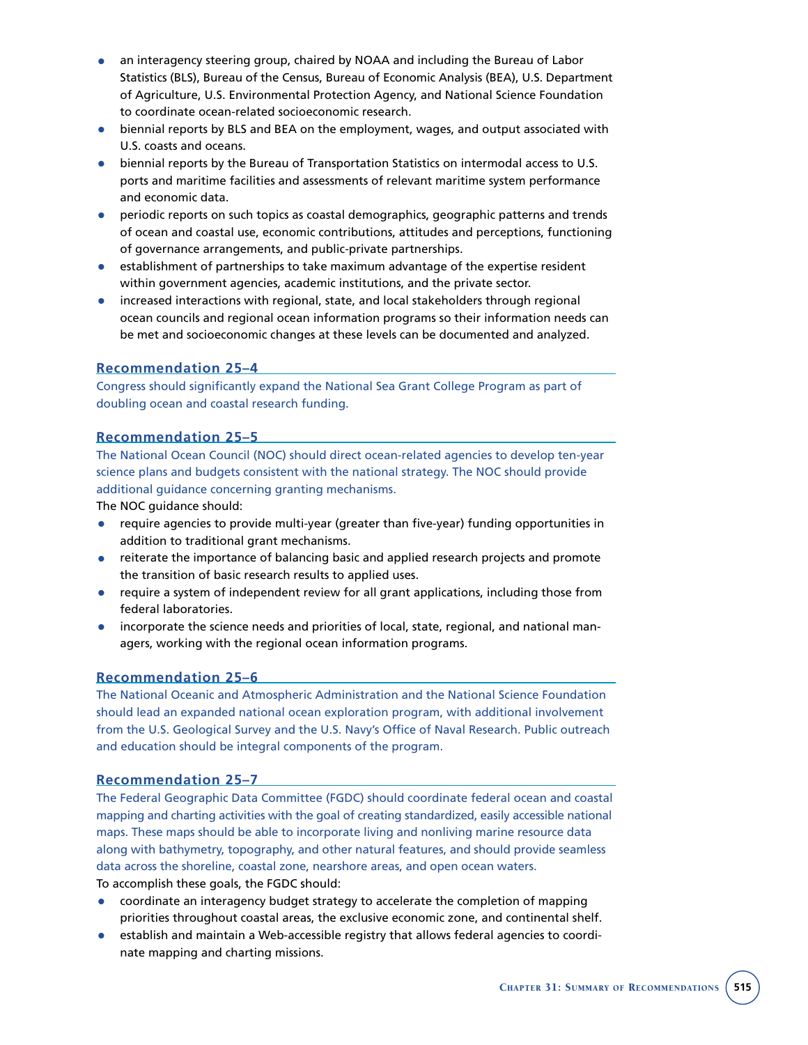- an interagency steering group, chaired by NOAA and including the Bureau of Labor Statistics (BLS), Bureau of the Census, Bureau of Economic Analysis (BEA), U.S. Department of Agriculture, U.S. Environmental Protection Agency, and National Science Foundation to coordinate ocean-related socioeconomic research.
- biennial reports by BLS and BEA on the employment, wages, and output associated with U.S. coasts and oceans.
- biennial reports by the Bureau of Transportation Statistics on intermodal access to U.S. ports and maritime facilities and assessments of relevant maritime system performance and economic data.
- periodic reports on such topics as coastal demographics, geographic patterns and trends of ocean and coastal use, economic contributions, attitudes and perceptions, functioning of governance arrangements, and public-private partnerships.
- establishment of partnerships to take maximum advantage of the expertise resident within government agencies, academic institutions, and the private sector.
- increased interactions with regional, state, and local stakeholders through regional ocean councils and regional ocean information programs so their information needs can be met and socioeconomic changes at these levels can be documented and analyzed.

### Recommendation 25–4

Congress should significantly expand the National Sea Grant College Program as part of doubling ocean and coastal research funding.

### Recommendation 25–5

The National Ocean Council (NOC) should direct ocean-related agencies to develop ten-year science plans and budgets consistent with the national strategy. The NOC should provide additional guidance concerning granting mechanisms.

The NOC guidance should:

- require agencies to provide multi-year (greater than five-year) funding opportunities in addition to traditional grant mechanisms.
- reiterate the importance of balancing basic and applied research projects and promote the transition of basic research results to applied uses.
- require a system of independent review for all grant applications, including those from federal laboratories.
- incorporate the science needs and priorities of local, state, regional, and national managers, working with the regional ocean information programs.

### Recommendation 25–6

The National Oceanic and Atmospheric Administration and the National Science Foundation should lead an expanded national ocean exploration program, with additional involvement from the U.S. Geological Survey and the U.S. Navy's Office of Naval Research. Public outreach and education should be integral components of the program.

### Recommendation 25–7

The Federal Geographic Data Committee (FGDC) should coordinate federal ocean and coastal mapping and charting activities with the goal of creating standardized, easily accessible national maps. These maps should be able to incorporate living and nonliving marine resource data along with bathymetry, topography, and other natural features, and should provide seamless data across the shoreline, coastal zone, nearshore areas, and open ocean waters.

To accomplish these goals, the FGDC should:

- coordinate an interagency budget strategy to accelerate the completion of mapping priorities throughout coastal areas, the exclusive economic zone, and continental shelf.
- establish and maintain a Web-accessible registry that allows federal agencies to coordinate mapping and charting missions.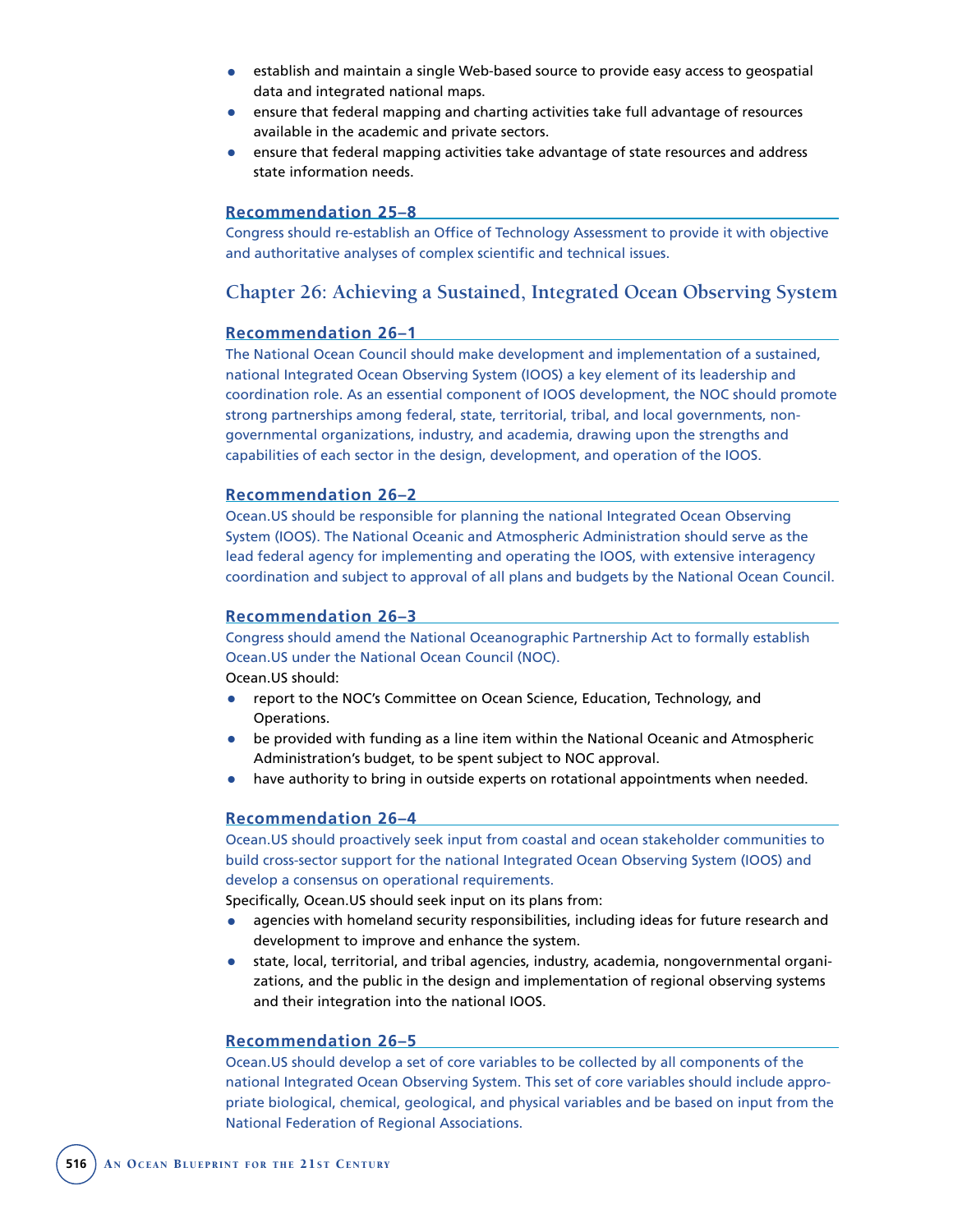- establish and maintain a single Web-based source to provide easy access to geospatial data and integrated national maps.
- ensure that federal mapping and charting activities take full advantage of resources available in the academic and private sectors.
- ensure that federal mapping activities take advantage of state resources and address state information needs.

### Recommendation 25–8

Congress should re-establish an Office of Technology Assessment to provide it with objective and authoritative analyses of complex scientific and technical issues.

## Chapter 26: Achieving a Sustained, Integrated Ocean Observing System

### Recommendation 26–1

The National Ocean Council should make development and implementation of a sustained, national Integrated Ocean Observing System (IOOS) a key element of its leadership and coordination role. As an essential component of IOOS development, the NOC should promote strong partnerships among federal, state, territorial, tribal, and local governments, non-governmental organizations, industry, and academia, drawing upon the strengths and capabilities of each sector in the design, development, and operation of the IOOS.

### Recommendation 26–2

Ocean.US should be responsible for planning the national Integrated Ocean Observing System (IOOS). The National Oceanic and Atmospheric Administration should serve as the lead federal agency for implementing and operating the IOOS, with extensive interagency coordination and subject to approval of all plans and budgets by the National Ocean Council.

### Recommendation 26–3

Congress should amend the National Oceanographic Partnership Act to formally establish Ocean.US under the National Ocean Council (NOC).

Ocean.US should:

- report to the NOC's Committee on Ocean Science, Education, Technology, and Operations.
- be provided with funding as a line item within the National Oceanic and Atmospheric Administration's budget, to be spent subject to NOC approval.
- have authority to bring in outside experts on rotational appointments when needed.

### Recommendation 26–4

Ocean.US should proactively seek input from coastal and ocean stakeholder communities to build cross-sector support for the national Integrated Ocean Observing System (IOOS) and develop a consensus on operational requirements.

Specifically, Ocean.US should seek input on its plans from:

- agencies with homeland security responsibilities, including ideas for future research and development to improve and enhance the system.
- state, local, territorial, and tribal agencies, industry, academia, nongovernmental organizations, and the public in the design and implementation of regional observing systems and their integration into the national IOOS.

### Recommendation 26–5

Ocean.US should develop a set of core variables to be collected by all components of the national Integrated Ocean Observing System. This set of core variables should include appropriate biological, chemical, geological, and physical variables and be based on input from the National Federation of Regional Associations.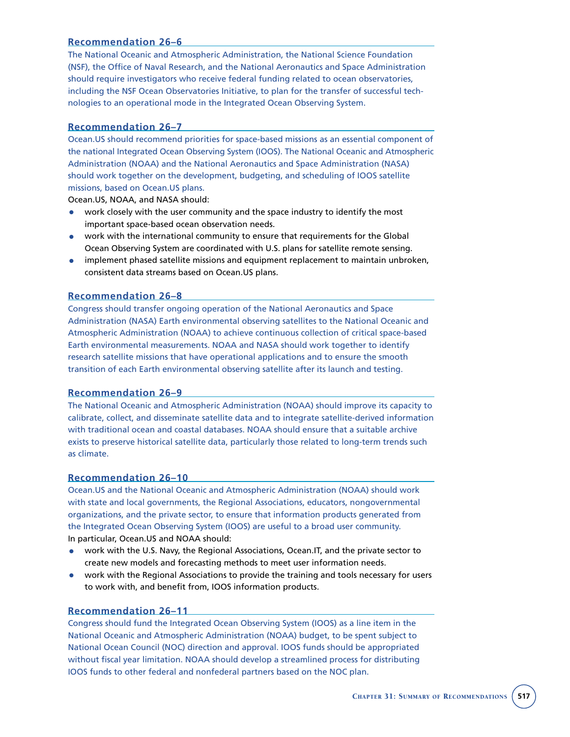### Recommendation 26–6

The National Oceanic and Atmospheric Administration, the National Science Foundation (NSF), the Office of Naval Research, and the National Aeronautics and Space Administration should require investigators who receive federal funding related to ocean observatories, including the NSF Ocean Observatories Initiative, to plan for the transfer of successful technologies to an operational mode in the Integrated Ocean Observing System.

### Recommendation 26–7

Ocean.US should recommend priorities for space-based missions as an essential component of the national Integrated Ocean Observing System (IOOS). The National Oceanic and Atmospheric Administration (NOAA) and the National Aeronautics and Space Administration (NASA) should work together on the development, budgeting, and scheduling of IOOS satellite missions, based on Ocean.US plans.

Ocean.US, NOAA, and NASA should:

- work closely with the user community and the space industry to identify the most important space-based ocean observation needs.
- work with the international community to ensure that requirements for the Global Ocean Observing System are coordinated with U.S. plans for satellite remote sensing.
- implement phased satellite missions and equipment replacement to maintain unbroken, consistent data streams based on Ocean.US plans.

### Recommendation 26–8

Congress should transfer ongoing operation of the National Aeronautics and Space Administration (NASA) Earth environmental observing satellites to the National Oceanic and Atmospheric Administration (NOAA) to achieve continuous collection of critical space-based Earth environmental measurements. NOAA and NASA should work together to identify research satellite missions that have operational applications and to ensure the smooth transition of each Earth environmental observing satellite after its launch and testing.

### Recommendation 26–9

The National Oceanic and Atmospheric Administration (NOAA) should improve its capacity to calibrate, collect, and disseminate satellite data and to integrate satellite-derived information with traditional ocean and coastal databases. NOAA should ensure that a suitable archive exists to preserve historical satellite data, particularly those related to long-term trends such as climate.

### Recommendation 26–10

Ocean.US and the National Oceanic and Atmospheric Administration (NOAA) should work with state and local governments, the Regional Associations, educators, nongovernmental organizations, and the private sector, to ensure that information products generated from the Integrated Ocean Observing System (IOOS) are useful to a broad user community.

In particular, Ocean.US and NOAA should:

- work with the U.S. Navy, the Regional Associations, Ocean.IT, and the private sector to create new models and forecasting methods to meet user information needs.
- work with the Regional Associations to provide the training and tools necessary for users to work with, and benefit from, IOOS information products.

### Recommendation 26–11

Congress should fund the Integrated Ocean Observing System (IOOS) as a line item in the National Oceanic and Atmospheric Administration (NOAA) budget, to be spent subject to National Ocean Council (NOC) direction and approval. IOOS funds should be appropriated without fiscal year limitation. NOAA should develop a streamlined process for distributing IOOS funds to other federal and nonfederal partners based on the NOC plan.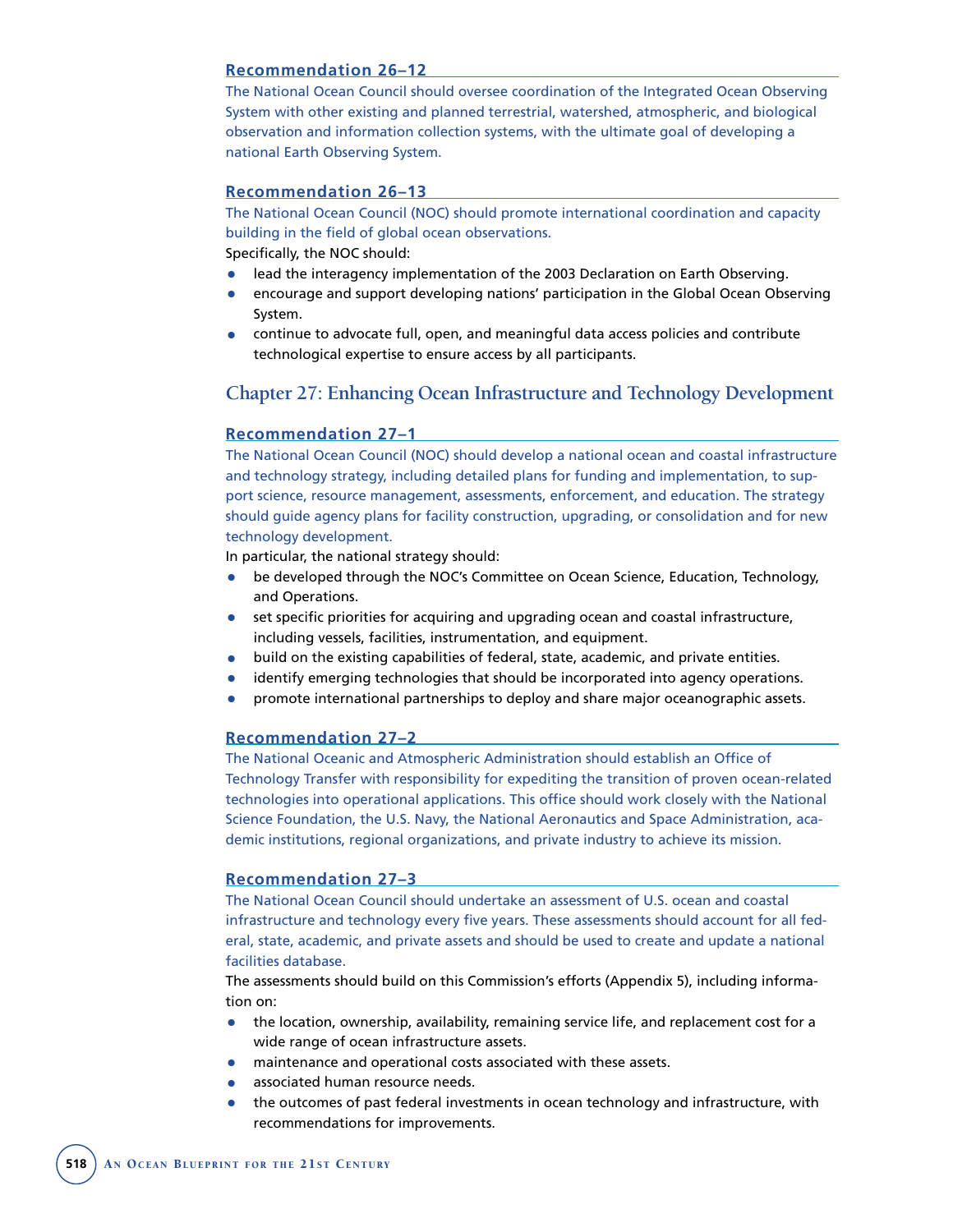#### Recommendation 26–12

The National Ocean Council should oversee coordination of the Integrated Ocean Observing System with other existing and planned terrestrial, watershed, atmospheric, and biological observation and information collection systems, with the ultimate goal of developing a national Earth Observing System.

#### Recommendation 26–13

The National Ocean Council (NOC) should promote international coordination and capacity building in the field of global ocean observations.

Specifically, the NOC should:

- lead the interagency implementation of the 2003 Declaration on Earth Observing.
- encourage and support developing nations' participation in the Global Ocean Observing System.
- continue to advocate full, open, and meaningful data access policies and contribute technological expertise to ensure access by all participants.

### Chapter 27: Enhancing Ocean Infrastructure and Technology Development

#### Recommendation 27–1

The National Ocean Council (NOC) should develop a national ocean and coastal infrastructure and technology strategy, including detailed plans for funding and implementation, to support science, resource management, assessments, enforcement, and education. The strategy should guide agency plans for facility construction, upgrading, or consolidation and for new technology development.

In particular, the national strategy should:

- be developed through the NOC's Committee on Ocean Science, Education, Technology, and Operations.
- set specific priorities for acquiring and upgrading ocean and coastal infrastructure, including vessels, facilities, instrumentation, and equipment.
- build on the existing capabilities of federal, state, academic, and private entities.
- identify emerging technologies that should be incorporated into agency operations.
- promote international partnerships to deploy and share major oceanographic assets.

#### Recommendation 27–2

The National Oceanic and Atmospheric Administration should establish an Office of Technology Transfer with responsibility for expediting the transition of proven ocean-related technologies into operational applications. This office should work closely with the National Science Foundation, the U.S. Navy, the National Aeronautics and Space Administration, academic institutions, regional organizations, and private industry to achieve its mission.

#### Recommendation 27–3

The National Ocean Council should undertake an assessment of U.S. ocean and coastal infrastructure and technology every five years. These assessments should account for all federal, state, academic, and private assets and should be used to create and update a national facilities database.

The assessments should build on this Commission's efforts (Appendix 5), including information on:

- the location, ownership, availability, remaining service life, and replacement cost for a wide range of ocean infrastructure assets.
- maintenance and operational costs associated with these assets.
- associated human resource needs.
- the outcomes of past federal investments in ocean technology and infrastructure, with recommendations for improvements.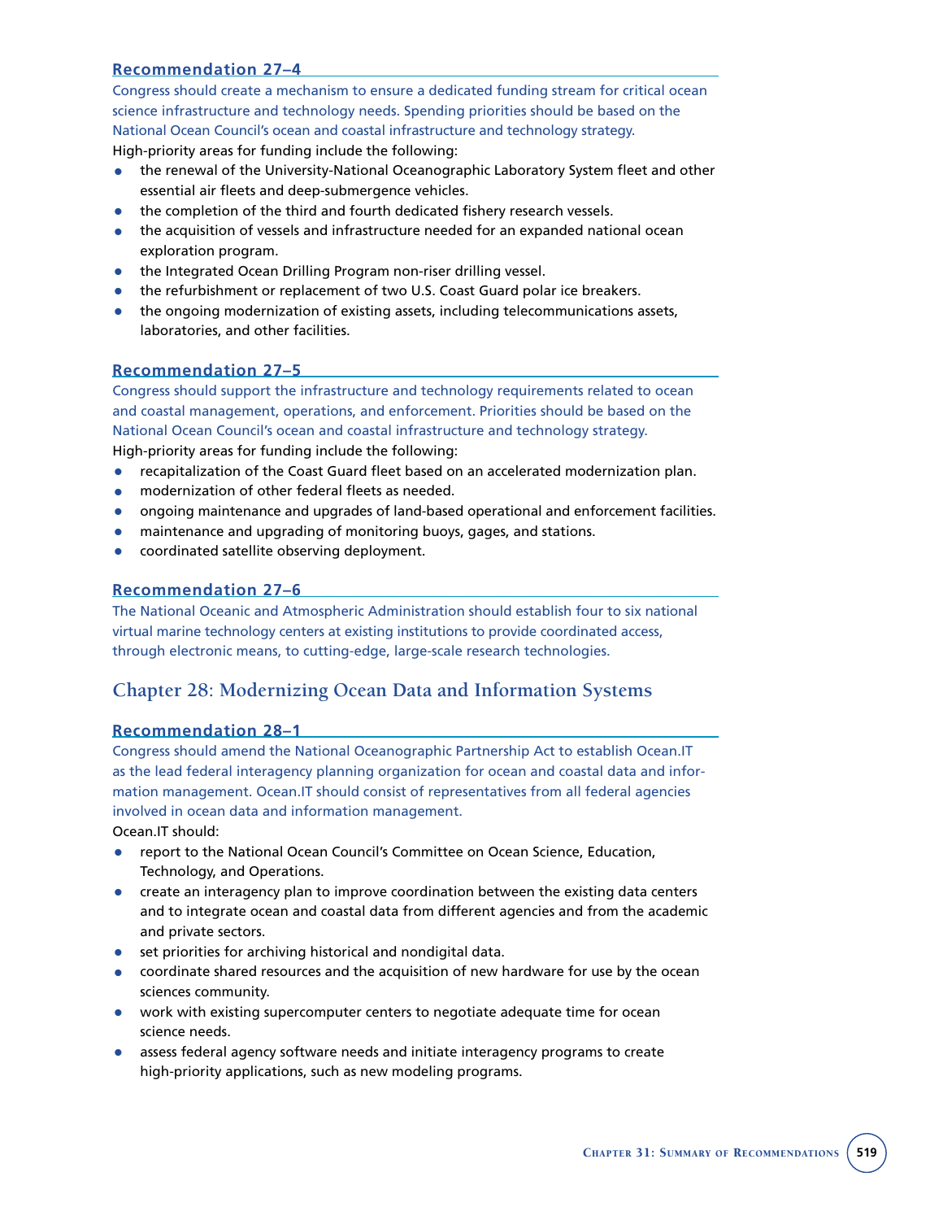### Recommendation 27–4

Congress should create a mechanism to ensure a dedicated funding stream for critical ocean science infrastructure and technology needs. Spending priorities should be based on the National Ocean Council's ocean and coastal infrastructure and technology strategy.

High-priority areas for funding include the following:

- the renewal of the University-National Oceanographic Laboratory System fleet and other essential air fleets and deep-submergence vehicles.
- the completion of the third and fourth dedicated fishery research vessels.
- the acquisition of vessels and infrastructure needed for an expanded national ocean exploration program.
- the Integrated Ocean Drilling Program non-riser drilling vessel.
- the refurbishment or replacement of two U.S. Coast Guard polar ice breakers.
- the ongoing modernization of existing assets, including telecommunications assets, laboratories, and other facilities.

### Recommendation 27–5

Congress should support the infrastructure and technology requirements related to ocean and coastal management, operations, and enforcement. Priorities should be based on the National Ocean Council's ocean and coastal infrastructure and technology strategy.

High-priority areas for funding include the following:

- recapitalization of the Coast Guard fleet based on an accelerated modernization plan.
- modernization of other federal fleets as needed.
- ongoing maintenance and upgrades of land-based operational and enforcement facilities.
- maintenance and upgrading of monitoring buoys, gages, and stations.
- coordinated satellite observing deployment.

### Recommendation 27–6

The National Oceanic and Atmospheric Administration should establish four to six national virtual marine technology centers at existing institutions to provide coordinated access, through electronic means, to cutting-edge, large-scale research technologies.

## Chapter 28: Modernizing Ocean Data and Information Systems

### Recommendation 28–1

Congress should amend the National Oceanographic Partnership Act to establish Ocean.IT as the lead federal interagency planning organization for ocean and coastal data and information management. Ocean.IT should consist of representatives from all federal agencies involved in ocean data and information management.

Ocean.IT should:

- report to the National Ocean Council's Committee on Ocean Science, Education, Technology, and Operations.
- create an interagency plan to improve coordination between the existing data centers and to integrate ocean and coastal data from different agencies and from the academic and private sectors.
- set priorities for archiving historical and nondigital data.
- coordinate shared resources and the acquisition of new hardware for use by the ocean sciences community.
- work with existing supercomputer centers to negotiate adequate time for ocean science needs.
- assess federal agency software needs and initiate interagency programs to create high-priority applications, such as new modeling programs.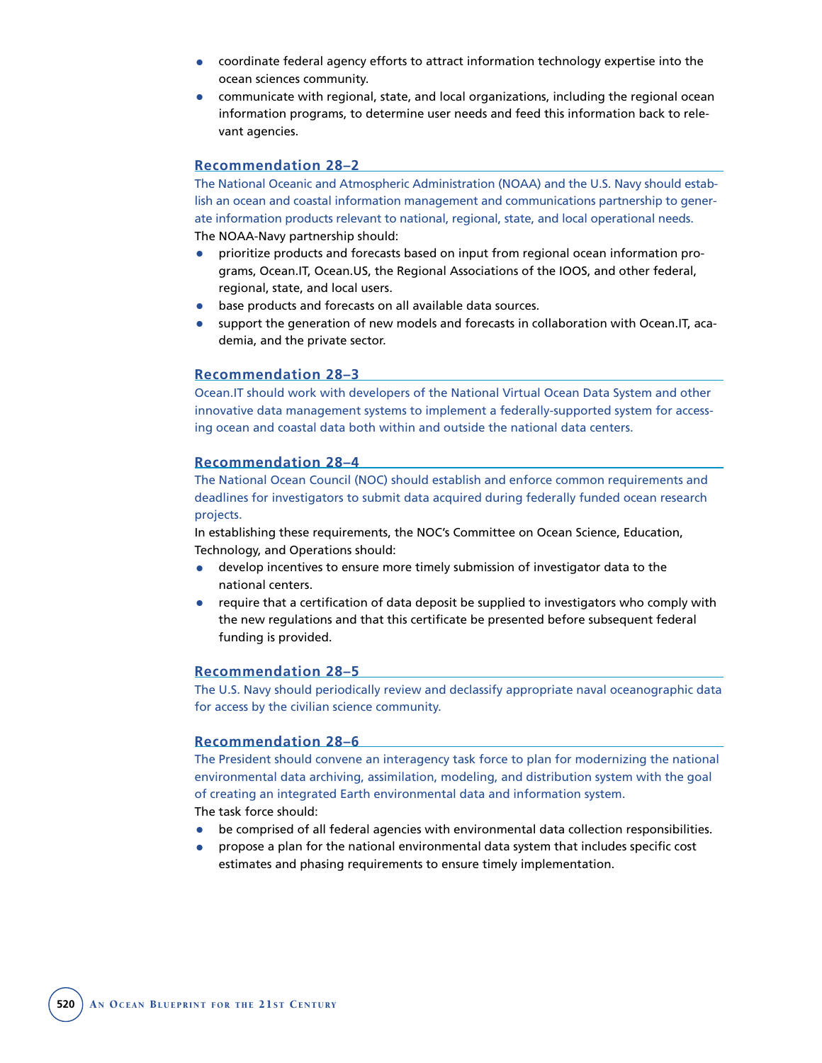- coordinate federal agency efforts to attract information technology expertise into the ocean sciences community.
- communicate with regional, state, and local organizations, including the regional ocean information programs, to determine user needs and feed this information back to relevant agencies.

### Recommendation 28–2

The National Oceanic and Atmospheric Administration (NOAA) and the U.S. Navy should establish an ocean and coastal information management and communications partnership to generate information products relevant to national, regional, state, and local operational needs.

The NOAA-Navy partnership should:

- prioritize products and forecasts based on input from regional ocean information programs, Ocean.IT, Ocean.US, the Regional Associations of the IOOS, and other federal, regional, state, and local users.
- base products and forecasts on all available data sources.
- support the generation of new models and forecasts in collaboration with Ocean.IT, academia, and the private sector.

### Recommendation 28–3

Ocean.IT should work with developers of the National Virtual Ocean Data System and other innovative data management systems to implement a federally-supported system for accessing ocean and coastal data both within and outside the national data centers.

### Recommendation 28–4

The National Ocean Council (NOC) should establish and enforce common requirements and deadlines for investigators to submit data acquired during federally funded ocean research projects.

In establishing these requirements, the NOC's Committee on Ocean Science, Education, Technology, and Operations should:

- develop incentives to ensure more timely submission of investigator data to the national centers.
- require that a certification of data deposit be supplied to investigators who comply with the new regulations and that this certificate be presented before subsequent federal funding is provided.

### Recommendation 28–5

The U.S. Navy should periodically review and declassify appropriate naval oceanographic data for access by the civilian science community.

### Recommendation 28–6

The President should convene an interagency task force to plan for modernizing the national environmental data archiving, assimilation, modeling, and distribution system with the goal of creating an integrated Earth environmental data and information system.

The task force should:

- be comprised of all federal agencies with environmental data collection responsibilities.
- propose a plan for the national environmental data system that includes specific cost estimates and phasing requirements to ensure timely implementation.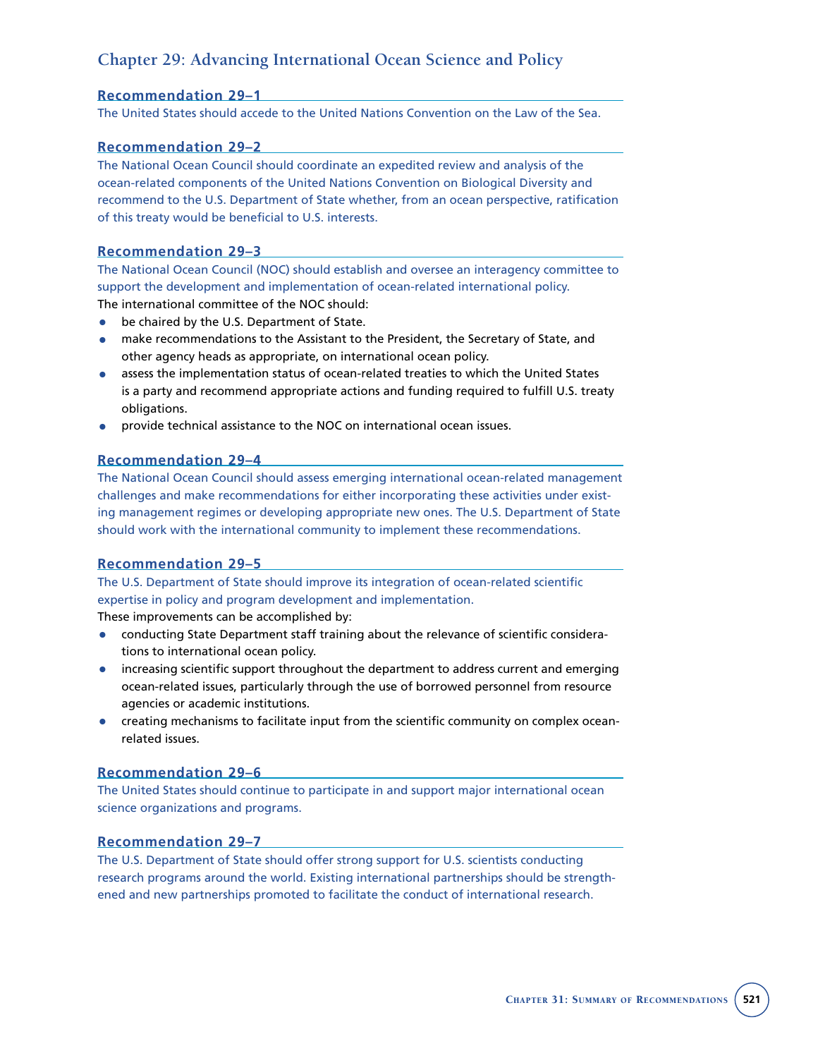## Chapter 29: Advancing International Ocean Science and Policy

### Recommendation 29–1

The United States should accede to the United Nations Convention on the Law of the Sea.

### Recommendation 29–2

The National Ocean Council should coordinate an expedited review and analysis of the ocean-related components of the United Nations Convention on Biological Diversity and recommend to the U.S. Department of State whether, from an ocean perspective, ratification of this treaty would be beneficial to U.S. interests.

### Recommendation 29–3

The National Ocean Council (NOC) should establish and oversee an interagency committee to support the development and implementation of ocean-related international policy.

The international committee of the NOC should:

- be chaired by the U.S. Department of State.
- make recommendations to the Assistant to the President, the Secretary of State, and other agency heads as appropriate, on international ocean policy.
- assess the implementation status of ocean-related treaties to which the United States is a party and recommend appropriate actions and funding required to fulfill U.S. treaty obligations.
- provide technical assistance to the NOC on international ocean issues.

### Recommendation 29–4

The National Ocean Council should assess emerging international ocean-related management challenges and make recommendations for either incorporating these activities under existing management regimes or developing appropriate new ones. The U.S. Department of State should work with the international community to implement these recommendations.

### Recommendation 29–5

The U.S. Department of State should improve its integration of ocean-related scientific expertise in policy and program development and implementation.

These improvements can be accomplished by:

- conducting State Department staff training about the relevance of scientific considerations to international ocean policy.
- increasing scientific support throughout the department to address current and emerging ocean-related issues, particularly through the use of borrowed personnel from resource agencies or academic institutions.
- creating mechanisms to facilitate input from the scientific community on complex ocean-related issues.

### Recommendation 29–6

The United States should continue to participate in and support major international ocean science organizations and programs.

### Recommendation 29–7

The U.S. Department of State should offer strong support for U.S. scientists conducting research programs around the world. Existing international partnerships should be strengthened and new partnerships promoted to facilitate the conduct of international research.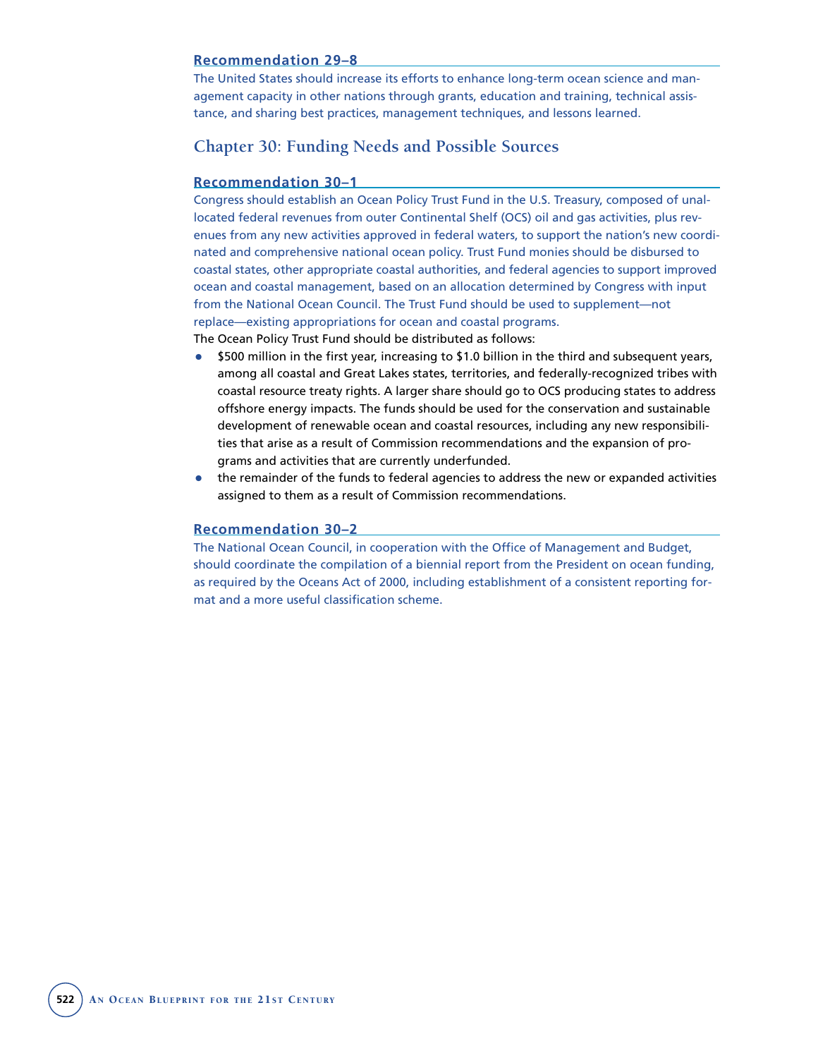### Recommendation 29–8

The United States should increase its efforts to enhance long-term ocean science and management capacity in other nations through grants, education and training, technical assistance, and sharing best practices, management techniques, and lessons learned.

## Chapter 30: Funding Needs and Possible Sources

### Recommendation 30–1

Congress should establish an Ocean Policy Trust Fund in the U.S. Treasury, composed of unallocated federal revenues from outer Continental Shelf (OCS) oil and gas activities, plus revenues from any new activities approved in federal waters, to support the nation's new coordinated and comprehensive national ocean policy. Trust Fund monies should be disbursed to coastal states, other appropriate coastal authorities, and federal agencies to support improved ocean and coastal management, based on an allocation determined by Congress with input from the National Ocean Council. The Trust Fund should be used to supplement—not replace—existing appropriations for ocean and coastal programs.

The Ocean Policy Trust Fund should be distributed as follows:

- $500 million in the first year, increasing to $1.0 billion in the third and subsequent years, among all coastal and Great Lakes states, territories, and federally-recognized tribes with coastal resource treaty rights. A larger share should go to OCS producing states to address offshore energy impacts. The funds should be used for the conservation and sustainable development of renewable ocean and coastal resources, including any new responsibilities that arise as a result of Commission recommendations and the expansion of programs and activities that are currently underfunded.
- the remainder of the funds to federal agencies to address the new or expanded activities assigned to them as a result of Commission recommendations.

### Recommendation 30–2

The National Ocean Council, in cooperation with the Office of Management and Budget, should coordinate the compilation of a biennial report from the President on ocean funding, as required by the Oceans Act of 2000, including establishment of a consistent reporting format and a more useful classification scheme.